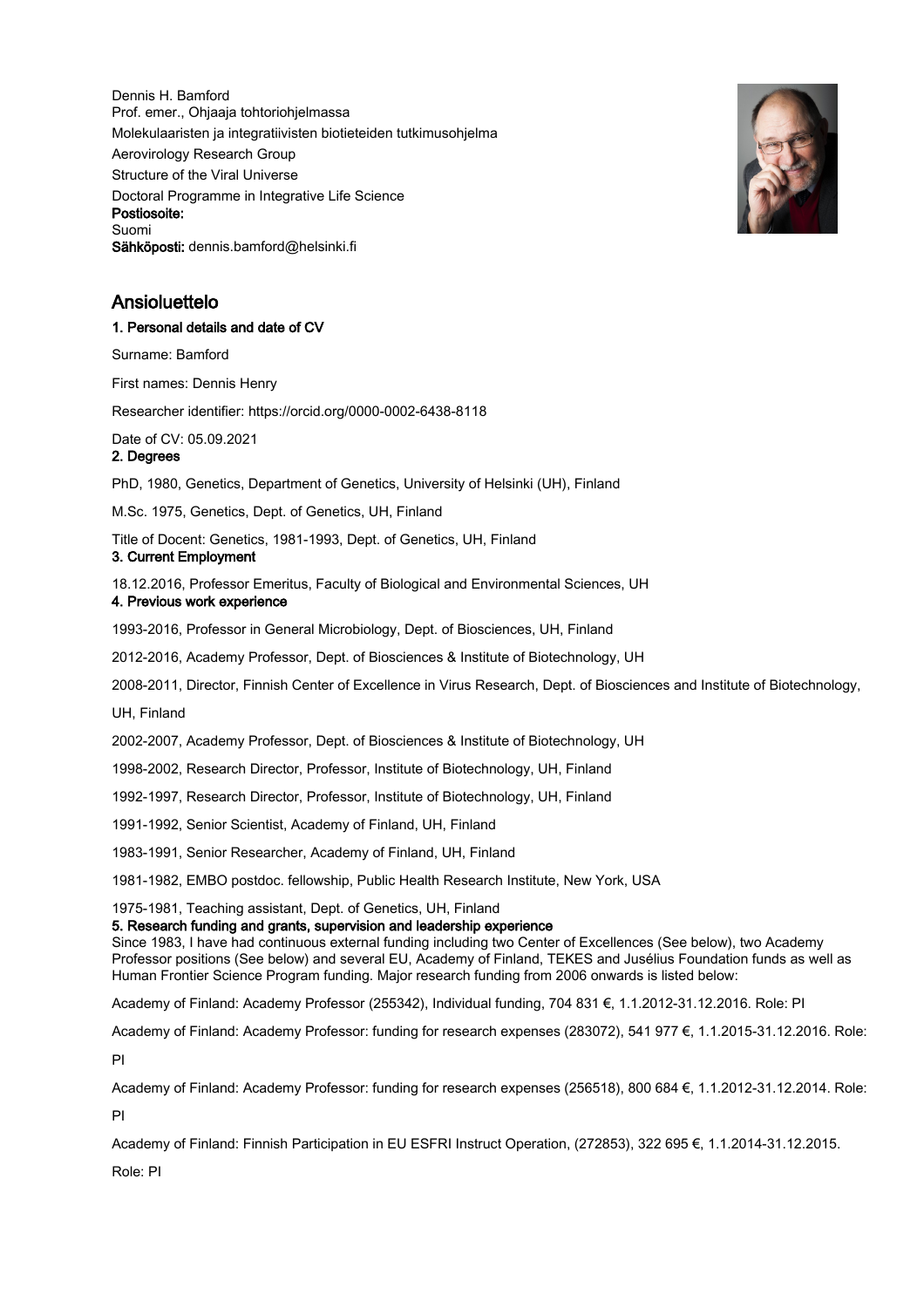Dennis H. Bamford
Prof. emer., Ohjaaja tohtoriohjelmassa
Molekulaaristen ja integratiivisten biotieteiden tutkimusohjelma
Aerovirology Research Group
Structure of the Viral Universe
Doctoral Programme in Integrative Life Science
**Postiosoite:**
Suomi
**Sähköposti:** dennis.bamford@helsinki.fi

## Ansioluettelo

### 1. Personal details and date of CV

Surname: Bamford

First names: Dennis Henry

Researcher identifier: https://orcid.org/0000-0002-6438-8118

Date of CV: 05.09.2021

### 2. Degrees

PhD, 1980, Genetics, Department of Genetics, University of Helsinki (UH), Finland

M.Sc. 1975, Genetics, Dept. of Genetics, UH, Finland

Title of Docent: Genetics, 1981-1993, Dept. of Genetics, UH, Finland

### 3. Current Employment

18.12.2016, Professor Emeritus, Faculty of Biological and Environmental Sciences, UH

### 4. Previous work experience

1993-2016, Professor in General Microbiology, Dept. of Biosciences, UH, Finland

2012-2016, Academy Professor, Dept. of Biosciences & Institute of Biotechnology, UH

2008-2011, Director, Finnish Center of Excellence in Virus Research, Dept. of Biosciences and Institute of Biotechnology, UH, Finland

2002-2007, Academy Professor, Dept. of Biosciences & Institute of Biotechnology, UH

1998-2002, Research Director, Professor, Institute of Biotechnology, UH, Finland

1992-1997, Research Director, Professor, Institute of Biotechnology, UH, Finland

1991-1992, Senior Scientist, Academy of Finland, UH, Finland

1983-1991, Senior Researcher, Academy of Finland, UH, Finland

1981-1982, EMBO postdoc. fellowship, Public Health Research Institute, New York, USA

1975-1981, Teaching assistant, Dept. of Genetics, UH, Finland

### 5. Research funding and grants, supervision and leadership experience

Since 1983, I have had continuous external funding including two Center of Excellences (See below), two Academy Professor positions (See below) and several EU, Academy of Finland, TEKES and Jusélius Foundation funds as well as Human Frontier Science Program funding. Major research funding from 2006 onwards is listed below:

Academy of Finland: Academy Professor (255342), Individual funding, 704 831 €, 1.1.2012-31.12.2016. Role: PI

Academy of Finland: Academy Professor: funding for research expenses (283072), 541 977 €, 1.1.2015-31.12.2016. Role: PI

Academy of Finland: Academy Professor: funding for research expenses (256518), 800 684 €, 1.1.2012-31.12.2014. Role: PI

Academy of Finland: Finnish Participation in EU ESFRI Instruct Operation, (272853), 322 695 €, 1.1.2014-31.12.2015. Role: PI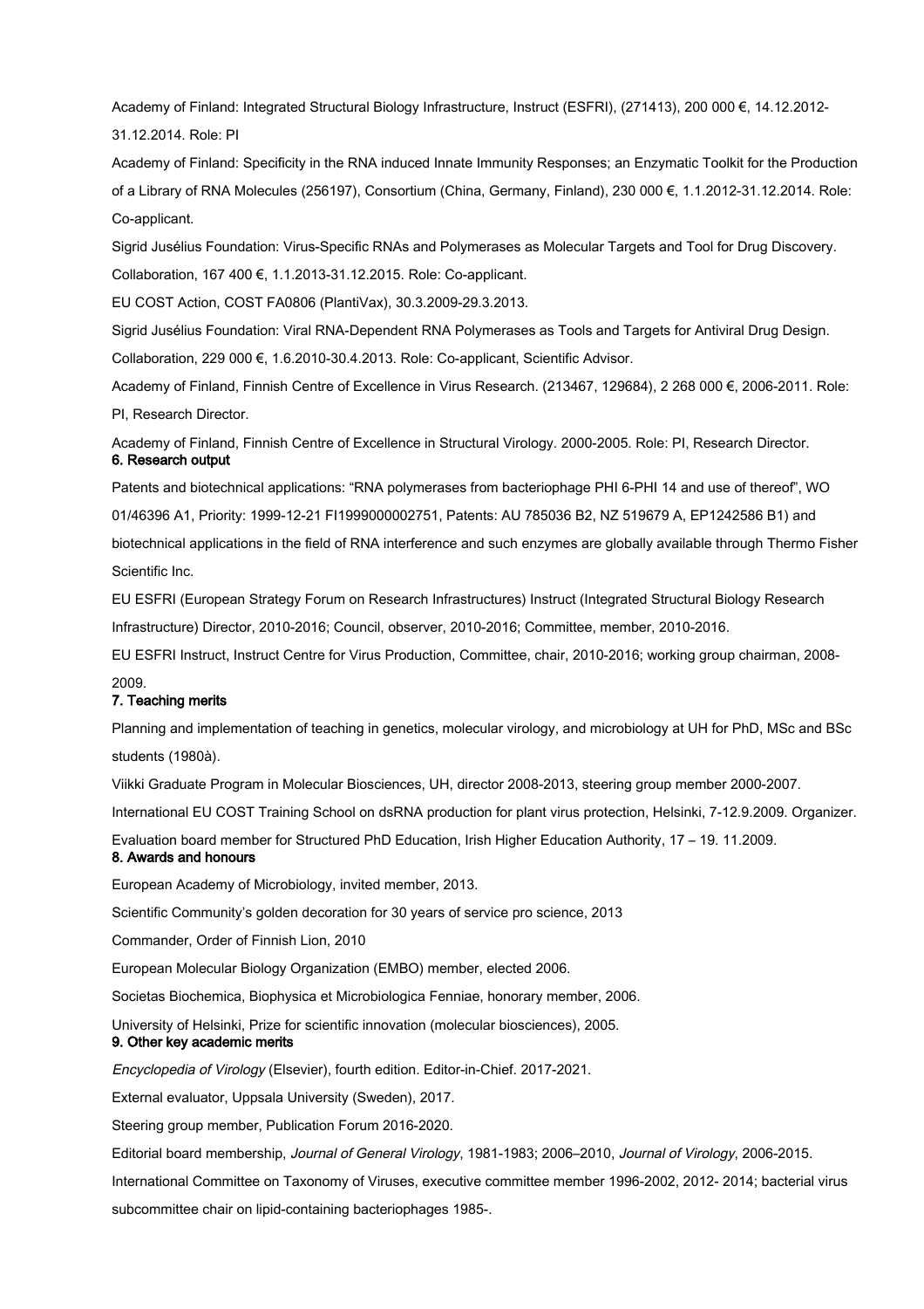Academy of Finland: Integrated Structural Biology Infrastructure, Instruct (ESFRI), (271413), 200 000 €, 14.12.2012-31.12.2014. Role: PI

Academy of Finland: Specificity in the RNA induced Innate Immunity Responses; an Enzymatic Toolkit for the Production of a Library of RNA Molecules (256197), Consortium (China, Germany, Finland), 230 000 €, 1.1.2012-31.12.2014. Role: Co-applicant.

Sigrid Jusélius Foundation: Virus-Specific RNAs and Polymerases as Molecular Targets and Tool for Drug Discovery. Collaboration, 167 400 €, 1.1.2013-31.12.2015. Role: Co-applicant.

EU COST Action, COST FA0806 (PlantiVax), 30.3.2009-29.3.2013.

Sigrid Jusélius Foundation: Viral RNA-Dependent RNA Polymerases as Tools and Targets for Antiviral Drug Design. Collaboration, 229 000 €, 1.6.2010-30.4.2013. Role: Co-applicant, Scientific Advisor.

Academy of Finland, Finnish Centre of Excellence in Virus Research. (213467, 129684), 2 268 000 €, 2006-2011. Role: PI, Research Director.

Academy of Finland, Finnish Centre of Excellence in Structural Virology. 2000-2005. Role: PI, Research Director.

#### 6. Research output

Patents and biotechnical applications: "RNA polymerases from bacteriophage PHI 6-PHI 14 and use of thereof", WO 01/46396 A1, Priority: 1999-12-21 FI1999000002751, Patents: AU 785036 B2, NZ 519679 A, EP1242586 B1) and biotechnical applications in the field of RNA interference and such enzymes are globally available through Thermo Fisher Scientific Inc.

EU ESFRI (European Strategy Forum on Research Infrastructures) Instruct (Integrated Structural Biology Research Infrastructure) Director, 2010-2016; Council, observer, 2010-2016; Committee, member, 2010-2016.

EU ESFRI Instruct, Instruct Centre for Virus Production, Committee, chair, 2010-2016; working group chairman, 2008-2009.

#### 7. Teaching merits

Planning and implementation of teaching in genetics, molecular virology, and microbiology at UH for PhD, MSc and BSc students (1980à).

Viikki Graduate Program in Molecular Biosciences, UH, director 2008-2013, steering group member 2000-2007.

International EU COST Training School on dsRNA production for plant virus protection, Helsinki, 7-12.9.2009. Organizer.

Evaluation board member for Structured PhD Education, Irish Higher Education Authority, 17 – 19. 11.2009.

#### 8. Awards and honours

European Academy of Microbiology, invited member, 2013.

Scientific Community's golden decoration for 30 years of service pro science, 2013

Commander, Order of Finnish Lion, 2010

European Molecular Biology Organization (EMBO) member, elected 2006.

Societas Biochemica, Biophysica et Microbiologica Fenniae, honorary member, 2006.

University of Helsinki, Prize for scientific innovation (molecular biosciences), 2005.

#### 9. Other key academic merits

*Encyclopedia of Virology* (Elsevier), fourth edition. Editor-in-Chief. 2017-2021.

External evaluator, Uppsala University (Sweden), 2017.

Steering group member, Publication Forum 2016-2020.

Editorial board membership, *Journal of General Virology*, 1981-1983; 2006–2010, *Journal of Virology*, 2006-2015.

International Committee on Taxonomy of Viruses, executive committee member 1996-2002, 2012- 2014; bacterial virus subcommittee chair on lipid-containing bacteriophages 1985-.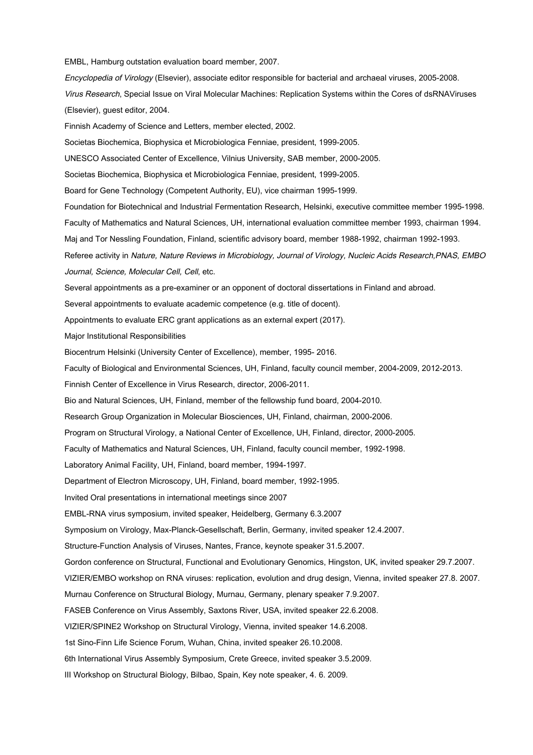EMBL, Hamburg outstation evaluation board member, 2007.

*Encyclopedia of Virology* (Elsevier), associate editor responsible for bacterial and archaeal viruses, 2005-2008.

*Virus Research*, Special Issue on Viral Molecular Machines: Replication Systems within the Cores of dsRNAViruses (Elsevier), guest editor, 2004.

Finnish Academy of Science and Letters, member elected, 2002.

Societas Biochemica, Biophysica et Microbiologica Fenniae, president, 1999-2005.

UNESCO Associated Center of Excellence, Vilnius University, SAB member, 2000-2005.

Societas Biochemica, Biophysica et Microbiologica Fenniae, president, 1999-2005.

Board for Gene Technology (Competent Authority, EU), vice chairman 1995-1999.

Foundation for Biotechnical and Industrial Fermentation Research, Helsinki, executive committee member 1995-1998.

Faculty of Mathematics and Natural Sciences, UH, international evaluation committee member 1993, chairman 1994.

Maj and Tor Nessling Foundation, Finland, scientific advisory board, member 1988-1992, chairman 1992-1993.

Referee activity in *Nature, Nature Reviews in Microbiology, Journal of Virology, Nucleic Acids Research,PNAS, EMBO Journal, Science, Molecular Cell, Cell*, etc.

Several appointments as a pre-examiner or an opponent of doctoral dissertations in Finland and abroad.

Several appointments to evaluate academic competence (e.g. title of docent).

Appointments to evaluate ERC grant applications as an external expert (2017).

## Major Institutional Responsibilities

Biocentrum Helsinki (University Center of Excellence), member, 1995- 2016.

Faculty of Biological and Environmental Sciences, UH, Finland, faculty council member, 2004-2009, 2012-2013.

Finnish Center of Excellence in Virus Research, director, 2006-2011.

Bio and Natural Sciences, UH, Finland, member of the fellowship fund board, 2004-2010.

Research Group Organization in Molecular Biosciences, UH, Finland, chairman, 2000-2006.

Program on Structural Virology, a National Center of Excellence, UH, Finland, director, 2000-2005.

Faculty of Mathematics and Natural Sciences, UH, Finland, faculty council member, 1992-1998.

Laboratory Animal Facility, UH, Finland, board member, 1994-1997.

Department of Electron Microscopy, UH, Finland, board member, 1992-1995.

## Invited Oral presentations in international meetings since 2007

EMBL-RNA virus symposium, invited speaker, Heidelberg, Germany 6.3.2007

Symposium on Virology, Max-Planck-Gesellschaft, Berlin, Germany, invited speaker 12.4.2007.

Structure-Function Analysis of Viruses, Nantes, France, keynote speaker 31.5.2007.

Gordon conference on Structural, Functional and Evolutionary Genomics, Hingston, UK, invited speaker 29.7.2007.

VIZIER/EMBO workshop on RNA viruses: replication, evolution and drug design, Vienna, invited speaker 27.8. 2007.

Murnau Conference on Structural Biology, Murnau, Germany, plenary speaker 7.9.2007.

FASEB Conference on Virus Assembly, Saxtons River, USA, invited speaker 22.6.2008.

VIZIER/SPINE2 Workshop on Structural Virology, Vienna, invited speaker 14.6.2008.

1st Sino-Finn Life Science Forum, Wuhan, China, invited speaker 26.10.2008.

6th International Virus Assembly Symposium, Crete Greece, invited speaker 3.5.2009.

III Workshop on Structural Biology, Bilbao, Spain, Key note speaker, 4. 6. 2009.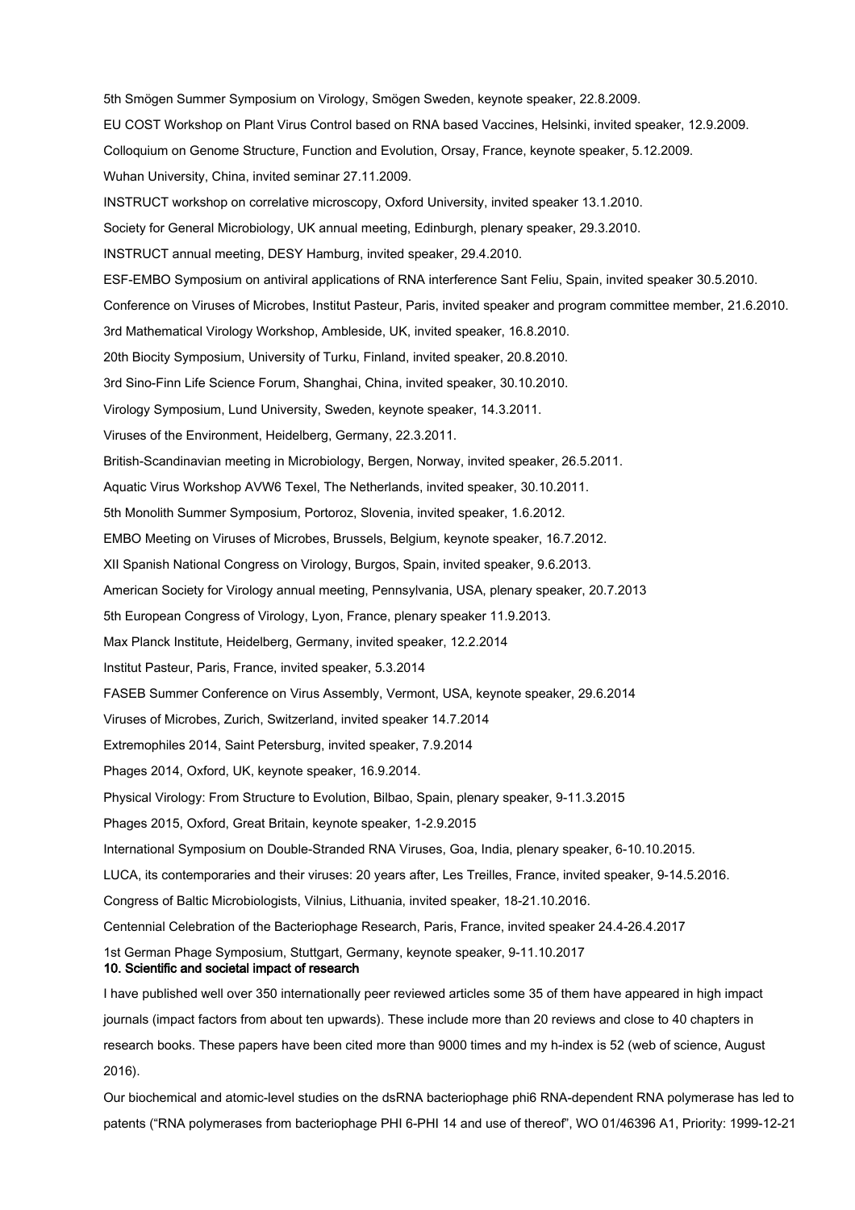5th Smögen Summer Symposium on Virology, Smögen Sweden, keynote speaker, 22.8.2009.

EU COST Workshop on Plant Virus Control based on RNA based Vaccines, Helsinki, invited speaker, 12.9.2009.

Colloquium on Genome Structure, Function and Evolution, Orsay, France, keynote speaker, 5.12.2009.

Wuhan University, China, invited seminar 27.11.2009.

INSTRUCT workshop on correlative microscopy, Oxford University, invited speaker 13.1.2010.

Society for General Microbiology, UK annual meeting, Edinburgh, plenary speaker, 29.3.2010.

INSTRUCT annual meeting, DESY Hamburg, invited speaker, 29.4.2010.

ESF-EMBO Symposium on antiviral applications of RNA interference Sant Feliu, Spain, invited speaker 30.5.2010.

Conference on Viruses of Microbes, Institut Pasteur, Paris, invited speaker and program committee member, 21.6.2010.

3rd Mathematical Virology Workshop, Ambleside, UK, invited speaker, 16.8.2010.

20th Biocity Symposium, University of Turku, Finland, invited speaker, 20.8.2010.

3rd Sino-Finn Life Science Forum, Shanghai, China, invited speaker, 30.10.2010.

Virology Symposium, Lund University, Sweden, keynote speaker, 14.3.2011.

Viruses of the Environment, Heidelberg, Germany, 22.3.2011.

British-Scandinavian meeting in Microbiology, Bergen, Norway, invited speaker, 26.5.2011.

Aquatic Virus Workshop AVW6 Texel, The Netherlands, invited speaker, 30.10.2011.

5th Monolith Summer Symposium, Portoroz, Slovenia, invited speaker, 1.6.2012.

EMBO Meeting on Viruses of Microbes, Brussels, Belgium, keynote speaker, 16.7.2012.

XII Spanish National Congress on Virology, Burgos, Spain, invited speaker, 9.6.2013.

American Society for Virology annual meeting, Pennsylvania, USA, plenary speaker, 20.7.2013

5th European Congress of Virology, Lyon, France, plenary speaker 11.9.2013.

Max Planck Institute, Heidelberg, Germany, invited speaker, 12.2.2014

Institut Pasteur, Paris, France, invited speaker, 5.3.2014

FASEB Summer Conference on Virus Assembly, Vermont, USA, keynote speaker, 29.6.2014

Viruses of Microbes, Zurich, Switzerland, invited speaker 14.7.2014

Extremophiles 2014, Saint Petersburg, invited speaker, 7.9.2014

Phages 2014, Oxford, UK, keynote speaker, 16.9.2014.

Physical Virology: From Structure to Evolution, Bilbao, Spain, plenary speaker, 9-11.3.2015

Phages 2015, Oxford, Great Britain, keynote speaker, 1-2.9.2015

International Symposium on Double-Stranded RNA Viruses, Goa, India, plenary speaker, 6-10.10.2015.

LUCA, its contemporaries and their viruses: 20 years after, Les Treilles, France, invited speaker, 9-14.5.2016.

Congress of Baltic Microbiologists, Vilnius, Lithuania, invited speaker, 18-21.10.2016.

Centennial Celebration of the Bacteriophage Research, Paris, France, invited speaker 24.4-26.4.2017

1st German Phage Symposium, Stuttgart, Germany, keynote speaker, 9-11.10.2017

## 10. Scientific and societal impact of research

I have published well over 350 internationally peer reviewed articles some 35 of them have appeared in high impact journals (impact factors from about ten upwards). These include more than 20 reviews and close to 40 chapters in research books. These papers have been cited more than 9000 times and my h-index is 52 (web of science, August 2016).

Our biochemical and atomic-level studies on the dsRNA bacteriophage phi6 RNA-dependent RNA polymerase has led to patents ("RNA polymerases from bacteriophage PHI 6-PHI 14 and use of thereof", WO 01/46396 A1, Priority: 1999-12-21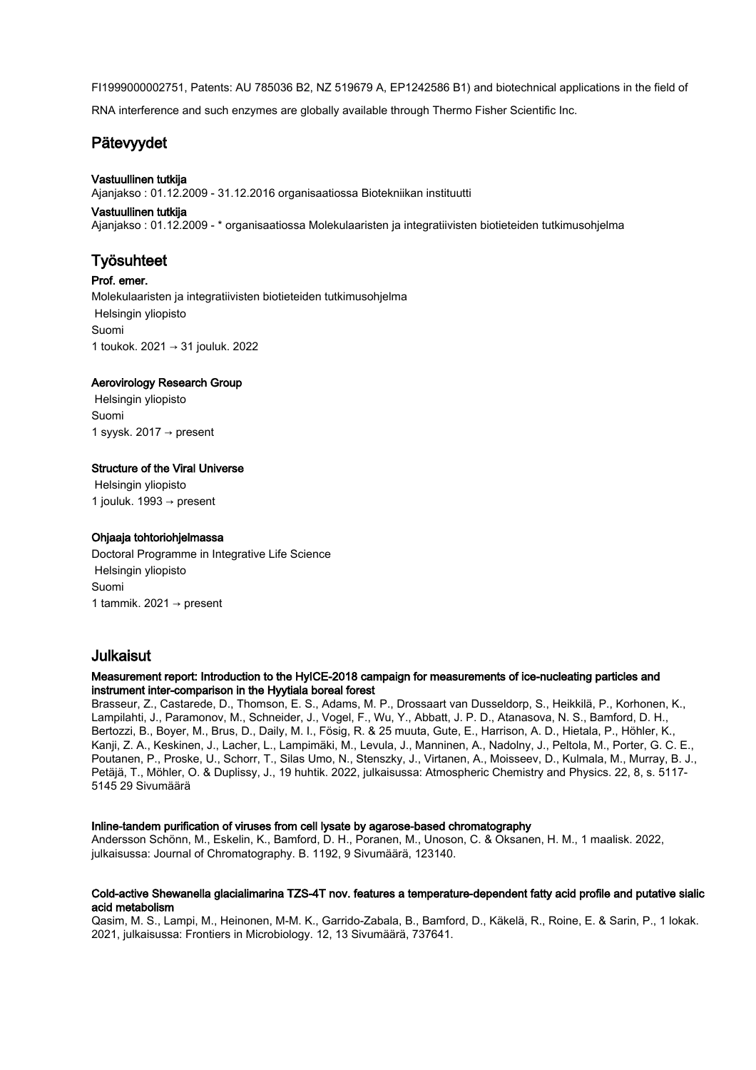FI1999000002751, Patents: AU 785036 B2, NZ 519679 A, EP1242586 B1) and biotechnical applications in the field of RNA interference and such enzymes are globally available through Thermo Fisher Scientific Inc.

## Pätevyydet

**Vastuullinen tutkija**
Ajanjakso : 01.12.2009 - 31.12.2016 organisaatiossa Biotekniikan instituutti

**Vastuullinen tutkija**
Ajanjakso : 01.12.2009 - * organisaatiossa Molekulaaristen ja integratiivisten biotieteiden tutkimusohjelma

## Työsuhteet

**Prof. emer.**
Molekulaaristen ja integratiivisten biotieteiden tutkimusohjelma
Helsingin yliopisto
Suomi
1 toukok. 2021 → 31 jouluk. 2022

**Aerovirology Research Group**
Helsingin yliopisto
Suomi
1 syysk. 2017 → present

**Structure of the Viral Universe**
Helsingin yliopisto
1 jouluk. 1993 → present

**Ohjaaja tohtoriohjelmassa**
Doctoral Programme in Integrative Life Science
Helsingin yliopisto
Suomi
1 tammik. 2021 → present

## Julkaisut

**Measurement report: Introduction to the HyICE-2018 campaign for measurements of ice-nucleating particles and instrument inter-comparison in the Hyytiala boreal forest**
Brasseur, Z., Castarede, D., Thomson, E. S., Adams, M. P., Drossaart van Dusseldorp, S., Heikkilä, P., Korhonen, K., Lampilahti, J., Paramonov, M., Schneider, J., Vogel, F., Wu, Y., Abbatt, J. P. D., Atanasova, N. S., Bamford, D. H., Bertozzi, B., Boyer, M., Brus, D., Daily, M. I., Fösig, R. & 25 muuta, Gute, E., Harrison, A. D., Hietala, P., Höhler, K., Kanji, Z. A., Keskinen, J., Lacher, L., Lampimäki, M., Levula, J., Manninen, A., Nadolny, J., Peltola, M., Porter, G. C. E., Poutanen, P., Proske, U., Schorr, T., Silas Umo, N., Stenszky, J., Virtanen, A., Moisseev, D., Kulmala, M., Murray, B. J., Petäjä, T., Möhler, O. & Duplissy, J., 19 huhtik. 2022, julkaisussa: Atmospheric Chemistry and Physics. 22, 8, s. 5117-5145 29 Sivumäärä

**Inline-tandem purification of viruses from cell lysate by agarose-based chromatography**
Andersson Schönn, M., Eskelin, K., Bamford, D. H., Poranen, M., Unoson, C. & Oksanen, H. M., 1 maalisk. 2022, julkaisussa: Journal of Chromatography. B. 1192, 9 Sivumäärä, 123140.

**Cold-active Shewanella glacialimarina TZS-4T nov. features a temperature-dependent fatty acid profile and putative sialic acid metabolism**
Qasim, M. S., Lampi, M., Heinonen, M-M. K., Garrido-Zabala, B., Bamford, D., Käkelä, R., Roine, E. & Sarin, P., 1 lokak. 2021, julkaisussa: Frontiers in Microbiology. 12, 13 Sivumäärä, 737641.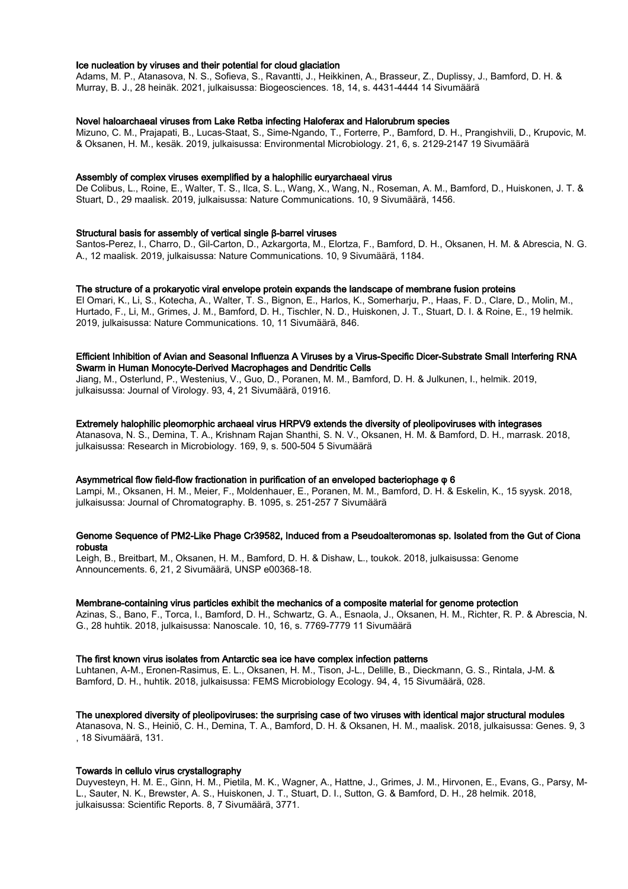**Ice nucleation by viruses and their potential for cloud glaciation**

Adams, M. P., Atanasova, N. S., Sofieva, S., Ravantti, J., Heikkinen, A., Brasseur, Z., Duplissy, J., Bamford, D. H. & Murray, B. J., 28 heinäk. 2021, julkaisussa: Biogeosciences. 18, 14, s. 4431-4444 14 Sivumäärä

**Novel haloarchaeal viruses from Lake Retba infecting Haloferax and Halorubrum species**

Mizuno, C. M., Prajapati, B., Lucas-Staat, S., Sime-Ngando, T., Forterre, P., Bamford, D. H., Prangishvili, D., Krupovic, M. & Oksanen, H. M., kesäk. 2019, julkaisussa: Environmental Microbiology. 21, 6, s. 2129-2147 19 Sivumäärä

**Assembly of complex viruses exemplified by a halophilic euryarchaeal virus**

De Colibus, L., Roine, E., Walter, T. S., Ilca, S. L., Wang, X., Wang, N., Roseman, A. M., Bamford, D., Huiskonen, J. T. & Stuart, D., 29 maalisk. 2019, julkaisussa: Nature Communications. 10, 9 Sivumäärä, 1456.

**Structural basis for assembly of vertical single β-barrel viruses**

Santos-Perez, I., Charro, D., Gil-Carton, D., Azkargorta, M., Elortza, F., Bamford, D. H., Oksanen, H. M. & Abrescia, N. G. A., 12 maalisk. 2019, julkaisussa: Nature Communications. 10, 9 Sivumäärä, 1184.

**The structure of a prokaryotic viral envelope protein expands the landscape of membrane fusion proteins**

El Omari, K., Li, S., Kotecha, A., Walter, T. S., Bignon, E., Harlos, K., Somerharju, P., Haas, F. D., Clare, D., Molin, M., Hurtado, F., Li, M., Grimes, J. M., Bamford, D. H., Tischler, N. D., Huiskonen, J. T., Stuart, D. I. & Roine, E., 19 helmik. 2019, julkaisussa: Nature Communications. 10, 11 Sivumäärä, 846.

**Efficient Inhibition of Avian and Seasonal Influenza A Viruses by a Virus-Specific Dicer-Substrate Small Interfering RNA Swarm in Human Monocyte-Derived Macrophages and Dendritic Cells**

Jiang, M., Osterlund, P., Westenius, V., Guo, D., Poranen, M. M., Bamford, D. H. & Julkunen, I., helmik. 2019, julkaisussa: Journal of Virology. 93, 4, 21 Sivumäärä, 01916.

**Extremely halophilic pleomorphic archaeal virus HRPV9 extends the diversity of pleolipoviruses with integrases**

Atanasova, N. S., Demina, T. A., Krishnam Rajan Shanthi, S. N. V., Oksanen, H. M. & Bamford, D. H., marrask. 2018, julkaisussa: Research in Microbiology. 169, 9, s. 500-504 5 Sivumäärä

**Asymmetrical flow field-flow fractionation in purification of an enveloped bacteriophage φ 6**

Lampi, M., Oksanen, H. M., Meier, F., Moldenhauer, E., Poranen, M. M., Bamford, D. H. & Eskelin, K., 15 syysk. 2018, julkaisussa: Journal of Chromatography. B. 1095, s. 251-257 7 Sivumäärä

**Genome Sequence of PM2-Like Phage Cr39582, Induced from a Pseudoalteromonas sp. Isolated from the Gut of Ciona robusta**

Leigh, B., Breitbart, M., Oksanen, H. M., Bamford, D. H. & Dishaw, L., toukok. 2018, julkaisussa: Genome Announcements. 6, 21, 2 Sivumäärä, UNSP e00368-18.

**Membrane-containing virus particles exhibit the mechanics of a composite material for genome protection**

Azinas, S., Bano, F., Torca, I., Bamford, D. H., Schwartz, G. A., Esnaola, J., Oksanen, H. M., Richter, R. P. & Abrescia, N. G., 28 huhtik. 2018, julkaisussa: Nanoscale. 10, 16, s. 7769-7779 11 Sivumäärä

**The first known virus isolates from Antarctic sea ice have complex infection patterns**

Luhtanen, A-M., Eronen-Rasimus, E. L., Oksanen, H. M., Tison, J-L., Delille, B., Dieckmann, G. S., Rintala, J-M. & Bamford, D. H., huhtik. 2018, julkaisussa: FEMS Microbiology Ecology. 94, 4, 15 Sivumäärä, 028.

**The unexplored diversity of pleolipoviruses: the surprising case of two viruses with identical major structural modules**

Atanasova, N. S., Heiniö, C. H., Demina, T. A., Bamford, D. H. & Oksanen, H. M., maalisk. 2018, julkaisussa: Genes. 9, 3 , 18 Sivumäärä, 131.

**Towards in cellulo virus crystallography**

Duyvesteyn, H. M. E., Ginn, H. M., Pietila, M. K., Wagner, A., Hattne, J., Grimes, J. M., Hirvonen, E., Evans, G., Parsy, M-L., Sauter, N. K., Brewster, A. S., Huiskonen, J. T., Stuart, D. I., Sutton, G. & Bamford, D. H., 28 helmik. 2018, julkaisussa: Scientific Reports. 8, 7 Sivumäärä, 3771.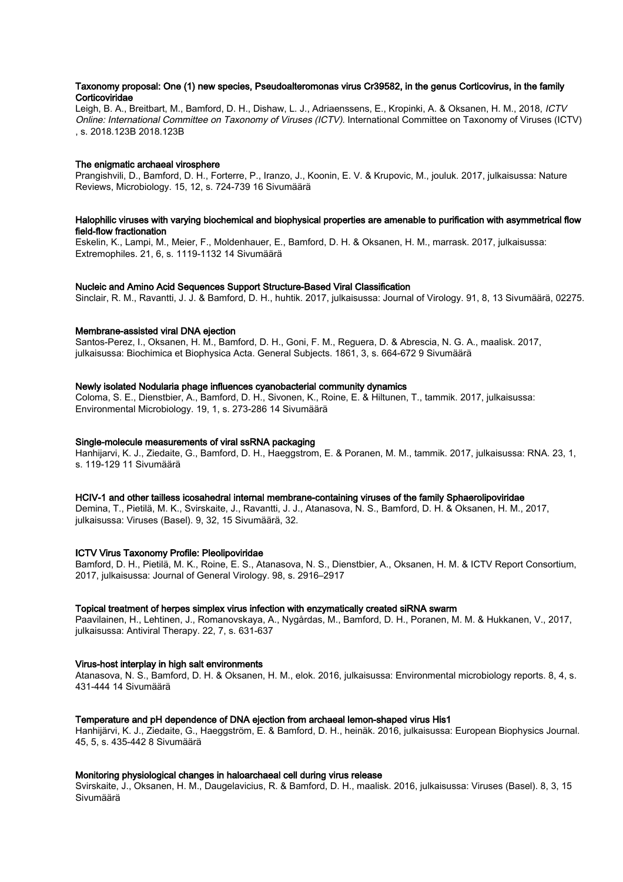**Taxonomy proposal: One (1) new species, Pseudoalteromonas virus Cr39582, in the genus Corticovirus, in the family Corticoviridae**

Leigh, B. A., Breitbart, M., Bamford, D. H., Dishaw, L. J., Adriaenssens, E., Kropinki, A. & Oksanen, H. M., 2018, *ICTV Online: International Committee on Taxonomy of Viruses (ICTV).* International Committee on Taxonomy of Viruses (ICTV) , s. 2018.123B 2018.123B

**The enigmatic archaeal virosphere**

Prangishvili, D., Bamford, D. H., Forterre, P., Iranzo, J., Koonin, E. V. & Krupovic, M., jouluk. 2017, julkaisussa: Nature Reviews, Microbiology. 15, 12, s. 724-739 16 Sivumäärä

**Halophilic viruses with varying biochemical and biophysical properties are amenable to purification with asymmetrical flow field-flow fractionation**

Eskelin, K., Lampi, M., Meier, F., Moldenhauer, E., Bamford, D. H. & Oksanen, H. M., marrask. 2017, julkaisussa: Extremophiles. 21, 6, s. 1119-1132 14 Sivumäärä

**Nucleic and Amino Acid Sequences Support Structure-Based Viral Classification**

Sinclair, R. M., Ravantti, J. J. & Bamford, D. H., huhtik. 2017, julkaisussa: Journal of Virology. 91, 8, 13 Sivumäärä, 02275.

**Membrane-assisted viral DNA ejection**

Santos-Perez, I., Oksanen, H. M., Bamford, D. H., Goni, F. M., Reguera, D. & Abrescia, N. G. A., maalisk. 2017, julkaisussa: Biochimica et Biophysica Acta. General Subjects. 1861, 3, s. 664-672 9 Sivumäärä

**Newly isolated Nodularia phage influences cyanobacterial community dynamics**

Coloma, S. E., Dienstbier, A., Bamford, D. H., Sivonen, K., Roine, E. & Hiltunen, T., tammik. 2017, julkaisussa: Environmental Microbiology. 19, 1, s. 273-286 14 Sivumäärä

**Single-molecule measurements of viral ssRNA packaging**

Hanhijarvi, K. J., Ziedaite, G., Bamford, D. H., Haeggstrom, E. & Poranen, M. M., tammik. 2017, julkaisussa: RNA. 23, 1, s. 119-129 11 Sivumäärä

**HCIV-1 and other tailless icosahedral internal membrane-containing viruses of the family Sphaerolipoviridae**

Demina, T., Pietilä, M. K., Svirskaite, J., Ravantti, J. J., Atanasova, N. S., Bamford, D. H. & Oksanen, H. M., 2017, julkaisussa: Viruses (Basel). 9, 32, 15 Sivumäärä, 32.

**ICTV Virus Taxonomy Profile: Pleolipoviridae**

Bamford, D. H., Pietilä, M. K., Roine, E. S., Atanasova, N. S., Dienstbier, A., Oksanen, H. M. & ICTV Report Consortium, 2017, julkaisussa: Journal of General Virology. 98, s. 2916–2917

**Topical treatment of herpes simplex virus infection with enzymatically created siRNA swarm**

Paavilainen, H., Lehtinen, J., Romanovskaya, A., Nygårdas, M., Bamford, D. H., Poranen, M. M. & Hukkanen, V., 2017, julkaisussa: Antiviral Therapy. 22, 7, s. 631-637

**Virus-host interplay in high salt environments**

Atanasova, N. S., Bamford, D. H. & Oksanen, H. M., elok. 2016, julkaisussa: Environmental microbiology reports. 8, 4, s. 431-444 14 Sivumäärä

**Temperature and pH dependence of DNA ejection from archaeal lemon-shaped virus His1**

Hanhijärvi, K. J., Ziedaite, G., Haeggström, E. & Bamford, D. H., heinäk. 2016, julkaisussa: European Biophysics Journal. 45, 5, s. 435-442 8 Sivumäärä

**Monitoring physiological changes in haloarchaeal cell during virus release**

Svirskaite, J., Oksanen, H. M., Daugelavicius, R. & Bamford, D. H., maalisk. 2016, julkaisussa: Viruses (Basel). 8, 3, 15 Sivumäärä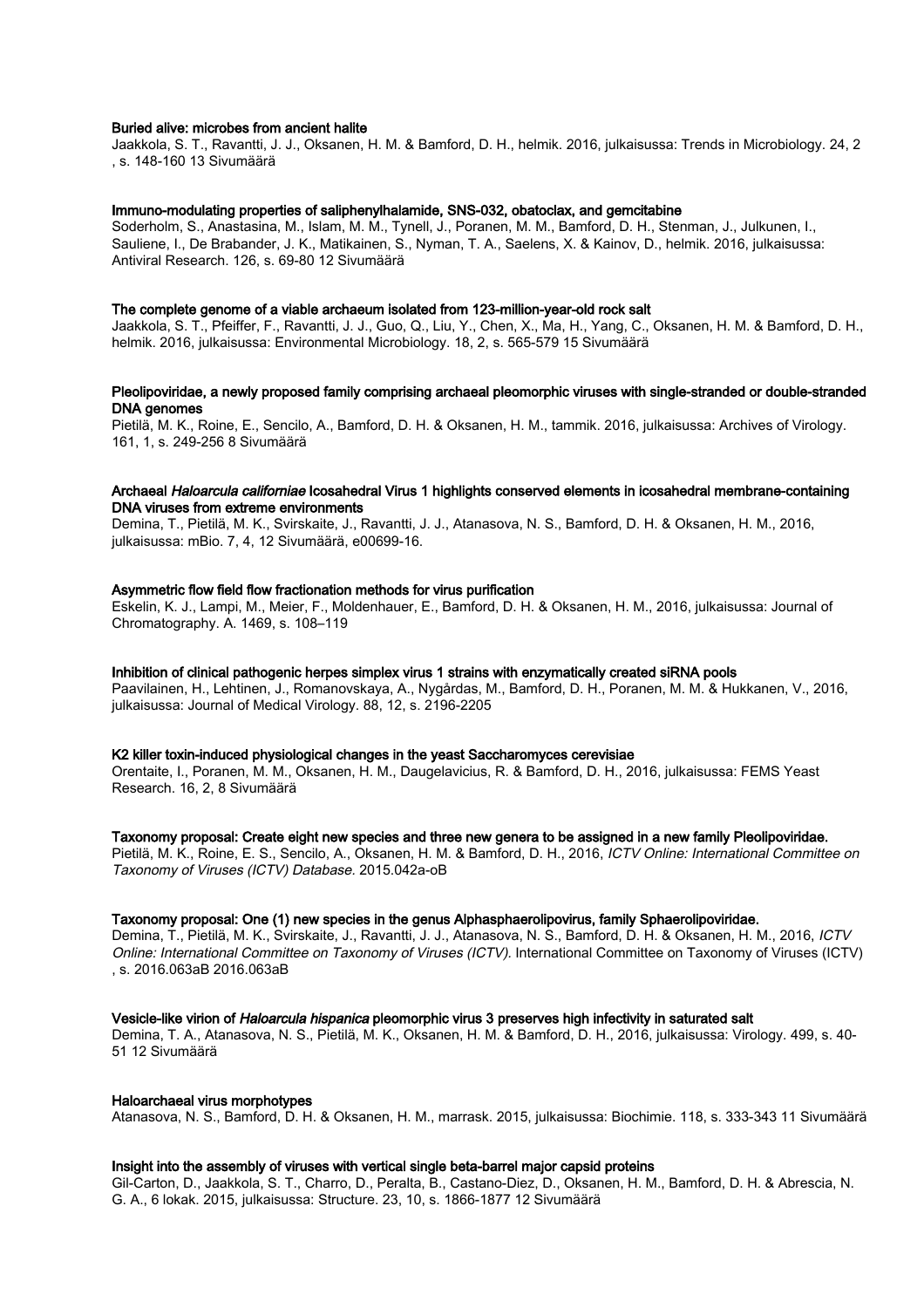**Buried alive: microbes from ancient halite**

Jaakkola, S. T., Ravantti, J. J., Oksanen, H. M. & Bamford, D. H., helmik. 2016, julkaisussa: Trends in Microbiology. 24, 2 , s. 148-160 13 Sivumäärä

**Immuno-modulating properties of saliphenylhalamide, SNS-032, obatoclax, and gemcitabine**

Soderholm, S., Anastasina, M., Islam, M. M., Tynell, J., Poranen, M. M., Bamford, D. H., Stenman, J., Julkunen, I., Sauliene, I., De Brabander, J. K., Matikainen, S., Nyman, T. A., Saelens, X. & Kainov, D., helmik. 2016, julkaisussa: Antiviral Research. 126, s. 69-80 12 Sivumäärä

**The complete genome of a viable archaeum isolated from 123-million-year-old rock salt**

Jaakkola, S. T., Pfeiffer, F., Ravantti, J. J., Guo, Q., Liu, Y., Chen, X., Ma, H., Yang, C., Oksanen, H. M. & Bamford, D. H., helmik. 2016, julkaisussa: Environmental Microbiology. 18, 2, s. 565-579 15 Sivumäärä

**Pleolipoviridae, a newly proposed family comprising archaeal pleomorphic viruses with single-stranded or double-stranded DNA genomes**

Pietilä, M. K., Roine, E., Sencilo, A., Bamford, D. H. & Oksanen, H. M., tammik. 2016, julkaisussa: Archives of Virology. 161, 1, s. 249-256 8 Sivumäärä

**Archaeal *Haloarcula californiae* Icosahedral Virus 1 highlights conserved elements in icosahedral membrane-containing DNA viruses from extreme environments**

Demina, T., Pietilä, M. K., Svirskaite, J., Ravantti, J. J., Atanasova, N. S., Bamford, D. H. & Oksanen, H. M., 2016, julkaisussa: mBio. 7, 4, 12 Sivumäärä, e00699-16.

**Asymmetric flow field flow fractionation methods for virus purification**

Eskelin, K. J., Lampi, M., Meier, F., Moldenhauer, E., Bamford, D. H. & Oksanen, H. M., 2016, julkaisussa: Journal of Chromatography. A. 1469, s. 108–119

**Inhibition of clinical pathogenic herpes simplex virus 1 strains with enzymatically created siRNA pools**

Paavilainen, H., Lehtinen, J., Romanovskaya, A., Nygårdas, M., Bamford, D. H., Poranen, M. M. & Hukkanen, V., 2016, julkaisussa: Journal of Medical Virology. 88, 12, s. 2196-2205

**K2 killer toxin-induced physiological changes in the yeast Saccharomyces cerevisiae**

Orentaite, I., Poranen, M. M., Oksanen, H. M., Daugelavicius, R. & Bamford, D. H., 2016, julkaisussa: FEMS Yeast Research. 16, 2, 8 Sivumäärä

**Taxonomy proposal: Create eight new species and three new genera to be assigned in a new family Pleolipoviridae.**

Pietilä, M. K., Roine, E. S., Sencilo, A., Oksanen, H. M. & Bamford, D. H., 2016, *ICTV Online: International Committee on Taxonomy of Viruses (ICTV) Database.* 2015.042a-oB

**Taxonomy proposal: One (1) new species in the genus Alphasphaerolipovirus, family Sphaerolipoviridae.**

Demina, T., Pietilä, M. K., Svirskaite, J., Ravantti, J. J., Atanasova, N. S., Bamford, D. H. & Oksanen, H. M., 2016, *ICTV Online: International Committee on Taxonomy of Viruses (ICTV).* International Committee on Taxonomy of Viruses (ICTV) , s. 2016.063aB 2016.063aB

**Vesicle-like virion of *Haloarcula hispanica* pleomorphic virus 3 preserves high infectivity in saturated salt**

Demina, T. A., Atanasova, N. S., Pietilä, M. K., Oksanen, H. M. & Bamford, D. H., 2016, julkaisussa: Virology. 499, s. 40-51 12 Sivumäärä

**Haloarchaeal virus morphotypes**

Atanasova, N. S., Bamford, D. H. & Oksanen, H. M., marrask. 2015, julkaisussa: Biochimie. 118, s. 333-343 11 Sivumäärä

**Insight into the assembly of viruses with vertical single beta-barrel major capsid proteins**

Gil-Carton, D., Jaakkola, S. T., Charro, D., Peralta, B., Castano-Diez, D., Oksanen, H. M., Bamford, D. H. & Abrescia, N. G. A., 6 lokak. 2015, julkaisussa: Structure. 23, 10, s. 1866-1877 12 Sivumäärä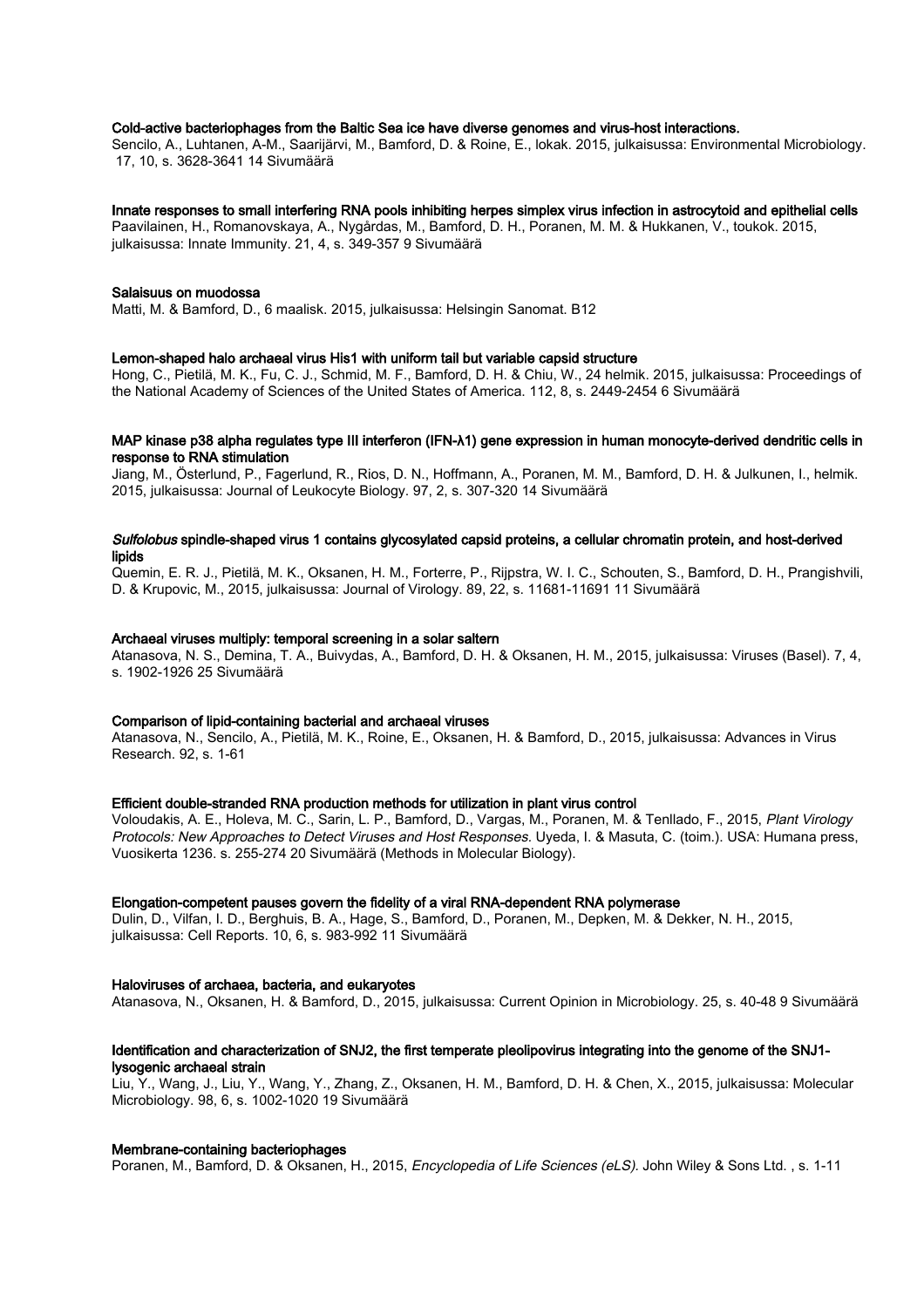**Cold-active bacteriophages from the Baltic Sea ice have diverse genomes and virus-host interactions.**
Sencilo, A., Luhtanen, A-M., Saarijärvi, M., Bamford, D. & Roine, E., lokak. 2015, julkaisussa: Environmental Microbiology. 17, 10, s. 3628-3641 14 Sivumäärä

**Innate responses to small interfering RNA pools inhibiting herpes simplex virus infection in astrocytoid and epithelial cells**
Paavilainen, H., Romanovskaya, A., Nygårdas, M., Bamford, D. H., Poranen, M. M. & Hukkanen, V., toukok. 2015, julkaisussa: Innate Immunity. 21, 4, s. 349-357 9 Sivumäärä

**Salaisuus on muodossa**
Matti, M. & Bamford, D., 6 maalisk. 2015, julkaisussa: Helsingin Sanomat. B12

**Lemon-shaped halo archaeal virus His1 with uniform tail but variable capsid structure**
Hong, C., Pietilä, M. K., Fu, C. J., Schmid, M. F., Bamford, D. H. & Chiu, W., 24 helmik. 2015, julkaisussa: Proceedings of the National Academy of Sciences of the United States of America. 112, 8, s. 2449-2454 6 Sivumäärä

**MAP kinase p38 alpha regulates type III interferon (IFN-λ1) gene expression in human monocyte-derived dendritic cells in response to RNA stimulation**
Jiang, M., Österlund, P., Fagerlund, R., Rios, D. N., Hoffmann, A., Poranen, M. M., Bamford, D. H. & Julkunen, I., helmik. 2015, julkaisussa: Journal of Leukocyte Biology. 97, 2, s. 307-320 14 Sivumäärä

***Sulfolobus* spindle-shaped virus 1 contains glycosylated capsid proteins, a cellular chromatin protein, and host-derived lipids**
Quemin, E. R. J., Pietilä, M. K., Oksanen, H. M., Forterre, P., Rijpstra, W. I. C., Schouten, S., Bamford, D. H., Prangishvili, D. & Krupovic, M., 2015, julkaisussa: Journal of Virology. 89, 22, s. 11681-11691 11 Sivumäärä

**Archaeal viruses multiply: temporal screening in a solar saltern**
Atanasova, N. S., Demina, T. A., Buivydas, A., Bamford, D. H. & Oksanen, H. M., 2015, julkaisussa: Viruses (Basel). 7, 4, s. 1902-1926 25 Sivumäärä

**Comparison of lipid-containing bacterial and archaeal viruses**
Atanasova, N., Sencilo, A., Pietilä, M. K., Roine, E., Oksanen, H. & Bamford, D., 2015, julkaisussa: Advances in Virus Research. 92, s. 1-61

**Efficient double-stranded RNA production methods for utilization in plant virus control**
Voloudakis, A. E., Holeva, M. C., Sarin, L. P., Bamford, D., Vargas, M., Poranen, M. & Tenllado, F., 2015, *Plant Virology Protocols: New Approaches to Detect Viruses and Host Responses.* Uyeda, I. & Masuta, C. (toim.). USA: Humana press, Vuosikerta 1236. s. 255-274 20 Sivumäärä (Methods in Molecular Biology).

**Elongation-competent pauses govern the fidelity of a viral RNA-dependent RNA polymerase**
Dulin, D., Vilfan, I. D., Berghuis, B. A., Hage, S., Bamford, D., Poranen, M., Depken, M. & Dekker, N. H., 2015, julkaisussa: Cell Reports. 10, 6, s. 983-992 11 Sivumäärä

**Haloviruses of archaea, bacteria, and eukaryotes**
Atanasova, N., Oksanen, H. & Bamford, D., 2015, julkaisussa: Current Opinion in Microbiology. 25, s. 40-48 9 Sivumäärä

**Identification and characterization of SNJ2, the first temperate pleolipovirus integrating into the genome of the SNJ1-lysogenic archaeal strain**
Liu, Y., Wang, J., Liu, Y., Wang, Y., Zhang, Z., Oksanen, H. M., Bamford, D. H. & Chen, X., 2015, julkaisussa: Molecular Microbiology. 98, 6, s. 1002-1020 19 Sivumäärä

**Membrane-containing bacteriophages**
Poranen, M., Bamford, D. & Oksanen, H., 2015, *Encyclopedia of Life Sciences (eLS).* John Wiley & Sons Ltd. , s. 1-11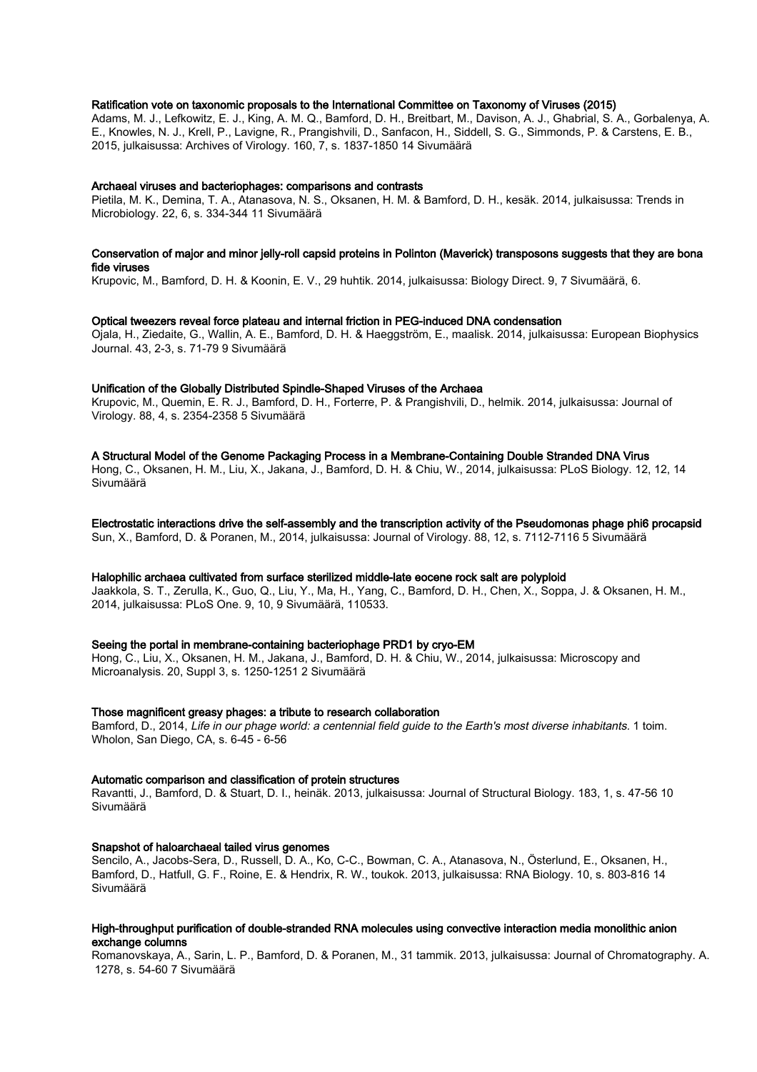**Ratification vote on taxonomic proposals to the International Committee on Taxonomy of Viruses (2015)**
Adams, M. J., Lefkowitz, E. J., King, A. M. Q., Bamford, D. H., Breitbart, M., Davison, A. J., Ghabrial, S. A., Gorbalenya, A. E., Knowles, N. J., Krell, P., Lavigne, R., Prangishvili, D., Sanfacon, H., Siddell, S. G., Simmonds, P. & Carstens, E. B., 2015, julkaisussa: Archives of Virology. 160, 7, s. 1837-1850 14 Sivumäärä

**Archaeal viruses and bacteriophages: comparisons and contrasts**
Pietila, M. K., Demina, T. A., Atanasova, N. S., Oksanen, H. M. & Bamford, D. H., kesäk. 2014, julkaisussa: Trends in Microbiology. 22, 6, s. 334-344 11 Sivumäärä

**Conservation of major and minor jelly-roll capsid proteins in Polinton (Maverick) transposons suggests that they are bona fide viruses**
Krupovic, M., Bamford, D. H. & Koonin, E. V., 29 huhtik. 2014, julkaisussa: Biology Direct. 9, 7 Sivumäärä, 6.

**Optical tweezers reveal force plateau and internal friction in PEG-induced DNA condensation**
Ojala, H., Ziedaite, G., Wallin, A. E., Bamford, D. H. & Haeggström, E., maalisk. 2014, julkaisussa: European Biophysics Journal. 43, 2-3, s. 71-79 9 Sivumäärä

**Unification of the Globally Distributed Spindle-Shaped Viruses of the Archaea**
Krupovic, M., Quemin, E. R. J., Bamford, D. H., Forterre, P. & Prangishvili, D., helmik. 2014, julkaisussa: Journal of Virology. 88, 4, s. 2354-2358 5 Sivumäärä

**A Structural Model of the Genome Packaging Process in a Membrane-Containing Double Stranded DNA Virus**
Hong, C., Oksanen, H. M., Liu, X., Jakana, J., Bamford, D. H. & Chiu, W., 2014, julkaisussa: PLoS Biology. 12, 12, 14 Sivumäärä

**Electrostatic interactions drive the self-assembly and the transcription activity of the Pseudomonas phage phi6 procapsid**
Sun, X., Bamford, D. & Poranen, M., 2014, julkaisussa: Journal of Virology. 88, 12, s. 7112-7116 5 Sivumäärä

**Halophilic archaea cultivated from surface sterilized middle-late eocene rock salt are polyploid**
Jaakkola, S. T., Zerulla, K., Guo, Q., Liu, Y., Ma, H., Yang, C., Bamford, D. H., Chen, X., Soppa, J. & Oksanen, H. M., 2014, julkaisussa: PLoS One. 9, 10, 9 Sivumäärä, 110533.

**Seeing the portal in membrane-containing bacteriophage PRD1 by cryo-EM**
Hong, C., Liu, X., Oksanen, H. M., Jakana, J., Bamford, D. H. & Chiu, W., 2014, julkaisussa: Microscopy and Microanalysis. 20, Suppl 3, s. 1250-1251 2 Sivumäärä

**Those magnificent greasy phages: a tribute to research collaboration**
Bamford, D., 2014, *Life in our phage world: a centennial field guide to the Earth's most diverse inhabitants.* 1 toim. Wholon, San Diego, CA, s. 6-45 - 6-56

**Automatic comparison and classification of protein structures**
Ravantti, J., Bamford, D. & Stuart, D. I., heinäk. 2013, julkaisussa: Journal of Structural Biology. 183, 1, s. 47-56 10 Sivumäärä

**Snapshot of haloarchaeal tailed virus genomes**
Sencilo, A., Jacobs-Sera, D., Russell, D. A., Ko, C-C., Bowman, C. A., Atanasova, N., Österlund, E., Oksanen, H., Bamford, D., Hatfull, G. F., Roine, E. & Hendrix, R. W., toukok. 2013, julkaisussa: RNA Biology. 10, s. 803-816 14 Sivumäärä

**High-throughput purification of double-stranded RNA molecules using convective interaction media monolithic anion exchange columns**
Romanovskaya, A., Sarin, L. P., Bamford, D. & Poranen, M., 31 tammik. 2013, julkaisussa: Journal of Chromatography. A. 1278, s. 54-60 7 Sivumäärä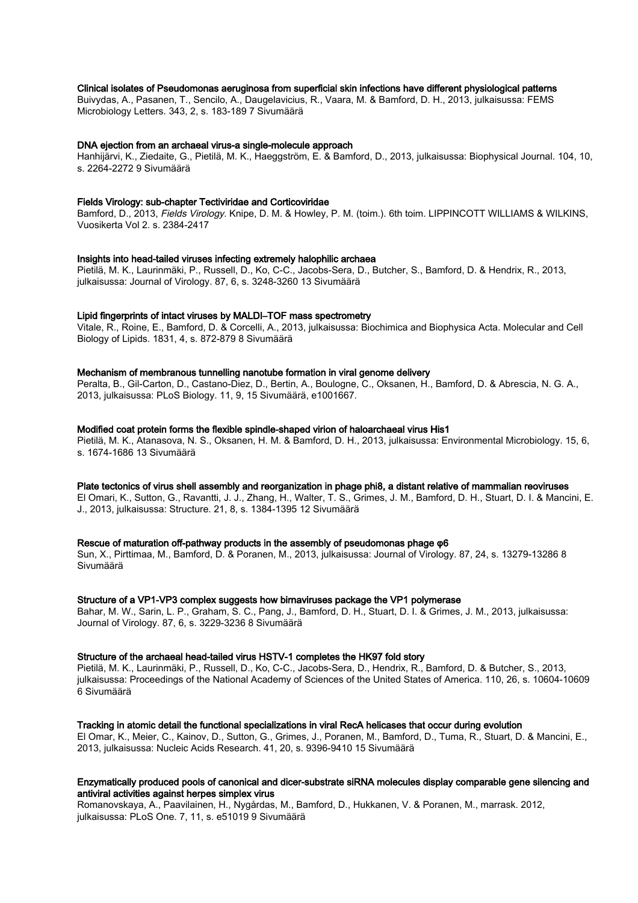**Clinical isolates of Pseudomonas aeruginosa from superficial skin infections have different physiological patterns**
Buivydas, A., Pasanen, T., Sencilo, A., Daugelavicius, R., Vaara, M. & Bamford, D. H., 2013, julkaisussa: FEMS Microbiology Letters. 343, 2, s. 183-189 7 Sivumäärä

**DNA ejection from an archaeal virus-a single-molecule approach**
Hanhijärvi, K., Ziedaite, G., Pietilä, M. K., Haeggström, E. & Bamford, D., 2013, julkaisussa: Biophysical Journal. 104, 10, s. 2264-2272 9 Sivumäärä

**Fields Virology: sub-chapter Tectiviridae and Corticoviridae**
Bamford, D., 2013, *Fields Virology.* Knipe, D. M. & Howley, P. M. (toim.). 6th toim. LIPPINCOTT WILLIAMS & WILKINS, Vuosikerta Vol 2. s. 2384-2417

**Insights into head-tailed viruses infecting extremely halophilic archaea**
Pietilä, M. K., Laurinmäki, P., Russell, D., Ko, C-C., Jacobs-Sera, D., Butcher, S., Bamford, D. & Hendrix, R., 2013, julkaisussa: Journal of Virology. 87, 6, s. 3248-3260 13 Sivumäärä

**Lipid fingerprints of intact viruses by MALDI–TOF mass spectrometry**
Vitale, R., Roine, E., Bamford, D. & Corcelli, A., 2013, julkaisussa: Biochimica and Biophysica Acta. Molecular and Cell Biology of Lipids. 1831, 4, s. 872-879 8 Sivumäärä

**Mechanism of membranous tunnelling nanotube formation in viral genome delivery**
Peralta, B., Gil-Carton, D., Castano-Diez, D., Bertin, A., Boulogne, C., Oksanen, H., Bamford, D. & Abrescia, N. G. A., 2013, julkaisussa: PLoS Biology. 11, 9, 15 Sivumäärä, e1001667.

**Modified coat protein forms the flexible spindle-shaped virion of haloarchaeal virus His1**
Pietilä, M. K., Atanasova, N. S., Oksanen, H. M. & Bamford, D. H., 2013, julkaisussa: Environmental Microbiology. 15, 6, s. 1674-1686 13 Sivumäärä

**Plate tectonics of virus shell assembly and reorganization in phage phi8, a distant relative of mammalian reoviruses**
El Omari, K., Sutton, G., Ravantti, J. J., Zhang, H., Walter, T. S., Grimes, J. M., Bamford, D. H., Stuart, D. I. & Mancini, E. J., 2013, julkaisussa: Structure. 21, 8, s. 1384-1395 12 Sivumäärä

**Rescue of maturation off-pathway products in the assembly of pseudomonas phage φ6**
Sun, X., Pirttimaa, M., Bamford, D. & Poranen, M., 2013, julkaisussa: Journal of Virology. 87, 24, s. 13279-13286 8 Sivumäärä

**Structure of a VP1-VP3 complex suggests how birnaviruses package the VP1 polymerase**
Bahar, M. W., Sarin, L. P., Graham, S. C., Pang, J., Bamford, D. H., Stuart, D. I. & Grimes, J. M., 2013, julkaisussa: Journal of Virology. 87, 6, s. 3229-3236 8 Sivumäärä

**Structure of the archaeal head-tailed virus HSTV-1 completes the HK97 fold story**
Pietilä, M. K., Laurinmäki, P., Russell, D., Ko, C-C., Jacobs-Sera, D., Hendrix, R., Bamford, D. & Butcher, S., 2013, julkaisussa: Proceedings of the National Academy of Sciences of the United States of America. 110, 26, s. 10604-10609 6 Sivumäärä

**Tracking in atomic detail the functional specializations in viral RecA helicases that occur during evolution**
El Omar, K., Meier, C., Kainov, D., Sutton, G., Grimes, J., Poranen, M., Bamford, D., Tuma, R., Stuart, D. & Mancini, E., 2013, julkaisussa: Nucleic Acids Research. 41, 20, s. 9396-9410 15 Sivumäärä

**Enzymatically produced pools of canonical and dicer-substrate siRNA molecules display comparable gene silencing and antiviral activities against herpes simplex virus**
Romanovskaya, A., Paavilainen, H., Nygårdas, M., Bamford, D., Hukkanen, V. & Poranen, M., marrask. 2012, julkaisussa: PLoS One. 7, 11, s. e51019 9 Sivumäärä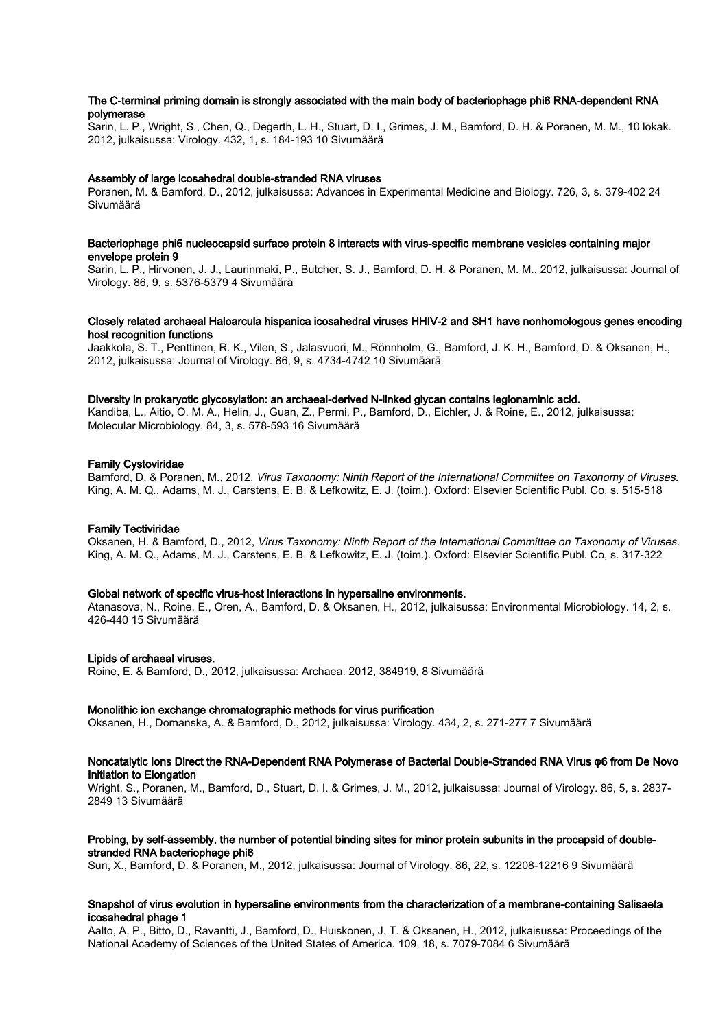**The C-terminal priming domain is strongly associated with the main body of bacteriophage phi6 RNA-dependent RNA polymerase**

Sarin, L. P., Wright, S., Chen, Q., Degerth, L. H., Stuart, D. I., Grimes, J. M., Bamford, D. H. & Poranen, M. M., 10 lokak. 2012, julkaisussa: Virology. 432, 1, s. 184-193 10 Sivumäärä

**Assembly of large icosahedral double-stranded RNA viruses**

Poranen, M. & Bamford, D., 2012, julkaisussa: Advances in Experimental Medicine and Biology. 726, 3, s. 379-402 24 Sivumäärä

**Bacteriophage phi6 nucleocapsid surface protein 8 interacts with virus-specific membrane vesicles containing major envelope protein 9**

Sarin, L. P., Hirvonen, J. J., Laurinmaki, P., Butcher, S. J., Bamford, D. H. & Poranen, M. M., 2012, julkaisussa: Journal of Virology. 86, 9, s. 5376-5379 4 Sivumäärä

**Closely related archaeal Haloarcula hispanica icosahedral viruses HHIV-2 and SH1 have nonhomologous genes encoding host recognition functions**

Jaakkola, S. T., Penttinen, R. K., Vilen, S., Jalasvuori, M., Rönnholm, G., Bamford, J. K. H., Bamford, D. & Oksanen, H., 2012, julkaisussa: Journal of Virology. 86, 9, s. 4734-4742 10 Sivumäärä

**Diversity in prokaryotic glycosylation: an archaeal-derived N-linked glycan contains legionaminic acid.**

Kandiba, L., Aitio, O. M. A., Helin, J., Guan, Z., Permi, P., Bamford, D., Eichler, J. & Roine, E., 2012, julkaisussa: Molecular Microbiology. 84, 3, s. 578-593 16 Sivumäärä

**Family Cystoviridae**

Bamford, D. & Poranen, M., 2012, *Virus Taxonomy: Ninth Report of the International Committee on Taxonomy of Viruses.* King, A. M. Q., Adams, M. J., Carstens, E. B. & Lefkowitz, E. J. (toim.). Oxford: Elsevier Scientific Publ. Co, s. 515-518

**Family Tectiviridae**

Oksanen, H. & Bamford, D., 2012, *Virus Taxonomy: Ninth Report of the International Committee on Taxonomy of Viruses.* King, A. M. Q., Adams, M. J., Carstens, E. B. & Lefkowitz, E. J. (toim.). Oxford: Elsevier Scientific Publ. Co, s. 317-322

**Global network of specific virus-host interactions in hypersaline environments.**

Atanasova, N., Roine, E., Oren, A., Bamford, D. & Oksanen, H., 2012, julkaisussa: Environmental Microbiology. 14, 2, s. 426-440 15 Sivumäärä

**Lipids of archaeal viruses.**

Roine, E. & Bamford, D., 2012, julkaisussa: Archaea. 2012, 384919, 8 Sivumäärä

**Monolithic ion exchange chromatographic methods for virus purification**

Oksanen, H., Domanska, A. & Bamford, D., 2012, julkaisussa: Virology. 434, 2, s. 271-277 7 Sivumäärä

**Noncatalytic Ions Direct the RNA-Dependent RNA Polymerase of Bacterial Double-Stranded RNA Virus φ6 from De Novo Initiation to Elongation**

Wright, S., Poranen, M., Bamford, D., Stuart, D. I. & Grimes, J. M., 2012, julkaisussa: Journal of Virology. 86, 5, s. 2837-2849 13 Sivumäärä

**Probing, by self-assembly, the number of potential binding sites for minor protein subunits in the procapsid of double-stranded RNA bacteriophage phi6**

Sun, X., Bamford, D. & Poranen, M., 2012, julkaisussa: Journal of Virology. 86, 22, s. 12208-12216 9 Sivumäärä

**Snapshot of virus evolution in hypersaline environments from the characterization of a membrane-containing Salisaeta icosahedral phage 1**

Aalto, A. P., Bitto, D., Ravantti, J., Bamford, D., Huiskonen, J. T. & Oksanen, H., 2012, julkaisussa: Proceedings of the National Academy of Sciences of the United States of America. 109, 18, s. 7079-7084 6 Sivumäärä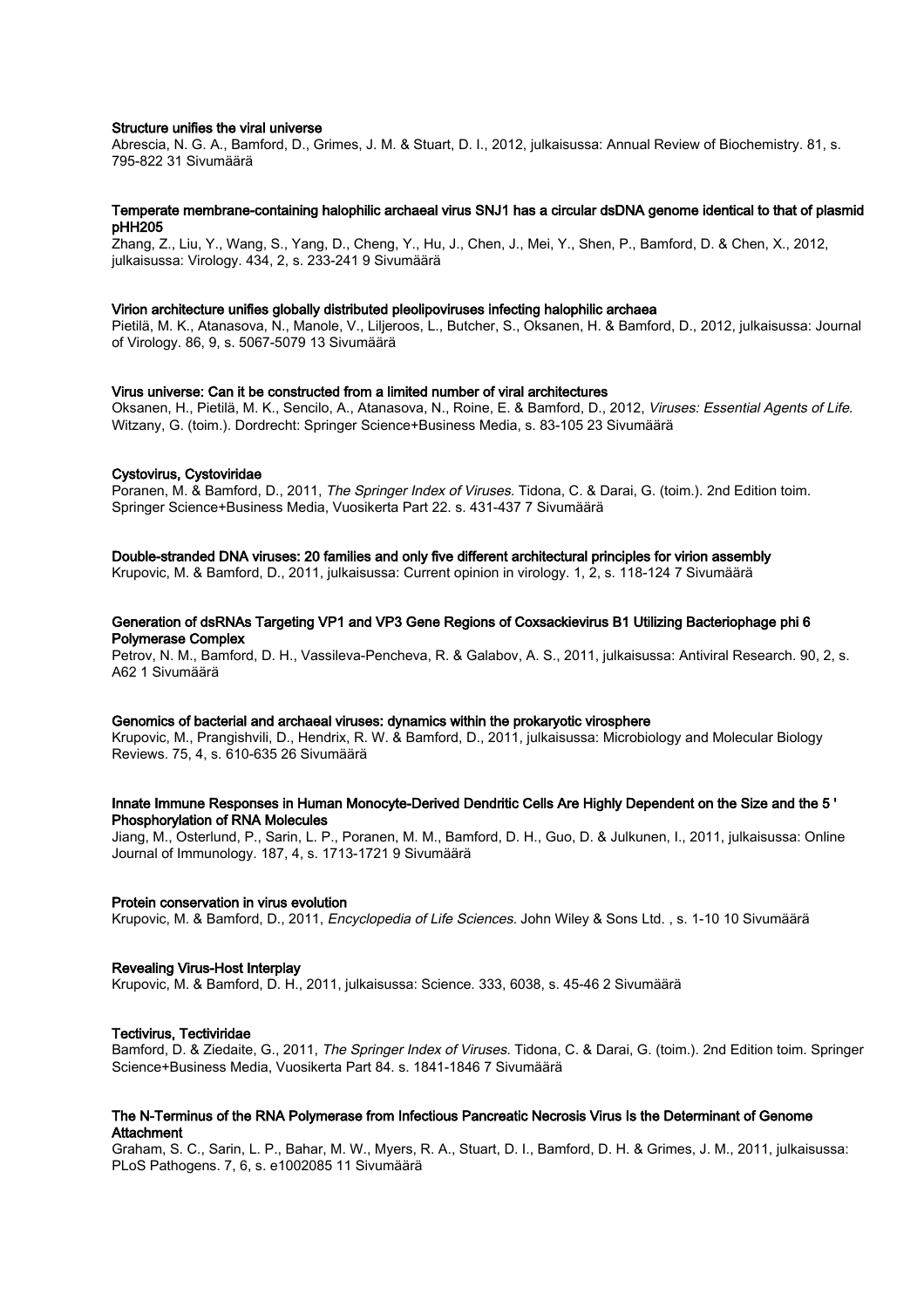**Structure unifies the viral universe**
Abrescia, N. G. A., Bamford, D., Grimes, J. M. & Stuart, D. I., 2012, julkaisussa: Annual Review of Biochemistry. 81, s. 795-822 31 Sivumäärä

**Temperate membrane-containing halophilic archaeal virus SNJ1 has a circular dsDNA genome identical to that of plasmid pHH205**
Zhang, Z., Liu, Y., Wang, S., Yang, D., Cheng, Y., Hu, J., Chen, J., Mei, Y., Shen, P., Bamford, D. & Chen, X., 2012, julkaisussa: Virology. 434, 2, s. 233-241 9 Sivumäärä

**Virion architecture unifies globally distributed pleolipoviruses infecting halophilic archaea**
Pietilä, M. K., Atanasova, N., Manole, V., Liljeroos, L., Butcher, S., Oksanen, H. & Bamford, D., 2012, julkaisussa: Journal of Virology. 86, 9, s. 5067-5079 13 Sivumäärä

**Virus universe: Can it be constructed from a limited number of viral architectures**
Oksanen, H., Pietilä, M. K., Sencilo, A., Atanasova, N., Roine, E. & Bamford, D., 2012, *Viruses: Essential Agents of Life.* Witzany, G. (toim.). Dordrecht: Springer Science+Business Media, s. 83-105 23 Sivumäärä

**Cystovirus, Cystoviridae**
Poranen, M. & Bamford, D., 2011, *The Springer Index of Viruses.* Tidona, C. & Darai, G. (toim.). 2nd Edition toim. Springer Science+Business Media, Vuosikerta Part 22. s. 431-437 7 Sivumäärä

**Double-stranded DNA viruses: 20 families and only five different architectural principles for virion assembly**
Krupovic, M. & Bamford, D., 2011, julkaisussa: Current opinion in virology. 1, 2, s. 118-124 7 Sivumäärä

**Generation of dsRNAs Targeting VP1 and VP3 Gene Regions of Coxsackievirus B1 Utilizing Bacteriophage phi 6 Polymerase Complex**
Petrov, N. M., Bamford, D. H., Vassileva-Pencheva, R. & Galabov, A. S., 2011, julkaisussa: Antiviral Research. 90, 2, s. A62 1 Sivumäärä

**Genomics of bacterial and archaeal viruses: dynamics within the prokaryotic virosphere**
Krupovic, M., Prangishvili, D., Hendrix, R. W. & Bamford, D., 2011, julkaisussa: Microbiology and Molecular Biology Reviews. 75, 4, s. 610-635 26 Sivumäärä

**Innate Immune Responses in Human Monocyte-Derived Dendritic Cells Are Highly Dependent on the Size and the 5 ' Phosphorylation of RNA Molecules**
Jiang, M., Osterlund, P., Sarin, L. P., Poranen, M. M., Bamford, D. H., Guo, D. & Julkunen, I., 2011, julkaisussa: Online Journal of Immunology. 187, 4, s. 1713-1721 9 Sivumäärä

**Protein conservation in virus evolution**
Krupovic, M. & Bamford, D., 2011, *Encyclopedia of Life Sciences.* John Wiley & Sons Ltd. , s. 1-10 10 Sivumäärä

**Revealing Virus-Host Interplay**
Krupovic, M. & Bamford, D. H., 2011, julkaisussa: Science. 333, 6038, s. 45-46 2 Sivumäärä

**Tectivirus, Tectiviridae**
Bamford, D. & Ziedaite, G., 2011, *The Springer Index of Viruses.* Tidona, C. & Darai, G. (toim.). 2nd Edition toim. Springer Science+Business Media, Vuosikerta Part 84. s. 1841-1846 7 Sivumäärä

**The N-Terminus of the RNA Polymerase from Infectious Pancreatic Necrosis Virus Is the Determinant of Genome Attachment**
Graham, S. C., Sarin, L. P., Bahar, M. W., Myers, R. A., Stuart, D. I., Bamford, D. H. & Grimes, J. M., 2011, julkaisussa: PLoS Pathogens. 7, 6, s. e1002085 11 Sivumäärä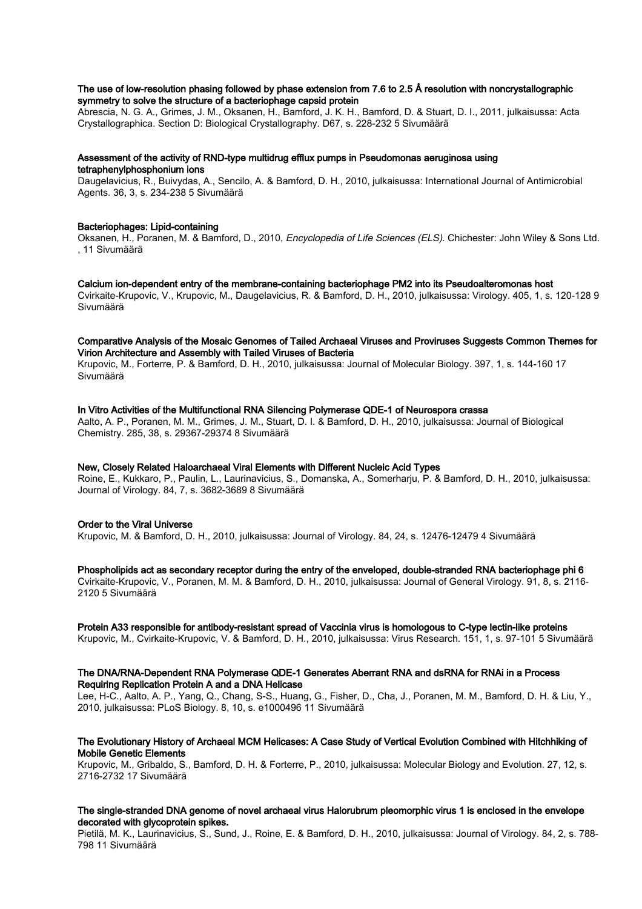**The use of low-resolution phasing followed by phase extension from 7.6 to 2.5 Å resolution with noncrystallographic symmetry to solve the structure of a bacteriophage capsid protein**
Abrescia, N. G. A., Grimes, J. M., Oksanen, H., Bamford, J. K. H., Bamford, D. & Stuart, D. I., 2011, julkaisussa: Acta Crystallographica. Section D: Biological Crystallography. D67, s. 228-232 5 Sivumäärä

**Assessment of the activity of RND-type multidrug efflux pumps in Pseudomonas aeruginosa using tetraphenylphosphonium ions**
Daugelavicius, R., Buivydas, A., Sencilo, A. & Bamford, D. H., 2010, julkaisussa: International Journal of Antimicrobial Agents. 36, 3, s. 234-238 5 Sivumäärä

**Bacteriophages: Lipid-containing**
Oksanen, H., Poranen, M. & Bamford, D., 2010, *Encyclopedia of Life Sciences (ELS).* Chichester: John Wiley & Sons Ltd. , 11 Sivumäärä

**Calcium ion-dependent entry of the membrane-containing bacteriophage PM2 into its Pseudoalteromonas host**
Cvirkaite-Krupovic, V., Krupovic, M., Daugelavicius, R. & Bamford, D. H., 2010, julkaisussa: Virology. 405, 1, s. 120-128 9 Sivumäärä

**Comparative Analysis of the Mosaic Genomes of Tailed Archaeal Viruses and Proviruses Suggests Common Themes for Virion Architecture and Assembly with Tailed Viruses of Bacteria**
Krupovic, M., Forterre, P. & Bamford, D. H., 2010, julkaisussa: Journal of Molecular Biology. 397, 1, s. 144-160 17 Sivumäärä

**In Vitro Activities of the Multifunctional RNA Silencing Polymerase QDE-1 of Neurospora crassa**
Aalto, A. P., Poranen, M. M., Grimes, J. M., Stuart, D. I. & Bamford, D. H., 2010, julkaisussa: Journal of Biological Chemistry. 285, 38, s. 29367-29374 8 Sivumäärä

**New, Closely Related Haloarchaeal Viral Elements with Different Nucleic Acid Types**
Roine, E., Kukkaro, P., Paulin, L., Laurinavicius, S., Domanska, A., Somerharju, P. & Bamford, D. H., 2010, julkaisussa: Journal of Virology. 84, 7, s. 3682-3689 8 Sivumäärä

**Order to the Viral Universe**
Krupovic, M. & Bamford, D. H., 2010, julkaisussa: Journal of Virology. 84, 24, s. 12476-12479 4 Sivumäärä

**Phospholipids act as secondary receptor during the entry of the enveloped, double-stranded RNA bacteriophage phi 6**
Cvirkaite-Krupovic, V., Poranen, M. M. & Bamford, D. H., 2010, julkaisussa: Journal of General Virology. 91, 8, s. 2116-2120 5 Sivumäärä

**Protein A33 responsible for antibody-resistant spread of Vaccinia virus is homologous to C-type lectin-like proteins**
Krupovic, M., Cvirkaite-Krupovic, V. & Bamford, D. H., 2010, julkaisussa: Virus Research. 151, 1, s. 97-101 5 Sivumäärä

**The DNA/RNA-Dependent RNA Polymerase QDE-1 Generates Aberrant RNA and dsRNA for RNAi in a Process Requiring Replication Protein A and a DNA Helicase**
Lee, H-C., Aalto, A. P., Yang, Q., Chang, S-S., Huang, G., Fisher, D., Cha, J., Poranen, M. M., Bamford, D. H. & Liu, Y., 2010, julkaisussa: PLoS Biology. 8, 10, s. e1000496 11 Sivumäärä

**The Evolutionary History of Archaeal MCM Helicases: A Case Study of Vertical Evolution Combined with Hitchhiking of Mobile Genetic Elements**
Krupovic, M., Gribaldo, S., Bamford, D. H. & Forterre, P., 2010, julkaisussa: Molecular Biology and Evolution. 27, 12, s. 2716-2732 17 Sivumäärä

**The single-stranded DNA genome of novel archaeal virus Halorubrum pleomorphic virus 1 is enclosed in the envelope decorated with glycoprotein spikes.**
Pietilä, M. K., Laurinavicius, S., Sund, J., Roine, E. & Bamford, D. H., 2010, julkaisussa: Journal of Virology. 84, 2, s. 788-798 11 Sivumäärä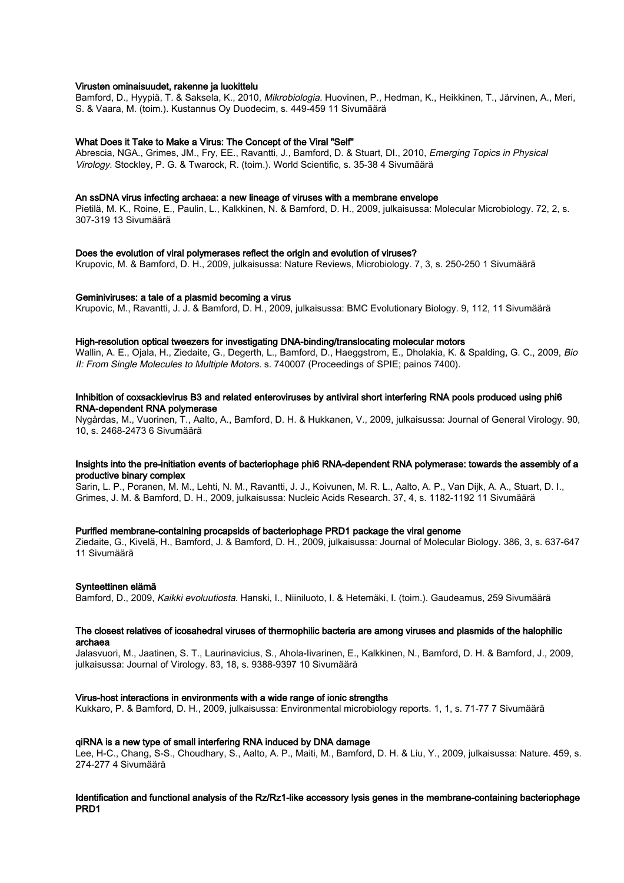**Virusten ominaisuudet, rakenne ja luokittelu**
Bamford, D., Hyypiä, T. & Saksela, K., 2010, *Mikrobiologia.* Huovinen, P., Hedman, K., Heikkinen, T., Järvinen, A., Meri, S. & Vaara, M. (toim.). Kustannus Oy Duodecim, s. 449-459 11 Sivumäärä

**What Does it Take to Make a Virus: The Concept of the Viral "Self"**
Abrescia, NGA., Grimes, JM., Fry, EE., Ravantti, J., Bamford, D. & Stuart, DI., 2010, *Emerging Topics in Physical Virology.* Stockley, P. G. & Twarock, R. (toim.). World Scientific, s. 35-38 4 Sivumäärä

**An ssDNA virus infecting archaea: a new lineage of viruses with a membrane envelope**
Pietilä, M. K., Roine, E., Paulin, L., Kalkkinen, N. & Bamford, D. H., 2009, julkaisussa: Molecular Microbiology. 72, 2, s. 307-319 13 Sivumäärä

**Does the evolution of viral polymerases reflect the origin and evolution of viruses?**
Krupovic, M. & Bamford, D. H., 2009, julkaisussa: Nature Reviews, Microbiology. 7, 3, s. 250-250 1 Sivumäärä

**Geminiviruses: a tale of a plasmid becoming a virus**
Krupovic, M., Ravantti, J. J. & Bamford, D. H., 2009, julkaisussa: BMC Evolutionary Biology. 9, 112, 11 Sivumäärä

**High-resolution optical tweezers for investigating DNA-binding/translocating molecular motors**
Wallin, A. E., Ojala, H., Ziedaite, G., Degerth, L., Bamford, D., Haeggstrom, E., Dholakia, K. & Spalding, G. C., 2009, *Bio II: From Single Molecules to Multiple Motors.* s. 740007 (Proceedings of SPIE; painos 7400).

**Inhibition of coxsackievirus B3 and related enteroviruses by antiviral short interfering RNA pools produced using phi6 RNA-dependent RNA polymerase**
Nygårdas, M., Vuorinen, T., Aalto, A., Bamford, D. H. & Hukkanen, V., 2009, julkaisussa: Journal of General Virology. 90, 10, s. 2468-2473 6 Sivumäärä

**Insights into the pre-initiation events of bacteriophage phi6 RNA-dependent RNA polymerase: towards the assembly of a productive binary complex**
Sarin, L. P., Poranen, M. M., Lehti, N. M., Ravantti, J. J., Koivunen, M. R. L., Aalto, A. P., Van Dijk, A. A., Stuart, D. I., Grimes, J. M. & Bamford, D. H., 2009, julkaisussa: Nucleic Acids Research. 37, 4, s. 1182-1192 11 Sivumäärä

**Purified membrane-containing procapsids of bacteriophage PRD1 package the viral genome**
Ziedaite, G., Kivelä, H., Bamford, J. & Bamford, D. H., 2009, julkaisussa: Journal of Molecular Biology. 386, 3, s. 637-647 11 Sivumäärä

**Synteettinen elämä**
Bamford, D., 2009, *Kaikki evoluutiosta.* Hanski, I., Niiniluoto, I. & Hetemäki, I. (toim.). Gaudeamus, 259 Sivumäärä

**The closest relatives of icosahedral viruses of thermophilic bacteria are among viruses and plasmids of the halophilic archaea**
Jalasvuori, M., Jaatinen, S. T., Laurinavicius, S., Ahola-Iivarinen, E., Kalkkinen, N., Bamford, D. H. & Bamford, J., 2009, julkaisussa: Journal of Virology. 83, 18, s. 9388-9397 10 Sivumäärä

**Virus-host interactions in environments with a wide range of ionic strengths**
Kukkaro, P. & Bamford, D. H., 2009, julkaisussa: Environmental microbiology reports. 1, 1, s. 71-77 7 Sivumäärä

**qiRNA is a new type of small interfering RNA induced by DNA damage**
Lee, H-C., Chang, S-S., Choudhary, S., Aalto, A. P., Maiti, M., Bamford, D. H. & Liu, Y., 2009, julkaisussa: Nature. 459, s. 274-277 4 Sivumäärä

**Identification and functional analysis of the Rz/Rz1-like accessory lysis genes in the membrane-containing bacteriophage PRD1**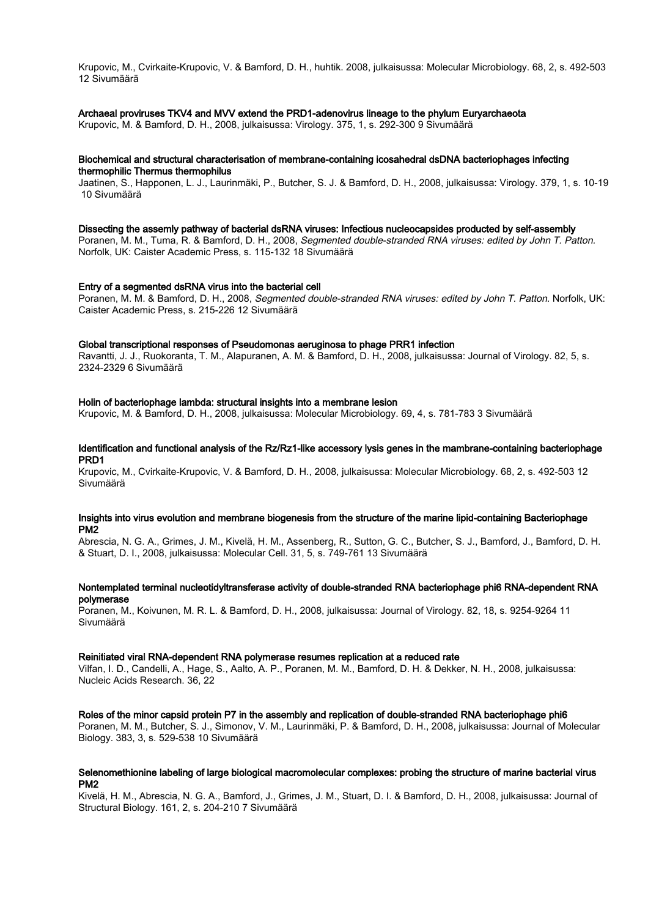Krupovic, M., Cvirkaite-Krupovic, V. & Bamford, D. H., huhtik. 2008, julkaisussa: Molecular Microbiology. 68, 2, s. 492-503 12 Sivumäärä

**Archaeal proviruses TKV4 and MVV extend the PRD1-adenovirus lineage to the phylum Euryarchaeota**
Krupovic, M. & Bamford, D. H., 2008, julkaisussa: Virology. 375, 1, s. 292-300 9 Sivumäärä

**Biochemical and structural characterisation of membrane-containing icosahedral dsDNA bacteriophages infecting thermophilic Thermus thermophilus**
Jaatinen, S., Happonen, L. J., Laurinmäki, P., Butcher, S. J. & Bamford, D. H., 2008, julkaisussa: Virology. 379, 1, s. 10-19 10 Sivumäärä

**Dissecting the assemly pathway of bacterial dsRNA viruses: Infectious nucleocapsides producted by self-assembly**
Poranen, M. M., Tuma, R. & Bamford, D. H., 2008, *Segmented double-stranded RNA viruses: edited by John T. Patton.* Norfolk, UK: Caister Academic Press, s. 115-132 18 Sivumäärä

**Entry of a segmented dsRNA virus into the bacterial cell**
Poranen, M. M. & Bamford, D. H., 2008, *Segmented double-stranded RNA viruses: edited by John T. Patton.* Norfolk, UK: Caister Academic Press, s. 215-226 12 Sivumäärä

**Global transcriptional responses of Pseudomonas aeruginosa to phage PRR1 infection**
Ravantti, J. J., Ruokoranta, T. M., Alapuranen, A. M. & Bamford, D. H., 2008, julkaisussa: Journal of Virology. 82, 5, s. 2324-2329 6 Sivumäärä

**Holin of bacteriophage lambda: structural insights into a membrane lesion**
Krupovic, M. & Bamford, D. H., 2008, julkaisussa: Molecular Microbiology. 69, 4, s. 781-783 3 Sivumäärä

**Identification and functional analysis of the Rz/Rz1-like accessory lysis genes in the mambrane-containing bacteriophage PRD1**
Krupovic, M., Cvirkaite-Krupovic, V. & Bamford, D. H., 2008, julkaisussa: Molecular Microbiology. 68, 2, s. 492-503 12 Sivumäärä

**Insights into virus evolution and membrane biogenesis from the structure of the marine lipid-containing Bacteriophage PM2**
Abrescia, N. G. A., Grimes, J. M., Kivelä, H. M., Assenberg, R., Sutton, G. C., Butcher, S. J., Bamford, J., Bamford, D. H. & Stuart, D. I., 2008, julkaisussa: Molecular Cell. 31, 5, s. 749-761 13 Sivumäärä

**Nontemplated terminal nucleotidyltransferase activity of double-stranded RNA bacteriophage phi6 RNA-dependent RNA polymerase**
Poranen, M., Koivunen, M. R. L. & Bamford, D. H., 2008, julkaisussa: Journal of Virology. 82, 18, s. 9254-9264 11 Sivumäärä

**Reinitiated viral RNA-dependent RNA polymerase resumes replication at a reduced rate**
Vilfan, I. D., Candelli, A., Hage, S., Aalto, A. P., Poranen, M. M., Bamford, D. H. & Dekker, N. H., 2008, julkaisussa: Nucleic Acids Research. 36, 22

**Roles of the minor capsid protein P7 in the assembly and replication of double-stranded RNA bacteriophage phi6**
Poranen, M. M., Butcher, S. J., Simonov, V. M., Laurinmäki, P. & Bamford, D. H., 2008, julkaisussa: Journal of Molecular Biology. 383, 3, s. 529-538 10 Sivumäärä

**Selenomethionine labeling of large biological macromolecular complexes: probing the structure of marine bacterial virus PM2**
Kivelä, H. M., Abrescia, N. G. A., Bamford, J., Grimes, J. M., Stuart, D. I. & Bamford, D. H., 2008, julkaisussa: Journal of Structural Biology. 161, 2, s. 204-210 7 Sivumäärä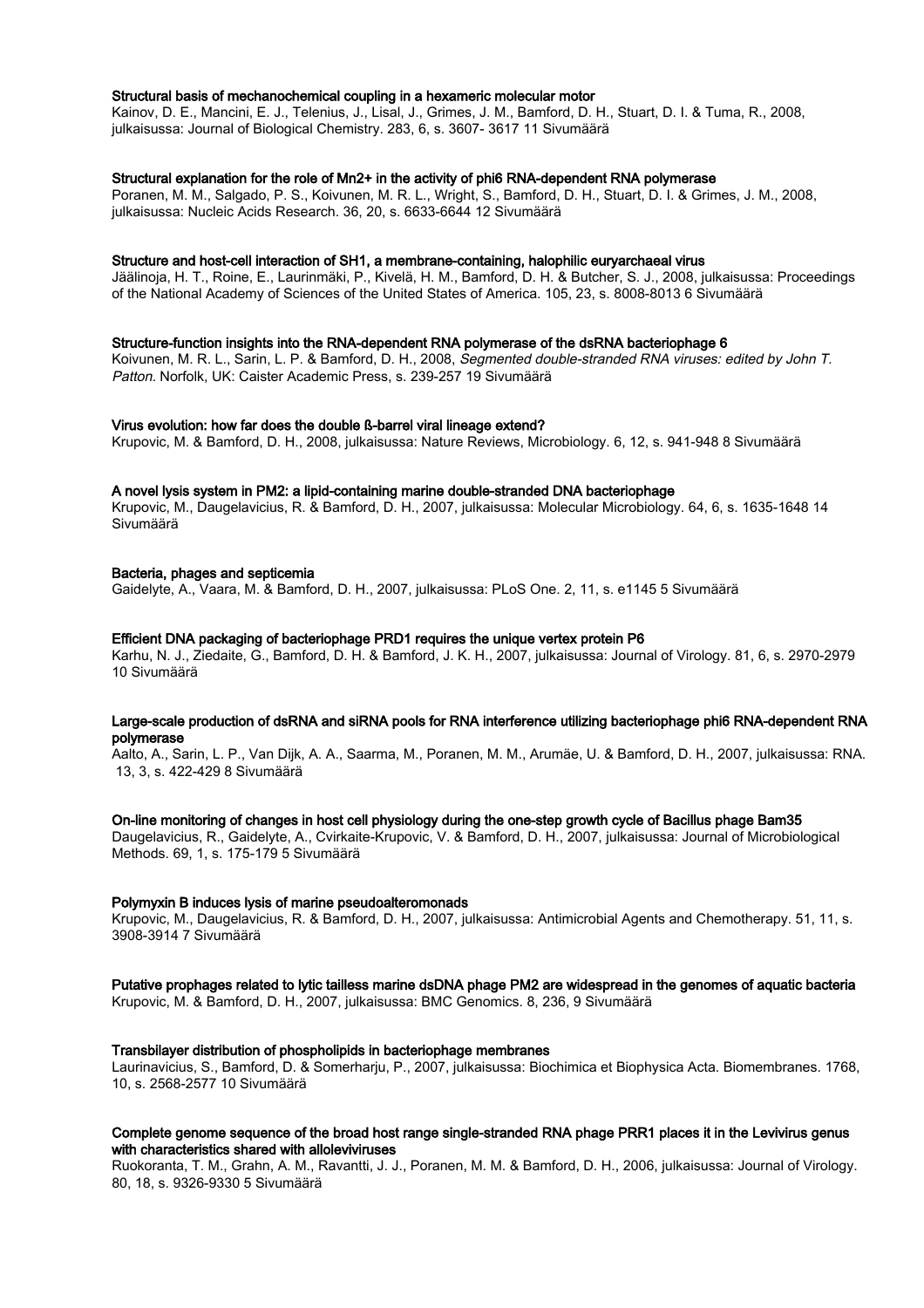**Structural basis of mechanochemical coupling in a hexameric molecular motor**
Kainov, D. E., Mancini, E. J., Telenius, J., Lisal, J., Grimes, J. M., Bamford, D. H., Stuart, D. I. & Tuma, R., 2008, julkaisussa: Journal of Biological Chemistry. 283, 6, s. 3607- 3617 11 Sivumäärä

**Structural explanation for the role of Mn2+ in the activity of phi6 RNA-dependent RNA polymerase**
Poranen, M. M., Salgado, P. S., Koivunen, M. R. L., Wright, S., Bamford, D. H., Stuart, D. I. & Grimes, J. M., 2008, julkaisussa: Nucleic Acids Research. 36, 20, s. 6633-6644 12 Sivumäärä

**Structure and host-cell interaction of SH1, a membrane-containing, halophilic euryarchaeal virus**
Jäälinoja, H. T., Roine, E., Laurinmäki, P., Kivelä, H. M., Bamford, D. H. & Butcher, S. J., 2008, julkaisussa: Proceedings of the National Academy of Sciences of the United States of America. 105, 23, s. 8008-8013 6 Sivumäärä

**Structure-function insights into the RNA-dependent RNA polymerase of the dsRNA bacteriophage 6**
Koivunen, M. R. L., Sarin, L. P. & Bamford, D. H., 2008, *Segmented double-stranded RNA viruses: edited by John T. Patton.* Norfolk, UK: Caister Academic Press, s. 239-257 19 Sivumäärä

**Virus evolution: how far does the double ß-barrel viral lineage extend?**
Krupovic, M. & Bamford, D. H., 2008, julkaisussa: Nature Reviews, Microbiology. 6, 12, s. 941-948 8 Sivumäärä

**A novel lysis system in PM2: a lipid-containing marine double-stranded DNA bacteriophage**
Krupovic, M., Daugelavicius, R. & Bamford, D. H., 2007, julkaisussa: Molecular Microbiology. 64, 6, s. 1635-1648 14 Sivumäärä

**Bacteria, phages and septicemia**
Gaidelyte, A., Vaara, M. & Bamford, D. H., 2007, julkaisussa: PLoS One. 2, 11, s. e1145 5 Sivumäärä

**Efficient DNA packaging of bacteriophage PRD1 requires the unique vertex protein P6**
Karhu, N. J., Ziedaite, G., Bamford, D. H. & Bamford, J. K. H., 2007, julkaisussa: Journal of Virology. 81, 6, s. 2970-2979 10 Sivumäärä

**Large-scale production of dsRNA and siRNA pools for RNA interference utilizing bacteriophage phi6 RNA-dependent RNA polymerase**
Aalto, A., Sarin, L. P., Van Dijk, A. A., Saarma, M., Poranen, M. M., Arumäe, U. & Bamford, D. H., 2007, julkaisussa: RNA. 13, 3, s. 422-429 8 Sivumäärä

**On-line monitoring of changes in host cell physiology during the one-step growth cycle of Bacillus phage Bam35**
Daugelavicius, R., Gaidelyte, A., Cvirkaite-Krupovic, V. & Bamford, D. H., 2007, julkaisussa: Journal of Microbiological Methods. 69, 1, s. 175-179 5 Sivumäärä

**Polymyxin B induces lysis of marine pseudoalteromonads**
Krupovic, M., Daugelavicius, R. & Bamford, D. H., 2007, julkaisussa: Antimicrobial Agents and Chemotherapy. 51, 11, s. 3908-3914 7 Sivumäärä

**Putative prophages related to lytic tailless marine dsDNA phage PM2 are widespread in the genomes of aquatic bacteria**
Krupovic, M. & Bamford, D. H., 2007, julkaisussa: BMC Genomics. 8, 236, 9 Sivumäärä

**Transbilayer distribution of phospholipids in bacteriophage membranes**
Laurinavicius, S., Bamford, D. & Somerharju, P., 2007, julkaisussa: Biochimica et Biophysica Acta. Biomembranes. 1768, 10, s. 2568-2577 10 Sivumäärä

**Complete genome sequence of the broad host range single-stranded RNA phage PRR1 places it in the Levivirus genus with characteristics shared with alloleviviruses**
Ruokoranta, T. M., Grahn, A. M., Ravantti, J. J., Poranen, M. M. & Bamford, D. H., 2006, julkaisussa: Journal of Virology. 80, 18, s. 9326-9330 5 Sivumäärä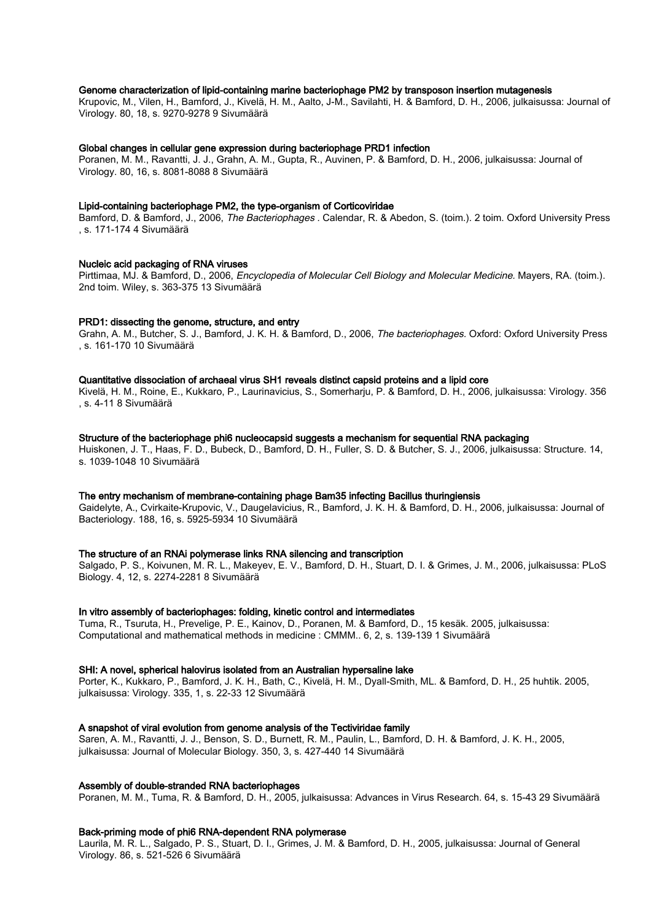**Genome characterization of lipid-containing marine bacteriophage PM2 by transposon insertion mutagenesis**
Krupovic, M., Vilen, H., Bamford, J., Kivelä, H. M., Aalto, J-M., Savilahti, H. & Bamford, D. H., 2006, julkaisussa: Journal of Virology. 80, 18, s. 9270-9278 9 Sivumäärä

**Global changes in cellular gene expression during bacteriophage PRD1 infection**
Poranen, M. M., Ravantti, J. J., Grahn, A. M., Gupta, R., Auvinen, P. & Bamford, D. H., 2006, julkaisussa: Journal of Virology. 80, 16, s. 8081-8088 8 Sivumäärä

**Lipid-containing bacteriophage PM2, the type-organism of Corticoviridae**
Bamford, D. & Bamford, J., 2006, *The Bacteriophages* . Calendar, R. & Abedon, S. (toim.). 2 toim. Oxford University Press , s. 171-174 4 Sivumäärä

**Nucleic acid packaging of RNA viruses**
Pirttimaa, MJ. & Bamford, D., 2006, *Encyclopedia of Molecular Cell Biology and Molecular Medicine.* Mayers, RA. (toim.). 2nd toim. Wiley, s. 363-375 13 Sivumäärä

**PRD1: dissecting the genome, structure, and entry**
Grahn, A. M., Butcher, S. J., Bamford, J. K. H. & Bamford, D., 2006, *The bacteriophages.* Oxford: Oxford University Press , s. 161-170 10 Sivumäärä

**Quantitative dissociation of archaeal virus SH1 reveals distinct capsid proteins and a lipid core**
Kivelä, H. M., Roine, E., Kukkaro, P., Laurinavicius, S., Somerharju, P. & Bamford, D. H., 2006, julkaisussa: Virology. 356 , s. 4-11 8 Sivumäärä

**Structure of the bacteriophage phi6 nucleocapsid suggests a mechanism for sequential RNA packaging**
Huiskonen, J. T., Haas, F. D., Bubeck, D., Bamford, D. H., Fuller, S. D. & Butcher, S. J., 2006, julkaisussa: Structure. 14, s. 1039-1048 10 Sivumäärä

**The entry mechanism of membrane-containing phage Bam35 infecting Bacillus thuringiensis**
Gaidelyte, A., Cvirkaite-Krupovic, V., Daugelavicius, R., Bamford, J. K. H. & Bamford, D. H., 2006, julkaisussa: Journal of Bacteriology. 188, 16, s. 5925-5934 10 Sivumäärä

**The structure of an RNAi polymerase links RNA silencing and transcription**
Salgado, P. S., Koivunen, M. R. L., Makeyev, E. V., Bamford, D. H., Stuart, D. I. & Grimes, J. M., 2006, julkaisussa: PLoS Biology. 4, 12, s. 2274-2281 8 Sivumäärä

**In vitro assembly of bacteriophages: folding, kinetic control and intermediates**
Tuma, R., Tsuruta, H., Prevelige, P. E., Kainov, D., Poranen, M. & Bamford, D., 15 kesäk. 2005, julkaisussa: Computational and mathematical methods in medicine : CMMM.. 6, 2, s. 139-139 1 Sivumäärä

**SHI: A novel, spherical halovirus isolated from an Australian hypersaline lake**
Porter, K., Kukkaro, P., Bamford, J. K. H., Bath, C., Kivelä, H. M., Dyall-Smith, ML. & Bamford, D. H., 25 huhtik. 2005, julkaisussa: Virology. 335, 1, s. 22-33 12 Sivumäärä

**A snapshot of viral evolution from genome analysis of the Tectiviridae family**
Saren, A. M., Ravantti, J. J., Benson, S. D., Burnett, R. M., Paulin, L., Bamford, D. H. & Bamford, J. K. H., 2005, julkaisussa: Journal of Molecular Biology. 350, 3, s. 427-440 14 Sivumäärä

**Assembly of double-stranded RNA bacteriophages**
Poranen, M. M., Tuma, R. & Bamford, D. H., 2005, julkaisussa: Advances in Virus Research. 64, s. 15-43 29 Sivumäärä

**Back-priming mode of phi6 RNA-dependent RNA polymerase**
Laurila, M. R. L., Salgado, P. S., Stuart, D. I., Grimes, J. M. & Bamford, D. H., 2005, julkaisussa: Journal of General Virology. 86, s. 521-526 6 Sivumäärä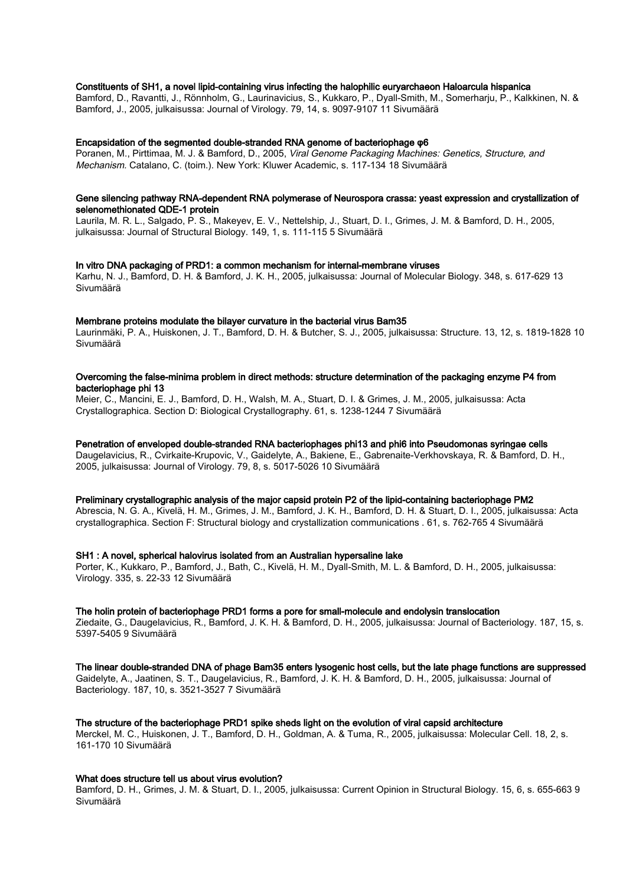**Constituents of SH1, a novel lipid-containing virus infecting the halophilic euryarchaeon Haloarcula hispanica**
Bamford, D., Ravantti, J., Rönnholm, G., Laurinavicius, S., Kukkaro, P., Dyall-Smith, M., Somerharju, P., Kalkkinen, N. & Bamford, J., 2005, julkaisussa: Journal of Virology. 79, 14, s. 9097-9107 11 Sivumäärä

**Encapsidation of the segmented double-stranded RNA genome of bacteriophage φ6**
Poranen, M., Pirttimaa, M. J. & Bamford, D., 2005, *Viral Genome Packaging Machines: Genetics, Structure, and Mechanism.* Catalano, C. (toim.). New York: Kluwer Academic, s. 117-134 18 Sivumäärä

**Gene silencing pathway RNA-dependent RNA polymerase of Neurospora crassa: yeast expression and crystallization of selenomethionated QDE-1 protein**
Laurila, M. R. L., Salgado, P. S., Makeyev, E. V., Nettelship, J., Stuart, D. I., Grimes, J. M. & Bamford, D. H., 2005, julkaisussa: Journal of Structural Biology. 149, 1, s. 111-115 5 Sivumäärä

**In vitro DNA packaging of PRD1: a common mechanism for internal-membrane viruses**
Karhu, N. J., Bamford, D. H. & Bamford, J. K. H., 2005, julkaisussa: Journal of Molecular Biology. 348, s. 617-629 13 Sivumäärä

**Membrane proteins modulate the bilayer curvature in the bacterial virus Bam35**
Laurinmäki, P. A., Huiskonen, J. T., Bamford, D. H. & Butcher, S. J., 2005, julkaisussa: Structure. 13, 12, s. 1819-1828 10 Sivumäärä

**Overcoming the false-minima problem in direct methods: structure determination of the packaging enzyme P4 from bacteriophage phi 13**
Meier, C., Mancini, E. J., Bamford, D. H., Walsh, M. A., Stuart, D. I. & Grimes, J. M., 2005, julkaisussa: Acta Crystallographica. Section D: Biological Crystallography. 61, s. 1238-1244 7 Sivumäärä

**Penetration of enveloped double-stranded RNA bacteriophages phi13 and phi6 into Pseudomonas syringae cells**
Daugelavicius, R., Cvirkaite-Krupovic, V., Gaidelyte, A., Bakiene, E., Gabrenaite-Verkhovskaya, R. & Bamford, D. H., 2005, julkaisussa: Journal of Virology. 79, 8, s. 5017-5026 10 Sivumäärä

**Preliminary crystallographic analysis of the major capsid protein P2 of the lipid-containing bacteriophage PM2**
Abrescia, N. G. A., Kivelä, H. M., Grimes, J. M., Bamford, J. K. H., Bamford, D. H. & Stuart, D. I., 2005, julkaisussa: Acta crystallographica. Section F: Structural biology and crystallization communications . 61, s. 762-765 4 Sivumäärä

**SH1 : A novel, spherical halovirus isolated from an Australian hypersaline lake**
Porter, K., Kukkaro, P., Bamford, J., Bath, C., Kivelä, H. M., Dyall-Smith, M. L. & Bamford, D. H., 2005, julkaisussa: Virology. 335, s. 22-33 12 Sivumäärä

**The holin protein of bacteriophage PRD1 forms a pore for small-molecule and endolysin translocation**
Ziedaite, G., Daugelavicius, R., Bamford, J. K. H. & Bamford, D. H., 2005, julkaisussa: Journal of Bacteriology. 187, 15, s. 5397-5405 9 Sivumäärä

**The linear double-stranded DNA of phage Bam35 enters lysogenic host cells, but the late phage functions are suppressed**
Gaidelyte, A., Jaatinen, S. T., Daugelavicius, R., Bamford, J. K. H. & Bamford, D. H., 2005, julkaisussa: Journal of Bacteriology. 187, 10, s. 3521-3527 7 Sivumäärä

**The structure of the bacteriophage PRD1 spike sheds light on the evolution of viral capsid architecture**
Merckel, M. C., Huiskonen, J. T., Bamford, D. H., Goldman, A. & Tuma, R., 2005, julkaisussa: Molecular Cell. 18, 2, s. 161-170 10 Sivumäärä

**What does structure tell us about virus evolution?**
Bamford, D. H., Grimes, J. M. & Stuart, D. I., 2005, julkaisussa: Current Opinion in Structural Biology. 15, 6, s. 655-663 9 Sivumäärä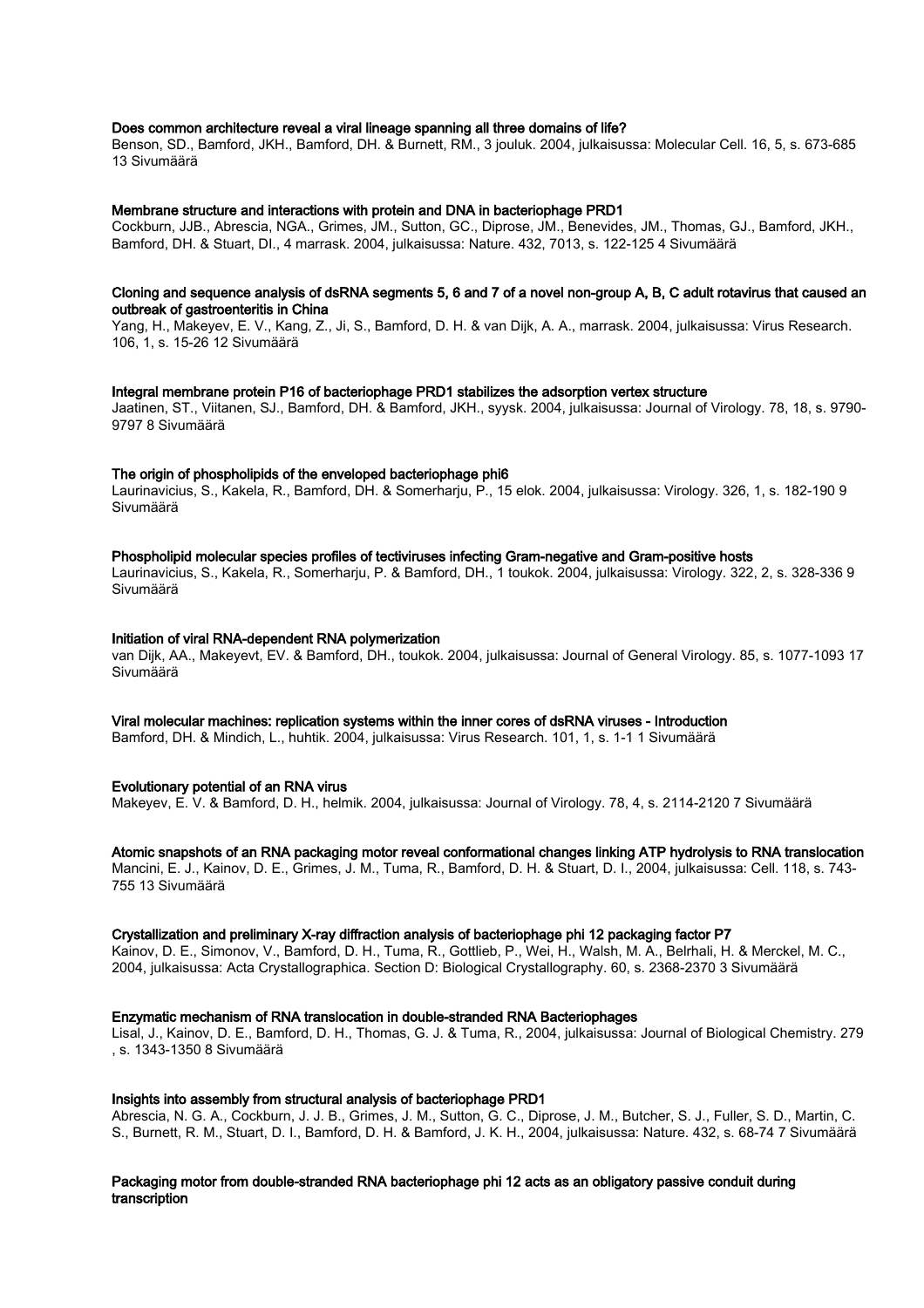**Does common architecture reveal a viral lineage spanning all three domains of life?**
Benson, SD., Bamford, JKH., Bamford, DH. & Burnett, RM., 3 jouluk. 2004, julkaisussa: Molecular Cell. 16, 5, s. 673-685 13 Sivumäärä

**Membrane structure and interactions with protein and DNA in bacteriophage PRD1**
Cockburn, JJB., Abrescia, NGA., Grimes, JM., Sutton, GC., Diprose, JM., Benevides, JM., Thomas, GJ., Bamford, JKH., Bamford, DH. & Stuart, DI., 4 marrask. 2004, julkaisussa: Nature. 432, 7013, s. 122-125 4 Sivumäärä

**Cloning and sequence analysis of dsRNA segments 5, 6 and 7 of a novel non-group A, B, C adult rotavirus that caused an outbreak of gastroenteritis in China**
Yang, H., Makeyev, E. V., Kang, Z., Ji, S., Bamford, D. H. & van Dijk, A. A., marrask. 2004, julkaisussa: Virus Research. 106, 1, s. 15-26 12 Sivumäärä

**Integral membrane protein P16 of bacteriophage PRD1 stabilizes the adsorption vertex structure**
Jaatinen, ST., Viitanen, SJ., Bamford, DH. & Bamford, JKH., syysk. 2004, julkaisussa: Journal of Virology. 78, 18, s. 9790-9797 8 Sivumäärä

**The origin of phospholipids of the enveloped bacteriophage phi6**
Laurinavicius, S., Kakela, R., Bamford, DH. & Somerharju, P., 15 elok. 2004, julkaisussa: Virology. 326, 1, s. 182-190 9 Sivumäärä

**Phospholipid molecular species profiles of tectiviruses infecting Gram-negative and Gram-positive hosts**
Laurinavicius, S., Kakela, R., Somerharju, P. & Bamford, DH., 1 toukok. 2004, julkaisussa: Virology. 322, 2, s. 328-336 9 Sivumäärä

**Initiation of viral RNA-dependent RNA polymerization**
van Dijk, AA., Makeyevt, EV. & Bamford, DH., toukok. 2004, julkaisussa: Journal of General Virology. 85, s. 1077-1093 17 Sivumäärä

**Viral molecular machines: replication systems within the inner cores of dsRNA viruses - Introduction**
Bamford, DH. & Mindich, L., huhtik. 2004, julkaisussa: Virus Research. 101, 1, s. 1-1 1 Sivumäärä

**Evolutionary potential of an RNA virus**
Makeyev, E. V. & Bamford, D. H., helmik. 2004, julkaisussa: Journal of Virology. 78, 4, s. 2114-2120 7 Sivumäärä

**Atomic snapshots of an RNA packaging motor reveal conformational changes linking ATP hydrolysis to RNA translocation**
Mancini, E. J., Kainov, D. E., Grimes, J. M., Tuma, R., Bamford, D. H. & Stuart, D. I., 2004, julkaisussa: Cell. 118, s. 743-755 13 Sivumäärä

**Crystallization and preliminary X-ray diffraction analysis of bacteriophage phi 12 packaging factor P7**
Kainov, D. E., Simonov, V., Bamford, D. H., Tuma, R., Gottlieb, P., Wei, H., Walsh, M. A., Belrhali, H. & Merckel, M. C., 2004, julkaisussa: Acta Crystallographica. Section D: Biological Crystallography. 60, s. 2368-2370 3 Sivumäärä

**Enzymatic mechanism of RNA translocation in double-stranded RNA Bacteriophages**
Lisal, J., Kainov, D. E., Bamford, D. H., Thomas, G. J. & Tuma, R., 2004, julkaisussa: Journal of Biological Chemistry. 279 , s. 1343-1350 8 Sivumäärä

**Insights into assembly from structural analysis of bacteriophage PRD1**
Abrescia, N. G. A., Cockburn, J. J. B., Grimes, J. M., Sutton, G. C., Diprose, J. M., Butcher, S. J., Fuller, S. D., Martin, C. S., Burnett, R. M., Stuart, D. I., Bamford, D. H. & Bamford, J. K. H., 2004, julkaisussa: Nature. 432, s. 68-74 7 Sivumäärä

**Packaging motor from double-stranded RNA bacteriophage phi 12 acts as an obligatory passive conduit during transcription**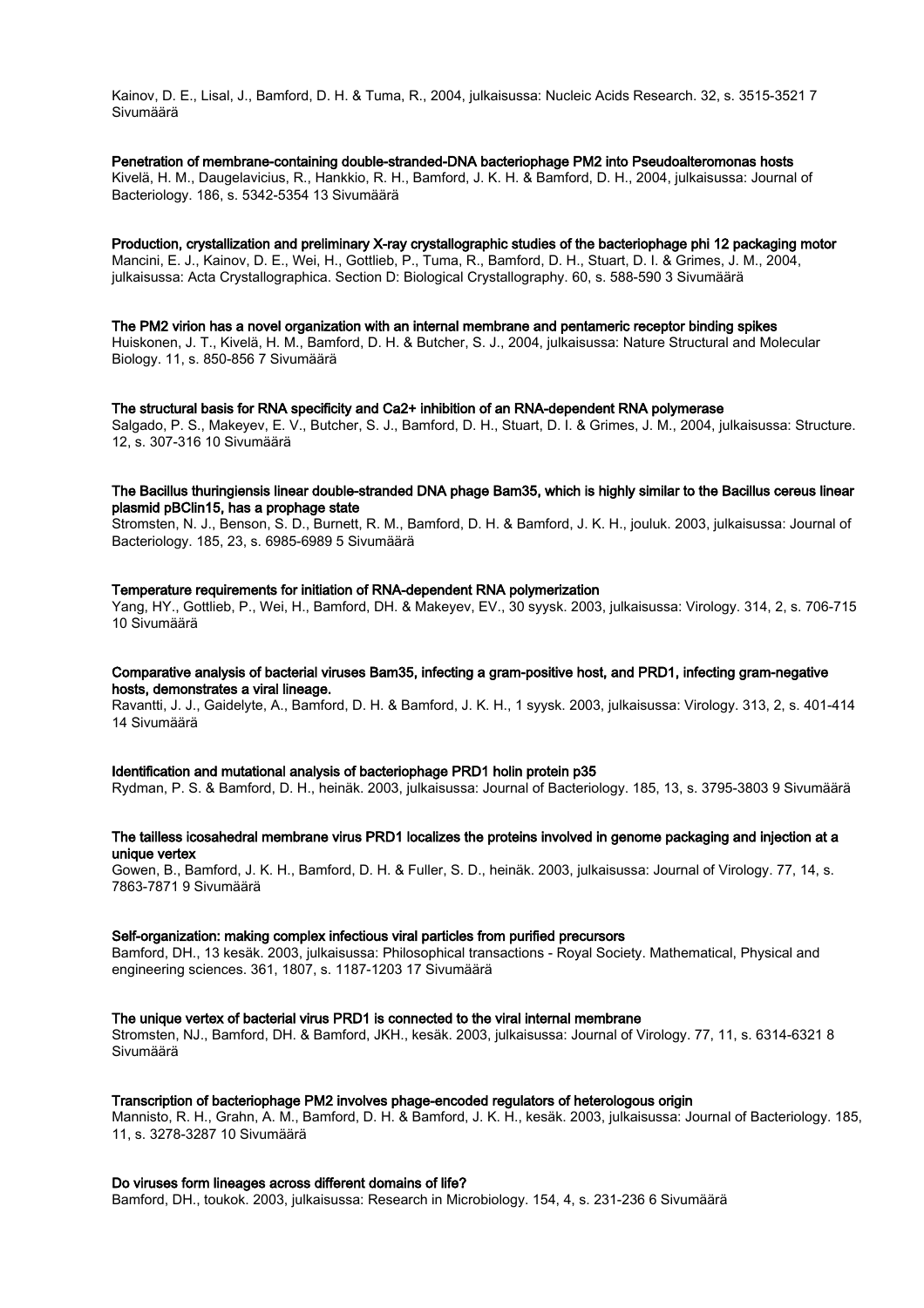Kainov, D. E., Lisal, J., Bamford, D. H. & Tuma, R., 2004, julkaisussa: Nucleic Acids Research. 32, s. 3515-3521 7 Sivumäärä

**Penetration of membrane-containing double-stranded-DNA bacteriophage PM2 into Pseudoalteromonas hosts**
Kivelä, H. M., Daugelavicius, R., Hankkio, R. H., Bamford, J. K. H. & Bamford, D. H., 2004, julkaisussa: Journal of Bacteriology. 186, s. 5342-5354 13 Sivumäärä

**Production, crystallization and preliminary X-ray crystallographic studies of the bacteriophage phi 12 packaging motor**
Mancini, E. J., Kainov, D. E., Wei, H., Gottlieb, P., Tuma, R., Bamford, D. H., Stuart, D. I. & Grimes, J. M., 2004, julkaisussa: Acta Crystallographica. Section D: Biological Crystallography. 60, s. 588-590 3 Sivumäärä

**The PM2 virion has a novel organization with an internal membrane and pentameric receptor binding spikes**
Huiskonen, J. T., Kivelä, H. M., Bamford, D. H. & Butcher, S. J., 2004, julkaisussa: Nature Structural and Molecular Biology. 11, s. 850-856 7 Sivumäärä

**The structural basis for RNA specificity and Ca2+ inhibition of an RNA-dependent RNA polymerase**
Salgado, P. S., Makeyev, E. V., Butcher, S. J., Bamford, D. H., Stuart, D. I. & Grimes, J. M., 2004, julkaisussa: Structure. 12, s. 307-316 10 Sivumäärä

**The Bacillus thuringiensis linear double-stranded DNA phage Bam35, which is highly similar to the Bacillus cereus linear plasmid pBClin15, has a prophage state**
Stromsten, N. J., Benson, S. D., Burnett, R. M., Bamford, D. H. & Bamford, J. K. H., jouluk. 2003, julkaisussa: Journal of Bacteriology. 185, 23, s. 6985-6989 5 Sivumäärä

**Temperature requirements for initiation of RNA-dependent RNA polymerization**
Yang, HY., Gottlieb, P., Wei, H., Bamford, DH. & Makeyev, EV., 30 syysk. 2003, julkaisussa: Virology. 314, 2, s. 706-715 10 Sivumäärä

**Comparative analysis of bacterial viruses Bam35, infecting a gram-positive host, and PRD1, infecting gram-negative hosts, demonstrates a viral lineage.**
Ravantti, J. J., Gaidelyte, A., Bamford, D. H. & Bamford, J. K. H., 1 syysk. 2003, julkaisussa: Virology. 313, 2, s. 401-414 14 Sivumäärä

**Identification and mutational analysis of bacteriophage PRD1 holin protein p35**
Rydman, P. S. & Bamford, D. H., heinäk. 2003, julkaisussa: Journal of Bacteriology. 185, 13, s. 3795-3803 9 Sivumäärä

**The tailless icosahedral membrane virus PRD1 localizes the proteins involved in genome packaging and injection at a unique vertex**
Gowen, B., Bamford, J. K. H., Bamford, D. H. & Fuller, S. D., heinäk. 2003, julkaisussa: Journal of Virology. 77, 14, s. 7863-7871 9 Sivumäärä

**Self-organization: making complex infectious viral particles from purified precursors**
Bamford, DH., 13 kesäk. 2003, julkaisussa: Philosophical transactions - Royal Society. Mathematical, Physical and engineering sciences. 361, 1807, s. 1187-1203 17 Sivumäärä

**The unique vertex of bacterial virus PRD1 is connected to the viral internal membrane**
Stromsten, NJ., Bamford, DH. & Bamford, JKH., kesäk. 2003, julkaisussa: Journal of Virology. 77, 11, s. 6314-6321 8 Sivumäärä

**Transcription of bacteriophage PM2 involves phage-encoded regulators of heterologous origin**
Mannisto, R. H., Grahn, A. M., Bamford, D. H. & Bamford, J. K. H., kesäk. 2003, julkaisussa: Journal of Bacteriology. 185, 11, s. 3278-3287 10 Sivumäärä

**Do viruses form lineages across different domains of life?**
Bamford, DH., toukok. 2003, julkaisussa: Research in Microbiology. 154, 4, s. 231-236 6 Sivumäärä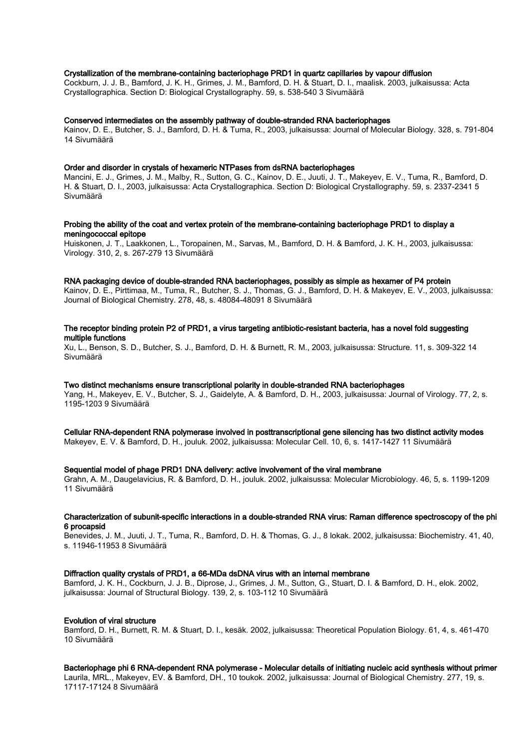**Crystallization of the membrane-containing bacteriophage PRD1 in quartz capillaries by vapour diffusion**

Cockburn, J. J. B., Bamford, J. K. H., Grimes, J. M., Bamford, D. H. & Stuart, D. I., maalisk. 2003, julkaisussa: Acta Crystallographica. Section D: Biological Crystallography. 59, s. 538-540 3 Sivumäärä

**Conserved intermediates on the assembly pathway of double-stranded RNA bacteriophages**

Kainov, D. E., Butcher, S. J., Bamford, D. H. & Tuma, R., 2003, julkaisussa: Journal of Molecular Biology. 328, s. 791-804 14 Sivumäärä

**Order and disorder in crystals of hexameric NTPases from dsRNA bacteriophages**

Mancini, E. J., Grimes, J. M., Malby, R., Sutton, G. C., Kainov, D. E., Juuti, J. T., Makeyev, E. V., Tuma, R., Bamford, D. H. & Stuart, D. I., 2003, julkaisussa: Acta Crystallographica. Section D: Biological Crystallography. 59, s. 2337-2341 5 Sivumäärä

**Probing the ability of the coat and vertex protein of the membrane-containing bacteriophage PRD1 to display a meningococcal epitope**

Huiskonen, J. T., Laakkonen, L., Toropainen, M., Sarvas, M., Bamford, D. H. & Bamford, J. K. H., 2003, julkaisussa: Virology. 310, 2, s. 267-279 13 Sivumäärä

**RNA packaging device of double-stranded RNA bacteriophages, possibly as simple as hexamer of P4 protein**

Kainov, D. E., Pirttimaa, M., Tuma, R., Butcher, S. J., Thomas, G. J., Bamford, D. H. & Makeyev, E. V., 2003, julkaisussa: Journal of Biological Chemistry. 278, 48, s. 48084-48091 8 Sivumäärä

**The receptor binding protein P2 of PRD1, a virus targeting antibiotic-resistant bacteria, has a novel fold suggesting multiple functions**

Xu, L., Benson, S. D., Butcher, S. J., Bamford, D. H. & Burnett, R. M., 2003, julkaisussa: Structure. 11, s. 309-322 14 Sivumäärä

**Two distinct mechanisms ensure transcriptional polarity in double-stranded RNA bacteriophages**

Yang, H., Makeyev, E. V., Butcher, S. J., Gaidelyte, A. & Bamford, D. H., 2003, julkaisussa: Journal of Virology. 77, 2, s. 1195-1203 9 Sivumäärä

**Cellular RNA-dependent RNA polymerase involved in posttranscriptional gene silencing has two distinct activity modes**

Makeyev, E. V. & Bamford, D. H., jouluk. 2002, julkaisussa: Molecular Cell. 10, 6, s. 1417-1427 11 Sivumäärä

**Sequential model of phage PRD1 DNA delivery: active involvement of the viral membrane**

Grahn, A. M., Daugelavicius, R. & Bamford, D. H., jouluk. 2002, julkaisussa: Molecular Microbiology. 46, 5, s. 1199-1209 11 Sivumäärä

**Characterization of subunit-specific interactions in a double-stranded RNA virus: Raman difference spectroscopy of the phi 6 procapsid**

Benevides, J. M., Juuti, J. T., Tuma, R., Bamford, D. H. & Thomas, G. J., 8 lokak. 2002, julkaisussa: Biochemistry. 41, 40, s. 11946-11953 8 Sivumäärä

**Diffraction quality crystals of PRD1, a 66-MDa dsDNA virus with an internal membrane**

Bamford, J. K. H., Cockburn, J. J. B., Diprose, J., Grimes, J. M., Sutton, G., Stuart, D. I. & Bamford, D. H., elok. 2002, julkaisussa: Journal of Structural Biology. 139, 2, s. 103-112 10 Sivumäärä

**Evolution of viral structure**

Bamford, D. H., Burnett, R. M. & Stuart, D. I., kesäk. 2002, julkaisussa: Theoretical Population Biology. 61, 4, s. 461-470 10 Sivumäärä

**Bacteriophage phi 6 RNA-dependent RNA polymerase - Molecular details of initiating nucleic acid synthesis without primer**

Laurila, MRL., Makeyev, EV. & Bamford, DH., 10 toukok. 2002, julkaisussa: Journal of Biological Chemistry. 277, 19, s. 17117-17124 8 Sivumäärä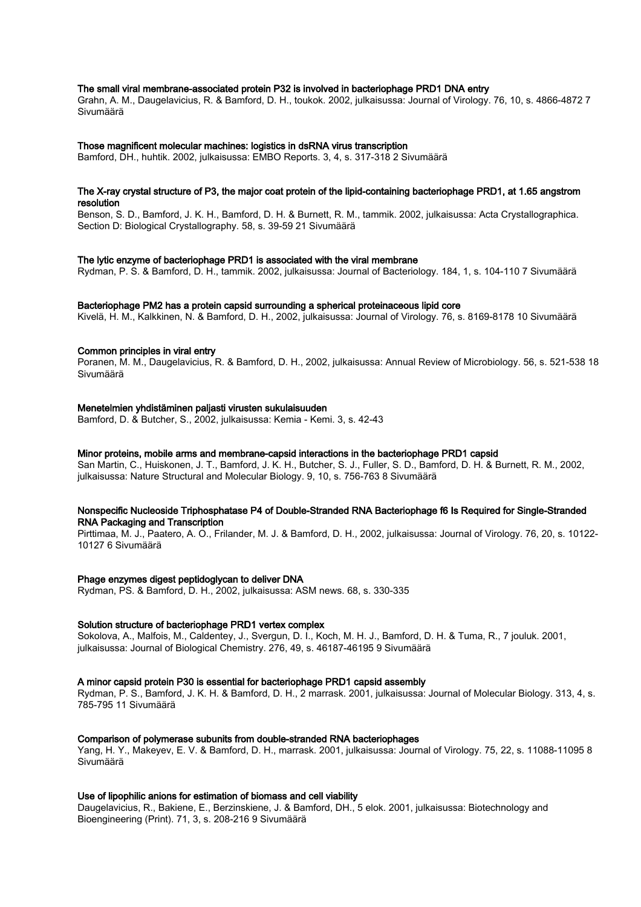**The small viral membrane-associated protein P32 is involved in bacteriophage PRD1 DNA entry**

Grahn, A. M., Daugelavicius, R. & Bamford, D. H., toukok. 2002, julkaisussa: Journal of Virology. 76, 10, s. 4866-4872 7 Sivumäärä

**Those magnificent molecular machines: logistics in dsRNA virus transcription**

Bamford, DH., huhtik. 2002, julkaisussa: EMBO Reports. 3, 4, s. 317-318 2 Sivumäärä

**The X-ray crystal structure of P3, the major coat protein of the lipid-containing bacteriophage PRD1, at 1.65 angstrom resolution**

Benson, S. D., Bamford, J. K. H., Bamford, D. H. & Burnett, R. M., tammik. 2002, julkaisussa: Acta Crystallographica. Section D: Biological Crystallography. 58, s. 39-59 21 Sivumäärä

**The lytic enzyme of bacteriophage PRD1 is associated with the viral membrane**

Rydman, P. S. & Bamford, D. H., tammik. 2002, julkaisussa: Journal of Bacteriology. 184, 1, s. 104-110 7 Sivumäärä

**Bacteriophage PM2 has a protein capsid surrounding a spherical proteinaceous lipid core**

Kivelä, H. M., Kalkkinen, N. & Bamford, D. H., 2002, julkaisussa: Journal of Virology. 76, s. 8169-8178 10 Sivumäärä

**Common principles in viral entry**

Poranen, M. M., Daugelavicius, R. & Bamford, D. H., 2002, julkaisussa: Annual Review of Microbiology. 56, s. 521-538 18 Sivumäärä

**Menetelmien yhdistäminen paljasti virusten sukulaisuuden**

Bamford, D. & Butcher, S., 2002, julkaisussa: Kemia - Kemi. 3, s. 42-43

**Minor proteins, mobile arms and membrane-capsid interactions in the bacteriophage PRD1 capsid**

San Martin, C., Huiskonen, J. T., Bamford, J. K. H., Butcher, S. J., Fuller, S. D., Bamford, D. H. & Burnett, R. M., 2002, julkaisussa: Nature Structural and Molecular Biology. 9, 10, s. 756-763 8 Sivumäärä

**Nonspecific Nucleoside Triphosphatase P4 of Double-Stranded RNA Bacteriophage f6 Is Required for Single-Stranded RNA Packaging and Transcription**

Pirttimaa, M. J., Paatero, A. O., Frilander, M. J. & Bamford, D. H., 2002, julkaisussa: Journal of Virology. 76, 20, s. 10122-10127 6 Sivumäärä

**Phage enzymes digest peptidoglycan to deliver DNA**

Rydman, PS. & Bamford, D. H., 2002, julkaisussa: ASM news. 68, s. 330-335

**Solution structure of bacteriophage PRD1 vertex complex**

Sokolova, A., Malfois, M., Caldentey, J., Svergun, D. I., Koch, M. H. J., Bamford, D. H. & Tuma, R., 7 jouluk. 2001, julkaisussa: Journal of Biological Chemistry. 276, 49, s. 46187-46195 9 Sivumäärä

**A minor capsid protein P30 is essential for bacteriophage PRD1 capsid assembly**

Rydman, P. S., Bamford, J. K. H. & Bamford, D. H., 2 marrask. 2001, julkaisussa: Journal of Molecular Biology. 313, 4, s. 785-795 11 Sivumäärä

**Comparison of polymerase subunits from double-stranded RNA bacteriophages**

Yang, H. Y., Makeyev, E. V. & Bamford, D. H., marrask. 2001, julkaisussa: Journal of Virology. 75, 22, s. 11088-11095 8 Sivumäärä

**Use of lipophilic anions for estimation of biomass and cell viability**

Daugelavicius, R., Bakiene, E., Berzinskiene, J. & Bamford, DH., 5 elok. 2001, julkaisussa: Biotechnology and Bioengineering (Print). 71, 3, s. 208-216 9 Sivumäärä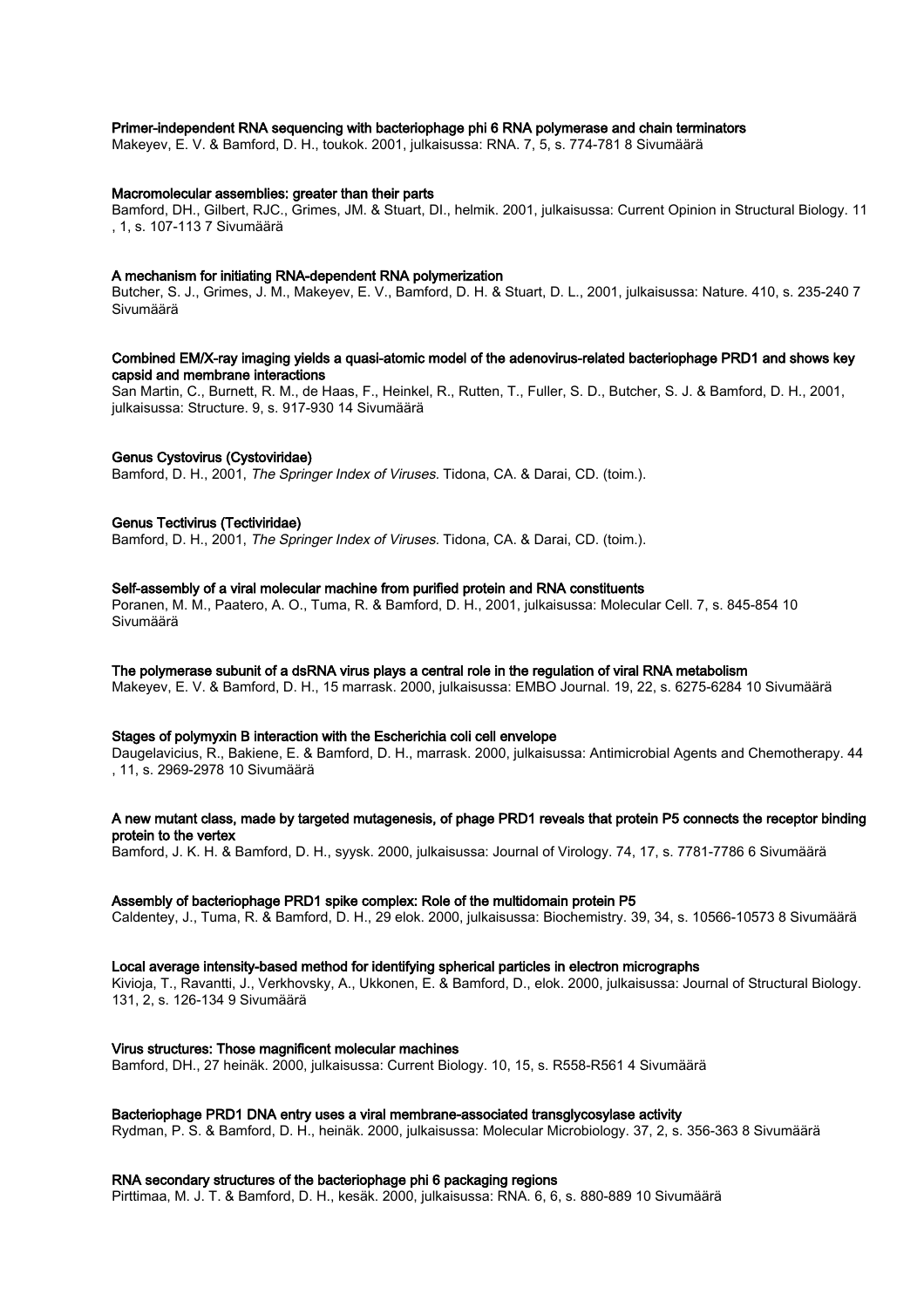**Primer-independent RNA sequencing with bacteriophage phi 6 RNA polymerase and chain terminators**
Makeyev, E. V. & Bamford, D. H., toukok. 2001, julkaisussa: RNA. 7, 5, s. 774-781 8 Sivumäärä

**Macromolecular assemblies: greater than their parts**
Bamford, DH., Gilbert, RJC., Grimes, JM. & Stuart, DI., helmik. 2001, julkaisussa: Current Opinion in Structural Biology. 11 , 1, s. 107-113 7 Sivumäärä

**A mechanism for initiating RNA-dependent RNA polymerization**
Butcher, S. J., Grimes, J. M., Makeyev, E. V., Bamford, D. H. & Stuart, D. L., 2001, julkaisussa: Nature. 410, s. 235-240 7 Sivumäärä

**Combined EM/X-ray imaging yields a quasi-atomic model of the adenovirus-related bacteriophage PRD1 and shows key capsid and membrane interactions**
San Martin, C., Burnett, R. M., de Haas, F., Heinkel, R., Rutten, T., Fuller, S. D., Butcher, S. J. & Bamford, D. H., 2001, julkaisussa: Structure. 9, s. 917-930 14 Sivumäärä

**Genus Cystovirus (Cystoviridae)**
Bamford, D. H., 2001, *The Springer Index of Viruses.* Tidona, CA. & Darai, CD. (toim.).

**Genus Tectivirus (Tectiviridae)**
Bamford, D. H., 2001, *The Springer Index of Viruses.* Tidona, CA. & Darai, CD. (toim.).

**Self-assembly of a viral molecular machine from purified protein and RNA constituents**
Poranen, M. M., Paatero, A. O., Tuma, R. & Bamford, D. H., 2001, julkaisussa: Molecular Cell. 7, s. 845-854 10 Sivumäärä

**The polymerase subunit of a dsRNA virus plays a central role in the regulation of viral RNA metabolism**
Makeyev, E. V. & Bamford, D. H., 15 marrask. 2000, julkaisussa: EMBO Journal. 19, 22, s. 6275-6284 10 Sivumäärä

**Stages of polymyxin B interaction with the Escherichia coli cell envelope**
Daugelavicius, R., Bakiene, E. & Bamford, D. H., marrask. 2000, julkaisussa: Antimicrobial Agents and Chemotherapy. 44 , 11, s. 2969-2978 10 Sivumäärä

**A new mutant class, made by targeted mutagenesis, of phage PRD1 reveals that protein P5 connects the receptor binding protein to the vertex**
Bamford, J. K. H. & Bamford, D. H., syysk. 2000, julkaisussa: Journal of Virology. 74, 17, s. 7781-7786 6 Sivumäärä

**Assembly of bacteriophage PRD1 spike complex: Role of the multidomain protein P5**
Caldentey, J., Tuma, R. & Bamford, D. H., 29 elok. 2000, julkaisussa: Biochemistry. 39, 34, s. 10566-10573 8 Sivumäärä

**Local average intensity-based method for identifying spherical particles in electron micrographs**
Kivioja, T., Ravantti, J., Verkhovsky, A., Ukkonen, E. & Bamford, D., elok. 2000, julkaisussa: Journal of Structural Biology. 131, 2, s. 126-134 9 Sivumäärä

**Virus structures: Those magnificent molecular machines**
Bamford, DH., 27 heinäk. 2000, julkaisussa: Current Biology. 10, 15, s. R558-R561 4 Sivumäärä

**Bacteriophage PRD1 DNA entry uses a viral membrane-associated transglycosylase activity**
Rydman, P. S. & Bamford, D. H., heinäk. 2000, julkaisussa: Molecular Microbiology. 37, 2, s. 356-363 8 Sivumäärä

**RNA secondary structures of the bacteriophage phi 6 packaging regions**
Pirttimaa, M. J. T. & Bamford, D. H., kesäk. 2000, julkaisussa: RNA. 6, 6, s. 880-889 10 Sivumäärä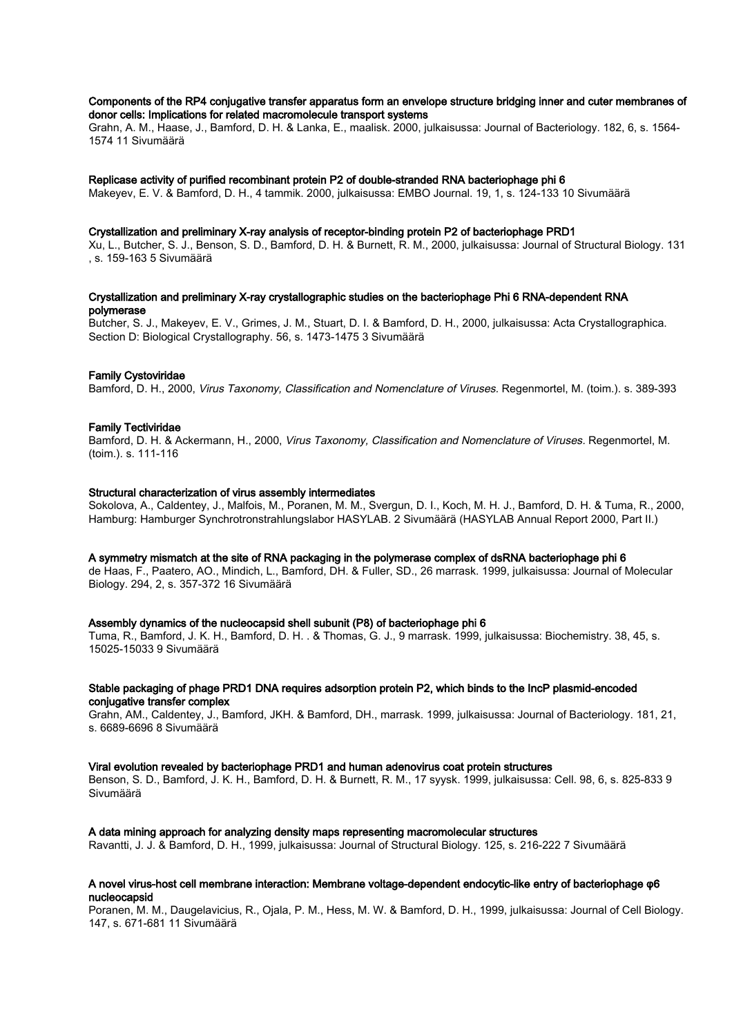**Components of the RP4 conjugative transfer apparatus form an envelope structure bridging inner and cuter membranes of donor cells: Implications for related macromolecule transport systems**

Grahn, A. M., Haase, J., Bamford, D. H. & Lanka, E., maalisk. 2000, julkaisussa: Journal of Bacteriology. 182, 6, s. 1564-1574 11 Sivumäärä

**Replicase activity of purified recombinant protein P2 of double-stranded RNA bacteriophage phi 6**

Makeyev, E. V. & Bamford, D. H., 4 tammik. 2000, julkaisussa: EMBO Journal. 19, 1, s. 124-133 10 Sivumäärä

**Crystallization and preliminary X-ray analysis of receptor-binding protein P2 of bacteriophage PRD1**

Xu, L., Butcher, S. J., Benson, S. D., Bamford, D. H. & Burnett, R. M., 2000, julkaisussa: Journal of Structural Biology. 131 , s. 159-163 5 Sivumäärä

**Crystallization and preliminary X-ray crystallographic studies on the bacteriophage Phi 6 RNA-dependent RNA polymerase**

Butcher, S. J., Makeyev, E. V., Grimes, J. M., Stuart, D. I. & Bamford, D. H., 2000, julkaisussa: Acta Crystallographica. Section D: Biological Crystallography. 56, s. 1473-1475 3 Sivumäärä

**Family Cystoviridae**

Bamford, D. H., 2000, *Virus Taxonomy, Classification and Nomenclature of Viruses.* Regenmortel, M. (toim.). s. 389-393

**Family Tectiviridae**

Bamford, D. H. & Ackermann, H., 2000, *Virus Taxonomy, Classification and Nomenclature of Viruses.* Regenmortel, M. (toim.). s. 111-116

**Structural characterization of virus assembly intermediates**

Sokolova, A., Caldentey, J., Malfois, M., Poranen, M. M., Svergun, D. I., Koch, M. H. J., Bamford, D. H. & Tuma, R., 2000, Hamburg: Hamburger Synchrotronstrahlungslabor HASYLAB. 2 Sivumäärä (HASYLAB Annual Report 2000, Part II.)

**A symmetry mismatch at the site of RNA packaging in the polymerase complex of dsRNA bacteriophage phi 6**

de Haas, F., Paatero, AO., Mindich, L., Bamford, DH. & Fuller, SD., 26 marrask. 1999, julkaisussa: Journal of Molecular Biology. 294, 2, s. 357-372 16 Sivumäärä

**Assembly dynamics of the nucleocapsid shell subunit (P8) of bacteriophage phi 6**

Tuma, R., Bamford, J. K. H., Bamford, D. H. . & Thomas, G. J., 9 marrask. 1999, julkaisussa: Biochemistry. 38, 45, s. 15025-15033 9 Sivumäärä

**Stable packaging of phage PRD1 DNA requires adsorption protein P2, which binds to the IncP plasmid-encoded conjugative transfer complex**

Grahn, AM., Caldentey, J., Bamford, JKH. & Bamford, DH., marrask. 1999, julkaisussa: Journal of Bacteriology. 181, 21, s. 6689-6696 8 Sivumäärä

**Viral evolution revealed by bacteriophage PRD1 and human adenovirus coat protein structures**

Benson, S. D., Bamford, J. K. H., Bamford, D. H. & Burnett, R. M., 17 syysk. 1999, julkaisussa: Cell. 98, 6, s. 825-833 9 Sivumäärä

**A data mining approach for analyzing density maps representing macromolecular structures**

Ravantti, J. J. & Bamford, D. H., 1999, julkaisussa: Journal of Structural Biology. 125, s. 216-222 7 Sivumäärä

**A novel virus-host cell membrane interaction: Membrane voltage-dependent endocytic-like entry of bacteriophage φ6 nucleocapsid**

Poranen, M. M., Daugelavicius, R., Ojala, P. M., Hess, M. W. & Bamford, D. H., 1999, julkaisussa: Journal of Cell Biology. 147, s. 671-681 11 Sivumäärä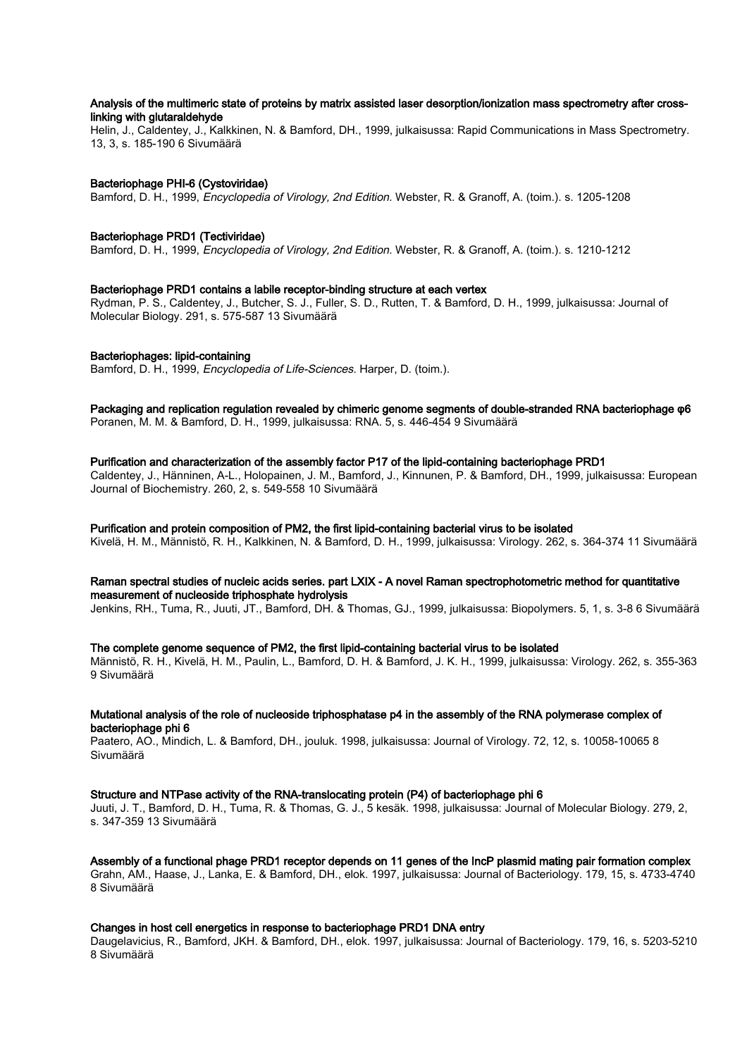**Analysis of the multimeric state of proteins by matrix assisted laser desorption/ionization mass spectrometry after cross-linking with glutaraldehyde**
Helin, J., Caldentey, J., Kalkkinen, N. & Bamford, DH., 1999, julkaisussa: Rapid Communications in Mass Spectrometry. 13, 3, s. 185-190 6 Sivumäärä

**Bacteriophage PHI-6 (Cystoviridae)**
Bamford, D. H., 1999, *Encyclopedia of Virology, 2nd Edition.* Webster, R. & Granoff, A. (toim.). s. 1205-1208

**Bacteriophage PRD1 (Tectiviridae)**
Bamford, D. H., 1999, *Encyclopedia of Virology, 2nd Edition.* Webster, R. & Granoff, A. (toim.). s. 1210-1212

**Bacteriophage PRD1 contains a labile receptor-binding structure at each vertex**
Rydman, P. S., Caldentey, J., Butcher, S. J., Fuller, S. D., Rutten, T. & Bamford, D. H., 1999, julkaisussa: Journal of Molecular Biology. 291, s. 575-587 13 Sivumäärä

**Bacteriophages: lipid-containing**
Bamford, D. H., 1999, *Encyclopedia of Life-Sciences.* Harper, D. (toim.).

**Packaging and replication regulation revealed by chimeric genome segments of double-stranded RNA bacteriophage φ6**
Poranen, M. M. & Bamford, D. H., 1999, julkaisussa: RNA. 5, s. 446-454 9 Sivumäärä

**Purification and characterization of the assembly factor P17 of the lipid-containing bacteriophage PRD1**
Caldentey, J., Hänninen, A-L., Holopainen, J. M., Bamford, J., Kinnunen, P. & Bamford, DH., 1999, julkaisussa: European Journal of Biochemistry. 260, 2, s. 549-558 10 Sivumäärä

**Purification and protein composition of PM2, the first lipid-containing bacterial virus to be isolated**
Kivelä, H. M., Männistö, R. H., Kalkkinen, N. & Bamford, D. H., 1999, julkaisussa: Virology. 262, s. 364-374 11 Sivumäärä

**Raman spectral studies of nucleic acids series. part LXIX - A novel Raman spectrophotometric method for quantitative measurement of nucleoside triphosphate hydrolysis**
Jenkins, RH., Tuma, R., Juuti, JT., Bamford, DH. & Thomas, GJ., 1999, julkaisussa: Biopolymers. 5, 1, s. 3-8 6 Sivumäärä

**The complete genome sequence of PM2, the first lipid-containing bacterial virus to be isolated**
Männistö, R. H., Kivelä, H. M., Paulin, L., Bamford, D. H. & Bamford, J. K. H., 1999, julkaisussa: Virology. 262, s. 355-363 9 Sivumäärä

**Mutational analysis of the role of nucleoside triphosphatase p4 in the assembly of the RNA polymerase complex of bacteriophage phi 6**
Paatero, AO., Mindich, L. & Bamford, DH., jouluk. 1998, julkaisussa: Journal of Virology. 72, 12, s. 10058-10065 8 Sivumäärä

**Structure and NTPase activity of the RNA-translocating protein (P4) of bacteriophage phi 6**
Juuti, J. T., Bamford, D. H., Tuma, R. & Thomas, G. J., 5 kesäk. 1998, julkaisussa: Journal of Molecular Biology. 279, 2, s. 347-359 13 Sivumäärä

**Assembly of a functional phage PRD1 receptor depends on 11 genes of the IncP plasmid mating pair formation complex**
Grahn, AM., Haase, J., Lanka, E. & Bamford, DH., elok. 1997, julkaisussa: Journal of Bacteriology. 179, 15, s. 4733-4740 8 Sivumäärä

**Changes in host cell energetics in response to bacteriophage PRD1 DNA entry**
Daugelavicius, R., Bamford, JKH. & Bamford, DH., elok. 1997, julkaisussa: Journal of Bacteriology. 179, 16, s. 5203-5210 8 Sivumäärä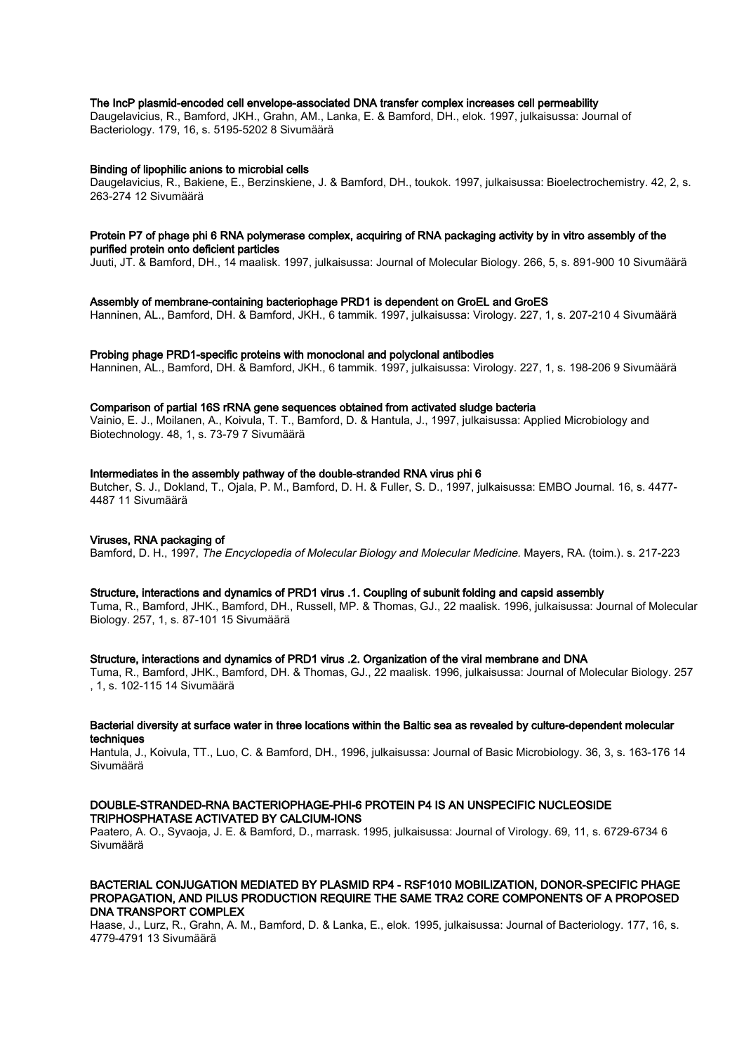**The IncP plasmid-encoded cell envelope-associated DNA transfer complex increases cell permeability**
Daugelavicius, R., Bamford, JKH., Grahn, AM., Lanka, E. & Bamford, DH., elok. 1997, julkaisussa: Journal of Bacteriology. 179, 16, s. 5195-5202 8 Sivumäärä

**Binding of lipophilic anions to microbial cells**
Daugelavicius, R., Bakiene, E., Berzinskiene, J. & Bamford, DH., toukok. 1997, julkaisussa: Bioelectrochemistry. 42, 2, s. 263-274 12 Sivumäärä

**Protein P7 of phage phi 6 RNA polymerase complex, acquiring of RNA packaging activity by in vitro assembly of the purified protein onto deficient particles**
Juuti, JT. & Bamford, DH., 14 maalisk. 1997, julkaisussa: Journal of Molecular Biology. 266, 5, s. 891-900 10 Sivumäärä

**Assembly of membrane-containing bacteriophage PRD1 is dependent on GroEL and GroES**
Hanninen, AL., Bamford, DH. & Bamford, JKH., 6 tammik. 1997, julkaisussa: Virology. 227, 1, s. 207-210 4 Sivumäärä

**Probing phage PRD1-specific proteins with monoclonal and polyclonal antibodies**
Hanninen, AL., Bamford, DH. & Bamford, JKH., 6 tammik. 1997, julkaisussa: Virology. 227, 1, s. 198-206 9 Sivumäärä

**Comparison of partial 16S rRNA gene sequences obtained from activated sludge bacteria**
Vainio, E. J., Moilanen, A., Koivula, T. T., Bamford, D. & Hantula, J., 1997, julkaisussa: Applied Microbiology and Biotechnology. 48, 1, s. 73-79 7 Sivumäärä

**Intermediates in the assembly pathway of the double-stranded RNA virus phi 6**
Butcher, S. J., Dokland, T., Ojala, P. M., Bamford, D. H. & Fuller, S. D., 1997, julkaisussa: EMBO Journal. 16, s. 4477-4487 11 Sivumäärä

**Viruses, RNA packaging of**
Bamford, D. H., 1997, *The Encyclopedia of Molecular Biology and Molecular Medicine.* Mayers, RA. (toim.). s. 217-223

**Structure, interactions and dynamics of PRD1 virus .1. Coupling of subunit folding and capsid assembly**
Tuma, R., Bamford, JHK., Bamford, DH., Russell, MP. & Thomas, GJ., 22 maalisk. 1996, julkaisussa: Journal of Molecular Biology. 257, 1, s. 87-101 15 Sivumäärä

**Structure, interactions and dynamics of PRD1 virus .2. Organization of the viral membrane and DNA**
Tuma, R., Bamford, JHK., Bamford, DH. & Thomas, GJ., 22 maalisk. 1996, julkaisussa: Journal of Molecular Biology. 257, 1, s. 102-115 14 Sivumäärä

**Bacterial diversity at surface water in three locations within the Baltic sea as revealed by culture-dependent molecular techniques**
Hantula, J., Koivula, TT., Luo, C. & Bamford, DH., 1996, julkaisussa: Journal of Basic Microbiology. 36, 3, s. 163-176 14 Sivumäärä

**DOUBLE-STRANDED-RNA BACTERIOPHAGE-PHI-6 PROTEIN P4 IS AN UNSPECIFIC NUCLEOSIDE TRIPHOSPHATASE ACTIVATED BY CALCIUM-IONS**
Paatero, A. O., Syvaoja, J. E. & Bamford, D., marrask. 1995, julkaisussa: Journal of Virology. 69, 11, s. 6729-6734 6 Sivumäärä

**BACTERIAL CONJUGATION MEDIATED BY PLASMID RP4 - RSF1010 MOBILIZATION, DONOR-SPECIFIC PHAGE PROPAGATION, AND PILUS PRODUCTION REQUIRE THE SAME TRA2 CORE COMPONENTS OF A PROPOSED DNA TRANSPORT COMPLEX**
Haase, J., Lurz, R., Grahn, A. M., Bamford, D. & Lanka, E., elok. 1995, julkaisussa: Journal of Bacteriology. 177, 16, s. 4779-4791 13 Sivumäärä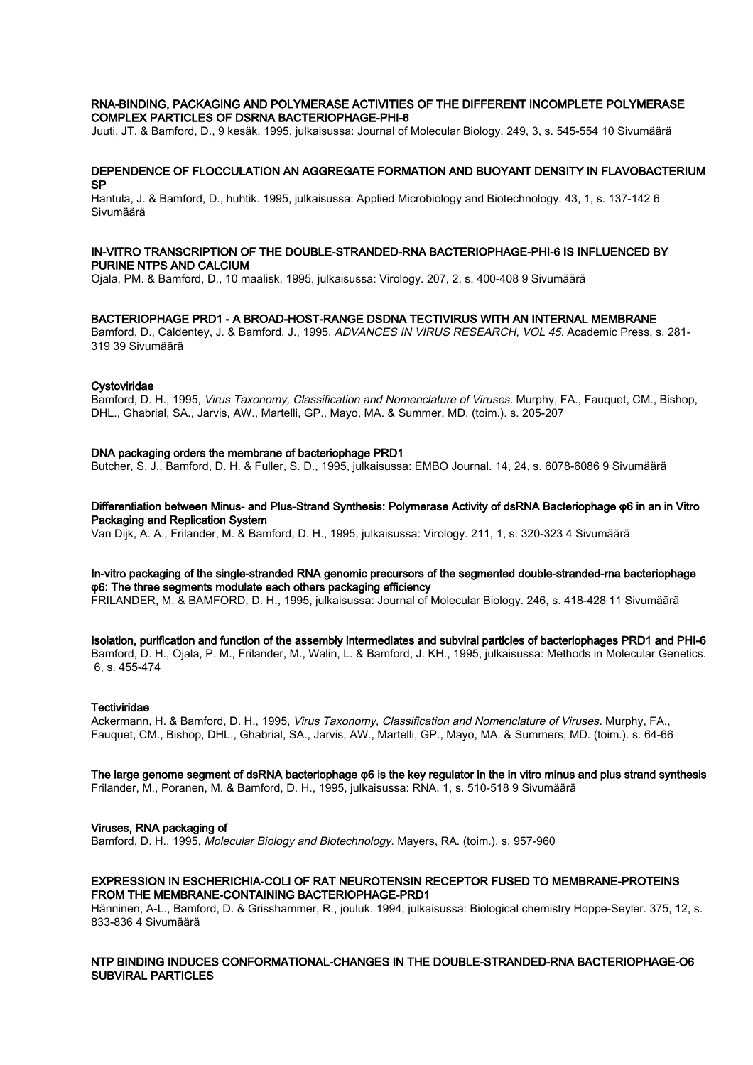**RNA-BINDING, PACKAGING AND POLYMERASE ACTIVITIES OF THE DIFFERENT INCOMPLETE POLYMERASE COMPLEX PARTICLES OF DSRNA BACTERIOPHAGE-PHI-6**

Juuti, JT. & Bamford, D., 9 kesäk. 1995, julkaisussa: Journal of Molecular Biology. 249, 3, s. 545-554 10 Sivumäärä

**DEPENDENCE OF FLOCCULATION AN AGGREGATE FORMATION AND BUOYANT DENSITY IN FLAVOBACTERIUM SP**

Hantula, J. & Bamford, D., huhtik. 1995, julkaisussa: Applied Microbiology and Biotechnology. 43, 1, s. 137-142 6 Sivumäärä

**IN-VITRO TRANSCRIPTION OF THE DOUBLE-STRANDED-RNA BACTERIOPHAGE-PHI-6 IS INFLUENCED BY PURINE NTPS AND CALCIUM**

Ojala, PM. & Bamford, D., 10 maalisk. 1995, julkaisussa: Virology. 207, 2, s. 400-408 9 Sivumäärä

**BACTERIOPHAGE PRD1 - A BROAD-HOST-RANGE DSDNA TECTIVIRUS WITH AN INTERNAL MEMBRANE**

Bamford, D., Caldentey, J. & Bamford, J., 1995, *ADVANCES IN VIRUS RESEARCH, VOL 45.* Academic Press, s. 281-319 39 Sivumäärä

**Cystoviridae**

Bamford, D. H., 1995, *Virus Taxonomy, Classification and Nomenclature of Viruses.* Murphy, FA., Fauquet, CM., Bishop, DHL., Ghabrial, SA., Jarvis, AW., Martelli, GP., Mayo, MA. & Summer, MD. (toim.). s. 205-207

**DNA packaging orders the membrane of bacteriophage PRD1**

Butcher, S. J., Bamford, D. H. & Fuller, S. D., 1995, julkaisussa: EMBO Journal. 14, 24, s. 6078-6086 9 Sivumäärä

**Differentiation between Minus- and Plus-Strand Synthesis: Polymerase Activity of dsRNA Bacteriophage φ6 in an in Vitro Packaging and Replication System**

Van Dijk, A. A., Frilander, M. & Bamford, D. H., 1995, julkaisussa: Virology. 211, 1, s. 320-323 4 Sivumäärä

**In-vitro packaging of the single-stranded RNA genomic precursors of the segmented double-stranded-rna bacteriophage φ6: The three segments modulate each others packaging efficiency**

FRILANDER, M. & BAMFORD, D. H., 1995, julkaisussa: Journal of Molecular Biology. 246, s. 418-428 11 Sivumäärä

**Isolation, purification and function of the assembly intermediates and subviral particles of bacteriophages PRD1 and PHI-6**

Bamford, D. H., Ojala, P. M., Frilander, M., Walin, L. & Bamford, J. KH., 1995, julkaisussa: Methods in Molecular Genetics. 6, s. 455-474

**Tectiviridae**

Ackermann, H. & Bamford, D. H., 1995, *Virus Taxonomy, Classification and Nomenclature of Viruses.* Murphy, FA., Fauquet, CM., Bishop, DHL., Ghabrial, SA., Jarvis, AW., Martelli, GP., Mayo, MA. & Summers, MD. (toim.). s. 64-66

**The large genome segment of dsRNA bacteriophage φ6 is the key regulator in the in vitro minus and plus strand synthesis**

Frilander, M., Poranen, M. & Bamford, D. H., 1995, julkaisussa: RNA. 1, s. 510-518 9 Sivumäärä

**Viruses, RNA packaging of**

Bamford, D. H., 1995, *Molecular Biology and Biotechnology.* Mayers, RA. (toim.). s. 957-960

**EXPRESSION IN ESCHERICHIA-COLI OF RAT NEUROTENSIN RECEPTOR FUSED TO MEMBRANE-PROTEINS FROM THE MEMBRANE-CONTAINING BACTERIOPHAGE-PRD1**

Hänninen, A-L., Bamford, D. & Grisshammer, R., jouluk. 1994, julkaisussa: Biological chemistry Hoppe-Seyler. 375, 12, s. 833-836 4 Sivumäärä

**NTP BINDING INDUCES CONFORMATIONAL-CHANGES IN THE DOUBLE-STRANDED-RNA BACTERIOPHAGE-O6 SUBVIRAL PARTICLES**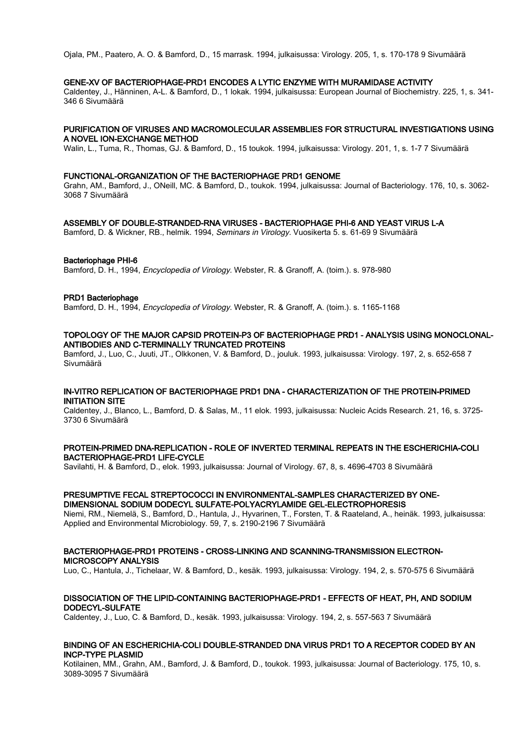Ojala, PM., Paatero, A. O. & Bamford, D., 15 marrask. 1994, julkaisussa: Virology. 205, 1, s. 170-178 9 Sivumäärä

**GENE-XV OF BACTERIOPHAGE-PRD1 ENCODES A LYTIC ENZYME WITH MURAMIDASE ACTIVITY**

Caldentey, J., Hänninen, A-L. & Bamford, D., 1 lokak. 1994, julkaisussa: European Journal of Biochemistry. 225, 1, s. 341-346 6 Sivumäärä

**PURIFICATION OF VIRUSES AND MACROMOLECULAR ASSEMBLIES FOR STRUCTURAL INVESTIGATIONS USING A NOVEL ION-EXCHANGE METHOD**

Walin, L., Tuma, R., Thomas, GJ. & Bamford, D., 15 toukok. 1994, julkaisussa: Virology. 201, 1, s. 1-7 7 Sivumäärä

**FUNCTIONAL-ORGANIZATION OF THE BACTERIOPHAGE PRD1 GENOME**

Grahn, AM., Bamford, J., ONeill, MC. & Bamford, D., toukok. 1994, julkaisussa: Journal of Bacteriology. 176, 10, s. 3062-3068 7 Sivumäärä

**ASSEMBLY OF DOUBLE-STRANDED-RNA VIRUSES - BACTERIOPHAGE PHI-6 AND YEAST VIRUS L-A**

Bamford, D. & Wickner, RB., helmik. 1994, *Seminars in Virology.* Vuosikerta 5. s. 61-69 9 Sivumäärä

**Bacteriophage PHI-6**

Bamford, D. H., 1994, *Encyclopedia of Virology.* Webster, R. & Granoff, A. (toim.). s. 978-980

**PRD1 Bacteriophage**

Bamford, D. H., 1994, *Encyclopedia of Virology.* Webster, R. & Granoff, A. (toim.). s. 1165-1168

**TOPOLOGY OF THE MAJOR CAPSID PROTEIN-P3 OF BACTERIOPHAGE PRD1 - ANALYSIS USING MONOCLONAL-ANTIBODIES AND C-TERMINALLY TRUNCATED PROTEINS**

Bamford, J., Luo, C., Juuti, JT., Olkkonen, V. & Bamford, D., jouluk. 1993, julkaisussa: Virology. 197, 2, s. 652-658 7 Sivumäärä

**IN-VITRO REPLICATION OF BACTERIOPHAGE PRD1 DNA - CHARACTERIZATION OF THE PROTEIN-PRIMED INITIATION SITE**

Caldentey, J., Blanco, L., Bamford, D. & Salas, M., 11 elok. 1993, julkaisussa: Nucleic Acids Research. 21, 16, s. 3725-3730 6 Sivumäärä

**PROTEIN-PRIMED DNA-REPLICATION - ROLE OF INVERTED TERMINAL REPEATS IN THE ESCHERICHIA-COLI BACTERIOPHAGE-PRD1 LIFE-CYCLE**

Savilahti, H. & Bamford, D., elok. 1993, julkaisussa: Journal of Virology. 67, 8, s. 4696-4703 8 Sivumäärä

**PRESUMPTIVE FECAL STREPTOCOCCI IN ENVIRONMENTAL-SAMPLES CHARACTERIZED BY ONE-DIMENSIONAL SODIUM DODECYL SULFATE-POLYACRYLAMIDE GEL-ELECTROPHORESIS**

Niemi, RM., Niemelä, S., Bamford, D., Hantula, J., Hyvarinen, T., Forsten, T. & Raateland, A., heinäk. 1993, julkaisussa: Applied and Environmental Microbiology. 59, 7, s. 2190-2196 7 Sivumäärä

**BACTERIOPHAGE-PRD1 PROTEINS - CROSS-LINKING AND SCANNING-TRANSMISSION ELECTRON-MICROSCOPY ANALYSIS**

Luo, C., Hantula, J., Tichelaar, W. & Bamford, D., kesäk. 1993, julkaisussa: Virology. 194, 2, s. 570-575 6 Sivumäärä

**DISSOCIATION OF THE LIPID-CONTAINING BACTERIOPHAGE-PRD1 - EFFECTS OF HEAT, PH, AND SODIUM DODECYL-SULFATE**

Caldentey, J., Luo, C. & Bamford, D., kesäk. 1993, julkaisussa: Virology. 194, 2, s. 557-563 7 Sivumäärä

**BINDING OF AN ESCHERICHIA-COLI DOUBLE-STRANDED DNA VIRUS PRD1 TO A RECEPTOR CODED BY AN INCP-TYPE PLASMID**

Kotilainen, MM., Grahn, AM., Bamford, J. & Bamford, D., toukok. 1993, julkaisussa: Journal of Bacteriology. 175, 10, s. 3089-3095 7 Sivumäärä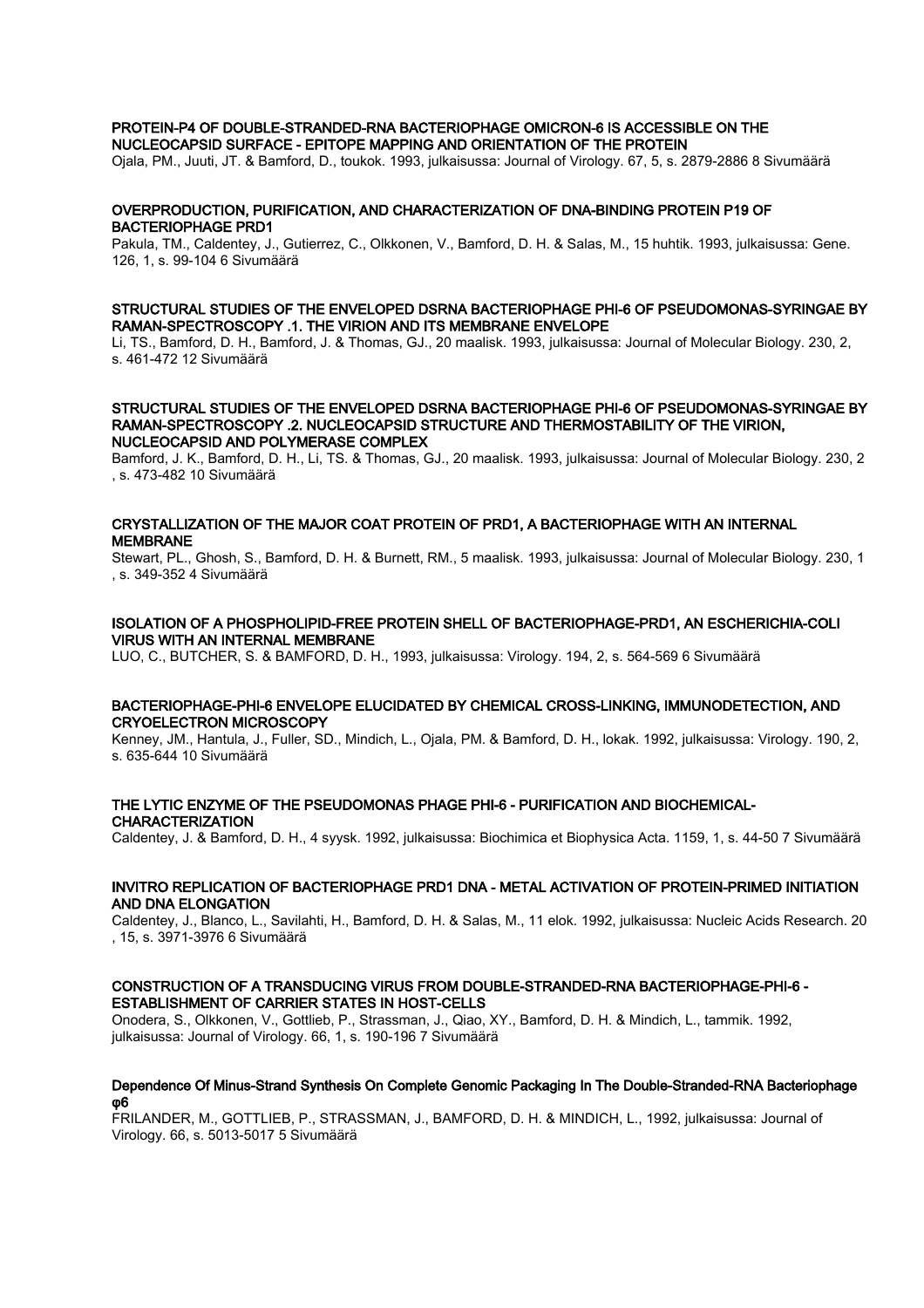**PROTEIN-P4 OF DOUBLE-STRANDED-RNA BACTERIOPHAGE OMICRON-6 IS ACCESSIBLE ON THE NUCLEOCAPSID SURFACE - EPITOPE MAPPING AND ORIENTATION OF THE PROTEIN**

Ojala, PM., Juuti, JT. & Bamford, D., toukok. 1993, julkaisussa: Journal of Virology. 67, 5, s. 2879-2886 8 Sivumäärä

**OVERPRODUCTION, PURIFICATION, AND CHARACTERIZATION OF DNA-BINDING PROTEIN P19 OF BACTERIOPHAGE PRD1**

Pakula, TM., Caldentey, J., Gutierrez, C., Olkkonen, V., Bamford, D. H. & Salas, M., 15 huhtik. 1993, julkaisussa: Gene. 126, 1, s. 99-104 6 Sivumäärä

**STRUCTURAL STUDIES OF THE ENVELOPED DSRNA BACTERIOPHAGE PHI-6 OF PSEUDOMONAS-SYRINGAE BY RAMAN-SPECTROSCOPY .1. THE VIRION AND ITS MEMBRANE ENVELOPE**

Li, TS., Bamford, D. H., Bamford, J. & Thomas, GJ., 20 maalisk. 1993, julkaisussa: Journal of Molecular Biology. 230, 2, s. 461-472 12 Sivumäärä

**STRUCTURAL STUDIES OF THE ENVELOPED DSRNA BACTERIOPHAGE PHI-6 OF PSEUDOMONAS-SYRINGAE BY RAMAN-SPECTROSCOPY .2. NUCLEOCAPSID STRUCTURE AND THERMOSTABILITY OF THE VIRION, NUCLEOCAPSID AND POLYMERASE COMPLEX**

Bamford, J. K., Bamford, D. H., Li, TS. & Thomas, GJ., 20 maalisk. 1993, julkaisussa: Journal of Molecular Biology. 230, 2, s. 473-482 10 Sivumäärä

**CRYSTALLIZATION OF THE MAJOR COAT PROTEIN OF PRD1, A BACTERIOPHAGE WITH AN INTERNAL MEMBRANE**

Stewart, PL., Ghosh, S., Bamford, D. H. & Burnett, RM., 5 maalisk. 1993, julkaisussa: Journal of Molecular Biology. 230, 1, s. 349-352 4 Sivumäärä

**ISOLATION OF A PHOSPHOLIPID-FREE PROTEIN SHELL OF BACTERIOPHAGE-PRD1, AN ESCHERICHIA-COLI VIRUS WITH AN INTERNAL MEMBRANE**

LUO, C., BUTCHER, S. & BAMFORD, D. H., 1993, julkaisussa: Virology. 194, 2, s. 564-569 6 Sivumäärä

**BACTERIOPHAGE-PHI-6 ENVELOPE ELUCIDATED BY CHEMICAL CROSS-LINKING, IMMUNODETECTION, AND CRYOELECTRON MICROSCOPY**

Kenney, JM., Hantula, J., Fuller, SD., Mindich, L., Ojala, PM. & Bamford, D. H., lokak. 1992, julkaisussa: Virology. 190, 2, s. 635-644 10 Sivumäärä

**THE LYTIC ENZYME OF THE PSEUDOMONAS PHAGE PHI-6 - PURIFICATION AND BIOCHEMICAL-CHARACTERIZATION**

Caldentey, J. & Bamford, D. H., 4 syysk. 1992, julkaisussa: Biochimica et Biophysica Acta. 1159, 1, s. 44-50 7 Sivumäärä

**INVITRO REPLICATION OF BACTERIOPHAGE PRD1 DNA - METAL ACTIVATION OF PROTEIN-PRIMED INITIATION AND DNA ELONGATION**

Caldentey, J., Blanco, L., Savilahti, H., Bamford, D. H. & Salas, M., 11 elok. 1992, julkaisussa: Nucleic Acids Research. 20, 15, s. 3971-3976 6 Sivumäärä

**CONSTRUCTION OF A TRANSDUCING VIRUS FROM DOUBLE-STRANDED-RNA BACTERIOPHAGE-PHI-6 - ESTABLISHMENT OF CARRIER STATES IN HOST-CELLS**

Onodera, S., Olkkonen, V., Gottlieb, P., Strassman, J., Qiao, XY., Bamford, D. H. & Mindich, L., tammik. 1992, julkaisussa: Journal of Virology. 66, 1, s. 190-196 7 Sivumäärä

**Dependence Of Minus-Strand Synthesis On Complete Genomic Packaging In The Double-Stranded-RNA Bacteriophage φ6**

FRILANDER, M., GOTTLIEB, P., STRASSMAN, J., BAMFORD, D. H. & MINDICH, L., 1992, julkaisussa: Journal of Virology. 66, s. 5013-5017 5 Sivumäärä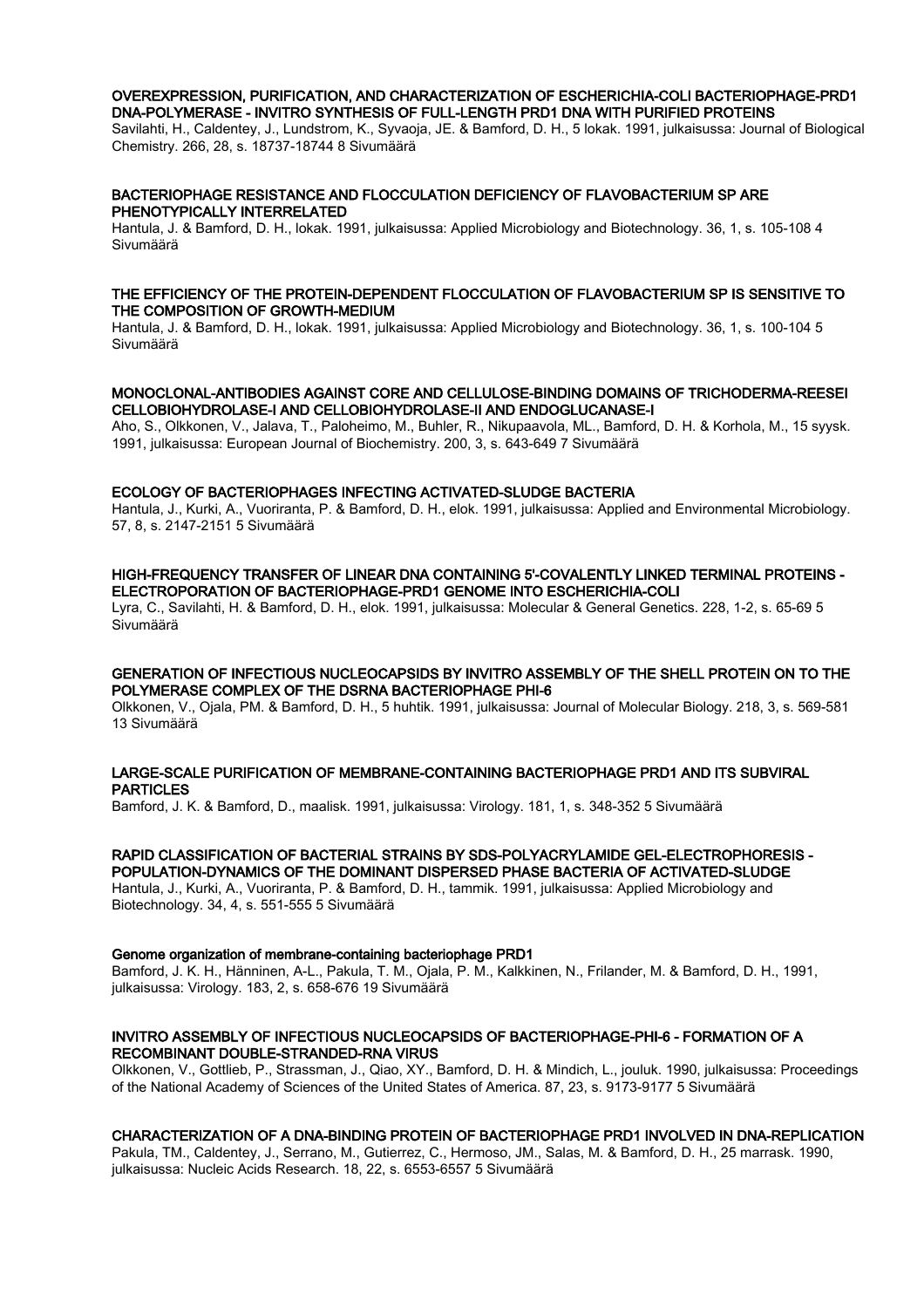### OVEREXPRESSION, PURIFICATION, AND CHARACTERIZATION OF ESCHERICHIA-COLI BACTERIOPHAGE-PRD1 DNA-POLYMERASE - INVITRO SYNTHESIS OF FULL-LENGTH PRD1 DNA WITH PURIFIED PROTEINS

Savilahti, H., Caldentey, J., Lundstrom, K., Syvaoja, JE. & Bamford, D. H., 5 lokak. 1991, julkaisussa: Journal of Biological Chemistry. 266, 28, s. 18737-18744 8 Sivumäärä

### BACTERIOPHAGE RESISTANCE AND FLOCCULATION DEFICIENCY OF FLAVOBACTERIUM SP ARE PHENOTYPICALLY INTERRELATED

Hantula, J. & Bamford, D. H., lokak. 1991, julkaisussa: Applied Microbiology and Biotechnology. 36, 1, s. 105-108 4 Sivumäärä

### THE EFFICIENCY OF THE PROTEIN-DEPENDENT FLOCCULATION OF FLAVOBACTERIUM SP IS SENSITIVE TO THE COMPOSITION OF GROWTH-MEDIUM

Hantula, J. & Bamford, D. H., lokak. 1991, julkaisussa: Applied Microbiology and Biotechnology. 36, 1, s. 100-104 5 Sivumäärä

### MONOCLONAL-ANTIBODIES AGAINST CORE AND CELLULOSE-BINDING DOMAINS OF TRICHODERMA-REESEI CELLOBIOHYDROLASE-I AND CELLOBIOHYDROLASE-II AND ENDOGLUCANASE-I

Aho, S., Olkkonen, V., Jalava, T., Paloheimo, M., Buhler, R., Nikupaavola, ML., Bamford, D. H. & Korhola, M., 15 syysk. 1991, julkaisussa: European Journal of Biochemistry. 200, 3, s. 643-649 7 Sivumäärä

### ECOLOGY OF BACTERIOPHAGES INFECTING ACTIVATED-SLUDGE BACTERIA

Hantula, J., Kurki, A., Vuoriranta, P. & Bamford, D. H., elok. 1991, julkaisussa: Applied and Environmental Microbiology. 57, 8, s. 2147-2151 5 Sivumäärä

### HIGH-FREQUENCY TRANSFER OF LINEAR DNA CONTAINING 5'-COVALENTLY LINKED TERMINAL PROTEINS - ELECTROPORATION OF BACTERIOPHAGE-PRD1 GENOME INTO ESCHERICHIA-COLI

Lyra, C., Savilahti, H. & Bamford, D. H., elok. 1991, julkaisussa: Molecular & General Genetics. 228, 1-2, s. 65-69 5 Sivumäärä

### GENERATION OF INFECTIOUS NUCLEOCAPSIDS BY INVITRO ASSEMBLY OF THE SHELL PROTEIN ON TO THE POLYMERASE COMPLEX OF THE DSRNA BACTERIOPHAGE PHI-6

Olkkonen, V., Ojala, PM. & Bamford, D. H., 5 huhtik. 1991, julkaisussa: Journal of Molecular Biology. 218, 3, s. 569-581 13 Sivumäärä

### LARGE-SCALE PURIFICATION OF MEMBRANE-CONTAINING BACTERIOPHAGE PRD1 AND ITS SUBVIRAL PARTICLES

Bamford, J. K. & Bamford, D., maalisk. 1991, julkaisussa: Virology. 181, 1, s. 348-352 5 Sivumäärä

### RAPID CLASSIFICATION OF BACTERIAL STRAINS BY SDS-POLYACRYLAMIDE GEL-ELECTROPHORESIS - POPULATION-DYNAMICS OF THE DOMINANT DISPERSED PHASE BACTERIA OF ACTIVATED-SLUDGE

Hantula, J., Kurki, A., Vuoriranta, P. & Bamford, D. H., tammik. 1991, julkaisussa: Applied Microbiology and Biotechnology. 34, 4, s. 551-555 5 Sivumäärä

### Genome organization of membrane-containing bacteriophage PRD1

Bamford, J. K. H., Hänninen, A-L., Pakula, T. M., Ojala, P. M., Kalkkinen, N., Frilander, M. & Bamford, D. H., 1991, julkaisussa: Virology. 183, 2, s. 658-676 19 Sivumäärä

### INVITRO ASSEMBLY OF INFECTIOUS NUCLEOCAPSIDS OF BACTERIOPHAGE-PHI-6 - FORMATION OF A RECOMBINANT DOUBLE-STRANDED-RNA VIRUS

Olkkonen, V., Gottlieb, P., Strassman, J., Qiao, XY., Bamford, D. H. & Mindich, L., jouluk. 1990, julkaisussa: Proceedings of the National Academy of Sciences of the United States of America. 87, 23, s. 9173-9177 5 Sivumäärä

### CHARACTERIZATION OF A DNA-BINDING PROTEIN OF BACTERIOPHAGE PRD1 INVOLVED IN DNA-REPLICATION

Pakula, TM., Caldentey, J., Serrano, M., Gutierrez, C., Hermoso, JM., Salas, M. & Bamford, D. H., 25 marrask. 1990, julkaisussa: Nucleic Acids Research. 18, 22, s. 6553-6557 5 Sivumäärä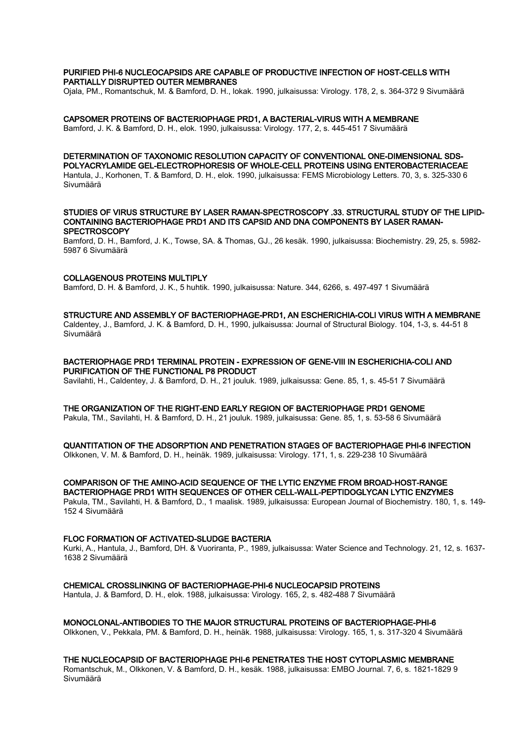**PURIFIED PHI-6 NUCLEOCAPSIDS ARE CAPABLE OF PRODUCTIVE INFECTION OF HOST-CELLS WITH PARTIALLY DISRUPTED OUTER MEMBRANES**

Ojala, PM., Romantschuk, M. & Bamford, D. H., lokak. 1990, julkaisussa: Virology. 178, 2, s. 364-372 9 Sivumäärä

**CAPSOMER PROTEINS OF BACTERIOPHAGE PRD1, A BACTERIAL-VIRUS WITH A MEMBRANE**

Bamford, J. K. & Bamford, D. H., elok. 1990, julkaisussa: Virology. 177, 2, s. 445-451 7 Sivumäärä

**DETERMINATION OF TAXONOMIC RESOLUTION CAPACITY OF CONVENTIONAL ONE-DIMENSIONAL SDS-POLYACRYLAMIDE GEL-ELECTROPHORESIS OF WHOLE-CELL PROTEINS USING ENTEROBACTERIACEAE**

Hantula, J., Korhonen, T. & Bamford, D. H., elok. 1990, julkaisussa: FEMS Microbiology Letters. 70, 3, s. 325-330 6 Sivumäärä

**STUDIES OF VIRUS STRUCTURE BY LASER RAMAN-SPECTROSCOPY .33. STRUCTURAL STUDY OF THE LIPID-CONTAINING BACTERIOPHAGE PRD1 AND ITS CAPSID AND DNA COMPONENTS BY LASER RAMAN-SPECTROSCOPY**

Bamford, D. H., Bamford, J. K., Towse, SA. & Thomas, GJ., 26 kesäk. 1990, julkaisussa: Biochemistry. 29, 25, s. 5982-5987 6 Sivumäärä

**COLLAGENOUS PROTEINS MULTIPLY**

Bamford, D. H. & Bamford, J. K., 5 huhtik. 1990, julkaisussa: Nature. 344, 6266, s. 497-497 1 Sivumäärä

**STRUCTURE AND ASSEMBLY OF BACTERIOPHAGE-PRD1, AN ESCHERICHIA-COLI VIRUS WITH A MEMBRANE**

Caldentey, J., Bamford, J. K. & Bamford, D. H., 1990, julkaisussa: Journal of Structural Biology. 104, 1-3, s. 44-51 8 Sivumäärä

**BACTERIOPHAGE PRD1 TERMINAL PROTEIN - EXPRESSION OF GENE-VIII IN ESCHERICHIA-COLI AND PURIFICATION OF THE FUNCTIONAL P8 PRODUCT**

Savilahti, H., Caldentey, J. & Bamford, D. H., 21 jouluk. 1989, julkaisussa: Gene. 85, 1, s. 45-51 7 Sivumäärä

**THE ORGANIZATION OF THE RIGHT-END EARLY REGION OF BACTERIOPHAGE PRD1 GENOME**

Pakula, TM., Savilahti, H. & Bamford, D. H., 21 jouluk. 1989, julkaisussa: Gene. 85, 1, s. 53-58 6 Sivumäärä

**QUANTITATION OF THE ADSORPTION AND PENETRATION STAGES OF BACTERIOPHAGE PHI-6 INFECTION**

Olkkonen, V. M. & Bamford, D. H., heinäk. 1989, julkaisussa: Virology. 171, 1, s. 229-238 10 Sivumäärä

**COMPARISON OF THE AMINO-ACID SEQUENCE OF THE LYTIC ENZYME FROM BROAD-HOST-RANGE BACTERIOPHAGE PRD1 WITH SEQUENCES OF OTHER CELL-WALL-PEPTIDOGLYCAN LYTIC ENZYMES**

Pakula, TM., Savilahti, H. & Bamford, D., 1 maalisk. 1989, julkaisussa: European Journal of Biochemistry. 180, 1, s. 149-152 4 Sivumäärä

**FLOC FORMATION OF ACTIVATED-SLUDGE BACTERIA**

Kurki, A., Hantula, J., Bamford, DH. & Vuoriranta, P., 1989, julkaisussa: Water Science and Technology. 21, 12, s. 1637-1638 2 Sivumäärä

**CHEMICAL CROSSLINKING OF BACTERIOPHAGE-PHI-6 NUCLEOCAPSID PROTEINS**

Hantula, J. & Bamford, D. H., elok. 1988, julkaisussa: Virology. 165, 2, s. 482-488 7 Sivumäärä

**MONOCLONAL-ANTIBODIES TO THE MAJOR STRUCTURAL PROTEINS OF BACTERIOPHAGE-PHI-6**

Olkkonen, V., Pekkala, PM. & Bamford, D. H., heinäk. 1988, julkaisussa: Virology. 165, 1, s. 317-320 4 Sivumäärä

**THE NUCLEOCAPSID OF BACTERIOPHAGE PHI-6 PENETRATES THE HOST CYTOPLASMIC MEMBRANE**

Romantschuk, M., Olkkonen, V. & Bamford, D. H., kesäk. 1988, julkaisussa: EMBO Journal. 7, 6, s. 1821-1829 9 Sivumäärä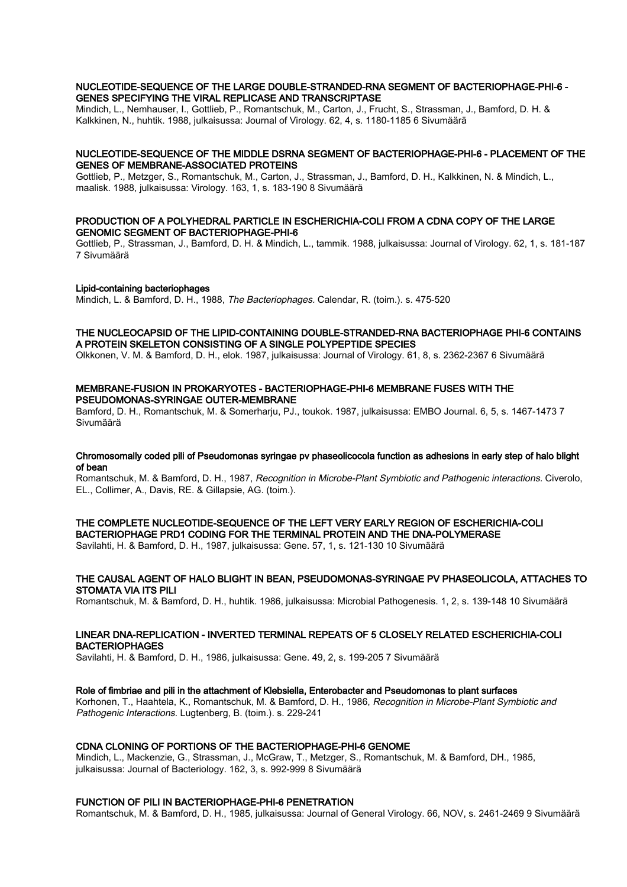**NUCLEOTIDE-SEQUENCE OF THE LARGE DOUBLE-STRANDED-RNA SEGMENT OF BACTERIOPHAGE-PHI-6 - GENES SPECIFYING THE VIRAL REPLICASE AND TRANSCRIPTASE**
Mindich, L., Nemhauser, I., Gottlieb, P., Romantschuk, M., Carton, J., Frucht, S., Strassman, J., Bamford, D. H. & Kalkkinen, N., huhtik. 1988, julkaisussa: Journal of Virology. 62, 4, s. 1180-1185 6 Sivumäärä

**NUCLEOTIDE-SEQUENCE OF THE MIDDLE DSRNA SEGMENT OF BACTERIOPHAGE-PHI-6 - PLACEMENT OF THE GENES OF MEMBRANE-ASSOCIATED PROTEINS**
Gottlieb, P., Metzger, S., Romantschuk, M., Carton, J., Strassman, J., Bamford, D. H., Kalkkinen, N. & Mindich, L., maalisk. 1988, julkaisussa: Virology. 163, 1, s. 183-190 8 Sivumäärä

**PRODUCTION OF A POLYHEDRAL PARTICLE IN ESCHERICHIA-COLI FROM A CDNA COPY OF THE LARGE GENOMIC SEGMENT OF BACTERIOPHAGE-PHI-6**
Gottlieb, P., Strassman, J., Bamford, D. H. & Mindich, L., tammik. 1988, julkaisussa: Journal of Virology. 62, 1, s. 181-187 7 Sivumäärä

**Lipid-containing bacteriophages**
Mindich, L. & Bamford, D. H., 1988, *The Bacteriophages.* Calendar, R. (toim.). s. 475-520

**THE NUCLEOCAPSID OF THE LIPID-CONTAINING DOUBLE-STRANDED-RNA BACTERIOPHAGE PHI-6 CONTAINS A PROTEIN SKELETON CONSISTING OF A SINGLE POLYPEPTIDE SPECIES**
Olkkonen, V. M. & Bamford, D. H., elok. 1987, julkaisussa: Journal of Virology. 61, 8, s. 2362-2367 6 Sivumäärä

**MEMBRANE-FUSION IN PROKARYOTES - BACTERIOPHAGE-PHI-6 MEMBRANE FUSES WITH THE PSEUDOMONAS-SYRINGAE OUTER-MEMBRANE**
Bamford, D. H., Romantschuk, M. & Somerharju, PJ., toukok. 1987, julkaisussa: EMBO Journal. 6, 5, s. 1467-1473 7 Sivumäärä

**Chromosomally coded pili of Pseudomonas syringae pv phaseolicocola function as adhesions in early step of halo blight of bean**
Romantschuk, M. & Bamford, D. H., 1987, *Recognition in Microbe-Plant Symbiotic and Pathogenic interactions.* Civerolo, EL., Collimer, A., Davis, RE. & Gillapsie, AG. (toim.).

**THE COMPLETE NUCLEOTIDE-SEQUENCE OF THE LEFT VERY EARLY REGION OF ESCHERICHIA-COLI BACTERIOPHAGE PRD1 CODING FOR THE TERMINAL PROTEIN AND THE DNA-POLYMERASE**
Savilahti, H. & Bamford, D. H., 1987, julkaisussa: Gene. 57, 1, s. 121-130 10 Sivumäärä

**THE CAUSAL AGENT OF HALO BLIGHT IN BEAN, PSEUDOMONAS-SYRINGAE PV PHASEOLICOLA, ATTACHES TO STOMATA VIA ITS PILI**
Romantschuk, M. & Bamford, D. H., huhtik. 1986, julkaisussa: Microbial Pathogenesis. 1, 2, s. 139-148 10 Sivumäärä

**LINEAR DNA-REPLICATION - INVERTED TERMINAL REPEATS OF 5 CLOSELY RELATED ESCHERICHIA-COLI BACTERIOPHAGES**
Savilahti, H. & Bamford, D. H., 1986, julkaisussa: Gene. 49, 2, s. 199-205 7 Sivumäärä

**Role of fimbriae and pili in the attachment of Klebsiella, Enterobacter and Pseudomonas to plant surfaces**
Korhonen, T., Haahtela, K., Romantschuk, M. & Bamford, D. H., 1986, *Recognition in Microbe-Plant Symbiotic and Pathogenic Interactions.* Lugtenberg, B. (toim.). s. 229-241

**CDNA CLONING OF PORTIONS OF THE BACTERIOPHAGE-PHI-6 GENOME**
Mindich, L., Mackenzie, G., Strassman, J., McGraw, T., Metzger, S., Romantschuk, M. & Bamford, DH., 1985, julkaisussa: Journal of Bacteriology. 162, 3, s. 992-999 8 Sivumäärä

**FUNCTION OF PILI IN BACTERIOPHAGE-PHI-6 PENETRATION**
Romantschuk, M. & Bamford, D. H., 1985, julkaisussa: Journal of General Virology. 66, NOV, s. 2461-2469 9 Sivumäärä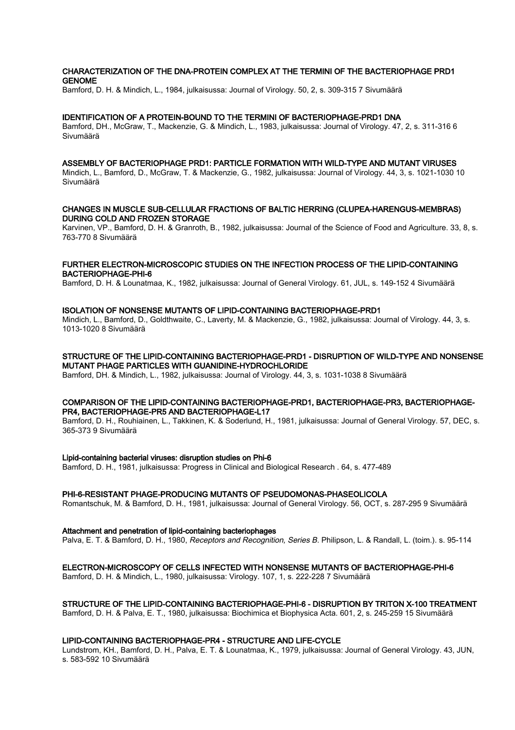**CHARACTERIZATION OF THE DNA-PROTEIN COMPLEX AT THE TERMINI OF THE BACTERIOPHAGE PRD1 GENOME**

Bamford, D. H. & Mindich, L., 1984, julkaisussa: Journal of Virology. 50, 2, s. 309-315 7 Sivumäärä

**IDENTIFICATION OF A PROTEIN-BOUND TO THE TERMINI OF BACTERIOPHAGE-PRD1 DNA**

Bamford, DH., McGraw, T., Mackenzie, G. & Mindich, L., 1983, julkaisussa: Journal of Virology. 47, 2, s. 311-316 6 Sivumäärä

**ASSEMBLY OF BACTERIOPHAGE PRD1: PARTICLE FORMATION WITH WILD-TYPE AND MUTANT VIRUSES**

Mindich, L., Bamford, D., McGraw, T. & Mackenzie, G., 1982, julkaisussa: Journal of Virology. 44, 3, s. 1021-1030 10 Sivumäärä

**CHANGES IN MUSCLE SUB-CELLULAR FRACTIONS OF BALTIC HERRING (CLUPEA-HARENGUS-MEMBRAS) DURING COLD AND FROZEN STORAGE**

Karvinen, VP., Bamford, D. H. & Granroth, B., 1982, julkaisussa: Journal of the Science of Food and Agriculture. 33, 8, s. 763-770 8 Sivumäärä

**FURTHER ELECTRON-MICROSCOPIC STUDIES ON THE INFECTION PROCESS OF THE LIPID-CONTAINING BACTERIOPHAGE-PHI-6**

Bamford, D. H. & Lounatmaa, K., 1982, julkaisussa: Journal of General Virology. 61, JUL, s. 149-152 4 Sivumäärä

**ISOLATION OF NONSENSE MUTANTS OF LIPID-CONTAINING BACTERIOPHAGE-PRD1**

Mindich, L., Bamford, D., Goldthwaite, C., Laverty, M. & Mackenzie, G., 1982, julkaisussa: Journal of Virology. 44, 3, s. 1013-1020 8 Sivumäärä

**STRUCTURE OF THE LIPID-CONTAINING BACTERIOPHAGE-PRD1 - DISRUPTION OF WILD-TYPE AND NONSENSE MUTANT PHAGE PARTICLES WITH GUANIDINE-HYDROCHLORIDE**

Bamford, DH. & Mindich, L., 1982, julkaisussa: Journal of Virology. 44, 3, s. 1031-1038 8 Sivumäärä

**COMPARISON OF THE LIPID-CONTAINING BACTERIOPHAGE-PRD1, BACTERIOPHAGE-PR3, BACTERIOPHAGE-PR4, BACTERIOPHAGE-PR5 AND BACTERIOPHAGE-L17**

Bamford, D. H., Rouhiainen, L., Takkinen, K. & Soderlund, H., 1981, julkaisussa: Journal of General Virology. 57, DEC, s. 365-373 9 Sivumäärä

**Lipid-containing bacterial viruses: disruption studies on Phi-6**

Bamford, D. H., 1981, julkaisussa: Progress in Clinical and Biological Research . 64, s. 477-489

**PHI-6-RESISTANT PHAGE-PRODUCING MUTANTS OF PSEUDOMONAS-PHASEOLICOLA**

Romantschuk, M. & Bamford, D. H., 1981, julkaisussa: Journal of General Virology. 56, OCT, s. 287-295 9 Sivumäärä

**Attachment and penetration of lipid-containing bacteriophages**

Palva, E. T. & Bamford, D. H., 1980, *Receptors and Recognition, Series B*. Philipson, L. & Randall, L. (toim.). s. 95-114

**ELECTRON-MICROSCOPY OF CELLS INFECTED WITH NONSENSE MUTANTS OF BACTERIOPHAGE-PHI-6**

Bamford, D. H. & Mindich, L., 1980, julkaisussa: Virology. 107, 1, s. 222-228 7 Sivumäärä

**STRUCTURE OF THE LIPID-CONTAINING BACTERIOPHAGE-PHI-6 - DISRUPTION BY TRITON X-100 TREATMENT**

Bamford, D. H. & Palva, E. T., 1980, julkaisussa: Biochimica et Biophysica Acta. 601, 2, s. 245-259 15 Sivumäärä

**LIPID-CONTAINING BACTERIOPHAGE-PR4 - STRUCTURE AND LIFE-CYCLE**

Lundstrom, KH., Bamford, D. H., Palva, E. T. & Lounatmaa, K., 1979, julkaisussa: Journal of General Virology. 43, JUN, s. 583-592 10 Sivumäärä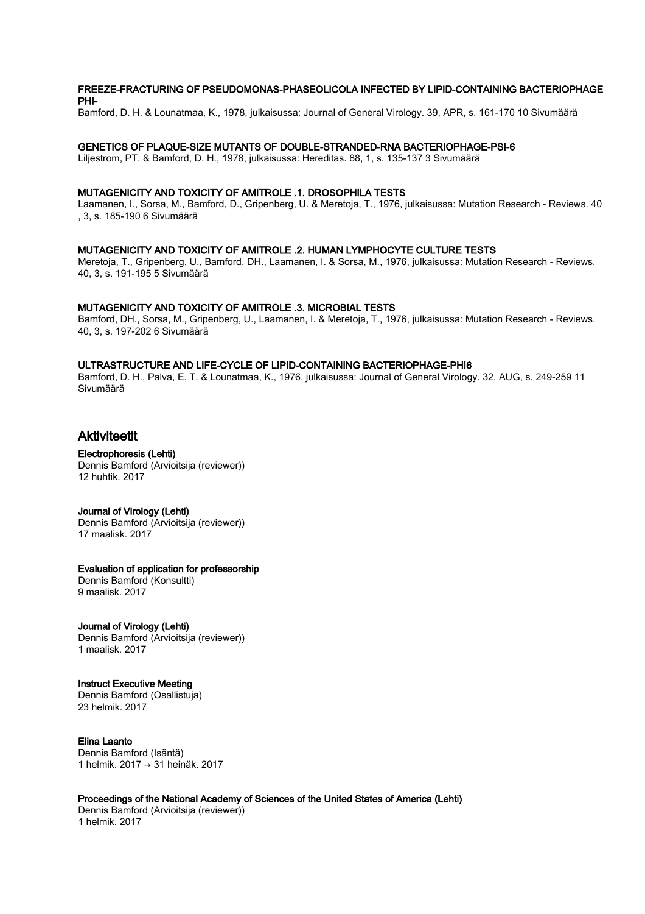**FREEZE-FRACTURING OF PSEUDOMONAS-PHASEOLICOLA INFECTED BY LIPID-CONTAINING BACTERIOPHAGE PHI-**

Bamford, D. H. & Lounatmaa, K., 1978, julkaisussa: Journal of General Virology. 39, APR, s. 161-170 10 Sivumäärä

**GENETICS OF PLAQUE-SIZE MUTANTS OF DOUBLE-STRANDED-RNA BACTERIOPHAGE-PSI-6**

Liljestrom, PT. & Bamford, D. H., 1978, julkaisussa: Hereditas. 88, 1, s. 135-137 3 Sivumäärä

**MUTAGENICITY AND TOXICITY OF AMITROLE .1. DROSOPHILA TESTS**

Laamanen, I., Sorsa, M., Bamford, D., Gripenberg, U. & Meretoja, T., 1976, julkaisussa: Mutation Research - Reviews. 40 , 3, s. 185-190 6 Sivumäärä

**MUTAGENICITY AND TOXICITY OF AMITROLE .2. HUMAN LYMPHOCYTE CULTURE TESTS**

Meretoja, T., Gripenberg, U., Bamford, DH., Laamanen, I. & Sorsa, M., 1976, julkaisussa: Mutation Research - Reviews. 40, 3, s. 191-195 5 Sivumäärä

**MUTAGENICITY AND TOXICITY OF AMITROLE .3. MICROBIAL TESTS**

Bamford, DH., Sorsa, M., Gripenberg, U., Laamanen, I. & Meretoja, T., 1976, julkaisussa: Mutation Research - Reviews. 40, 3, s. 197-202 6 Sivumäärä

**ULTRASTRUCTURE AND LIFE-CYCLE OF LIPID-CONTAINING BACTERIOPHAGE-PHI6**

Bamford, D. H., Palva, E. T. & Lounatmaa, K., 1976, julkaisussa: Journal of General Virology. 32, AUG, s. 249-259 11 Sivumäärä

## Aktiviteetit

**Electrophoresis (Lehti)**

Dennis Bamford (Arvioitsija (reviewer))
12 huhtik. 2017

**Journal of Virology (Lehti)**

Dennis Bamford (Arvioitsija (reviewer))
17 maalisk. 2017

**Evaluation of application for professorship**

Dennis Bamford (Konsultti)
9 maalisk. 2017

**Journal of Virology (Lehti)**

Dennis Bamford (Arvioitsija (reviewer))
1 maalisk. 2017

**Instruct Executive Meeting**

Dennis Bamford (Osallistuja)
23 helmik. 2017

**Elina Laanto**

Dennis Bamford (Isäntä)
1 helmik. 2017 → 31 heinäk. 2017

**Proceedings of the National Academy of Sciences of the United States of America (Lehti)**

Dennis Bamford (Arvioitsija (reviewer))
1 helmik. 2017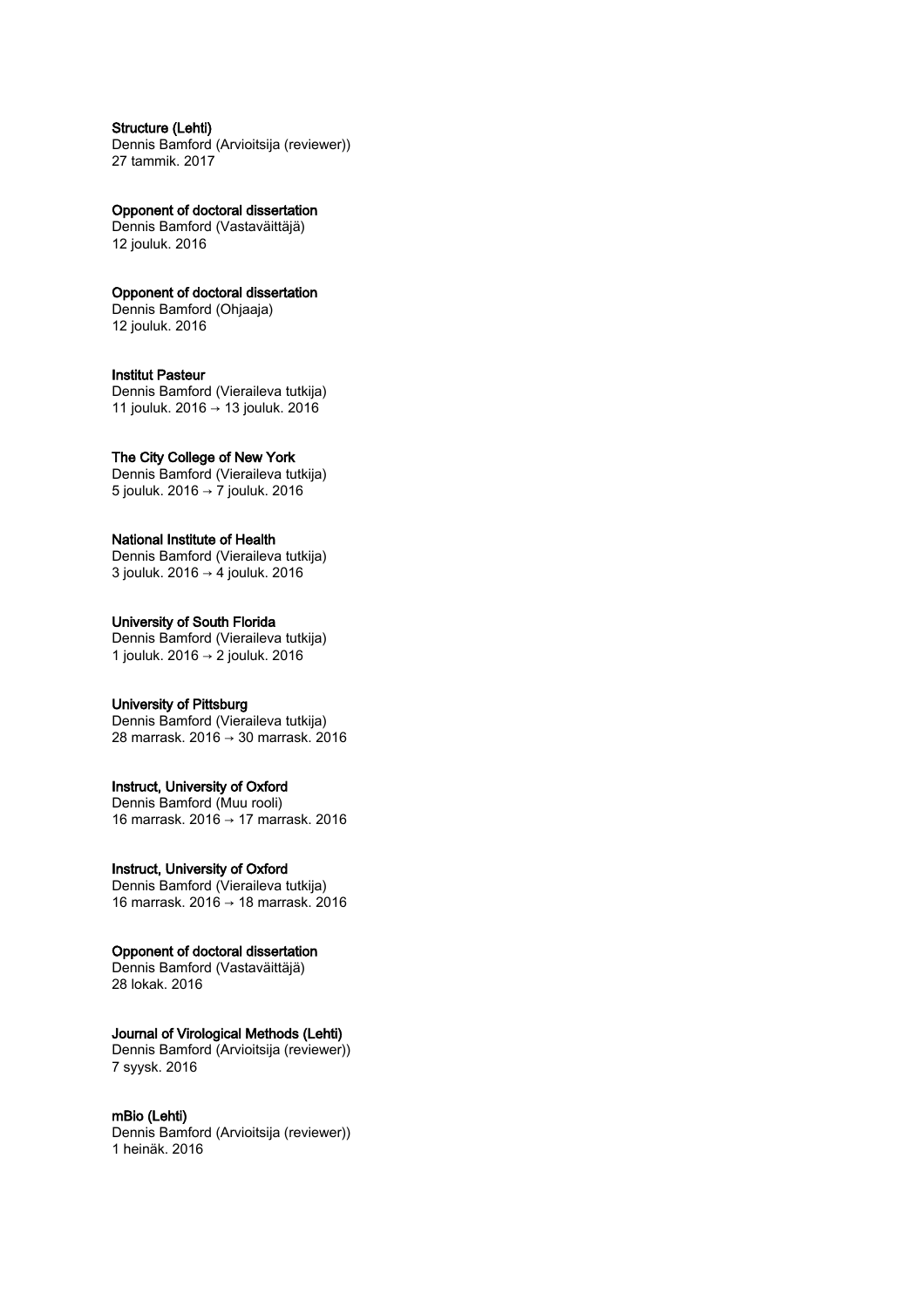**Structure (Lehti)**
Dennis Bamford (Arvioitsija (reviewer))
27 tammik. 2017

**Opponent of doctoral dissertation**
Dennis Bamford (Vastaväittäjä)
12 jouluk. 2016

**Opponent of doctoral dissertation**
Dennis Bamford (Ohjaaja)
12 jouluk. 2016

**Institut Pasteur**
Dennis Bamford (Vieraileva tutkija)
11 jouluk. 2016 → 13 jouluk. 2016

**The City College of New York**
Dennis Bamford (Vieraileva tutkija)
5 jouluk. 2016 → 7 jouluk. 2016

**National Institute of Health**
Dennis Bamford (Vieraileva tutkija)
3 jouluk. 2016 → 4 jouluk. 2016

**University of South Florida**
Dennis Bamford (Vieraileva tutkija)
1 jouluk. 2016 → 2 jouluk. 2016

**University of Pittsburg**
Dennis Bamford (Vieraileva tutkija)
28 marrask. 2016 → 30 marrask. 2016

**Instruct, University of Oxford**
Dennis Bamford (Muu rooli)
16 marrask. 2016 → 17 marrask. 2016

**Instruct, University of Oxford**
Dennis Bamford (Vieraileva tutkija)
16 marrask. 2016 → 18 marrask. 2016

**Opponent of doctoral dissertation**
Dennis Bamford (Vastaväittäjä)
28 lokak. 2016

**Journal of Virological Methods (Lehti)**
Dennis Bamford (Arvioitsija (reviewer))
7 syysk. 2016

**mBio (Lehti)**
Dennis Bamford (Arvioitsija (reviewer))
1 heinäk. 2016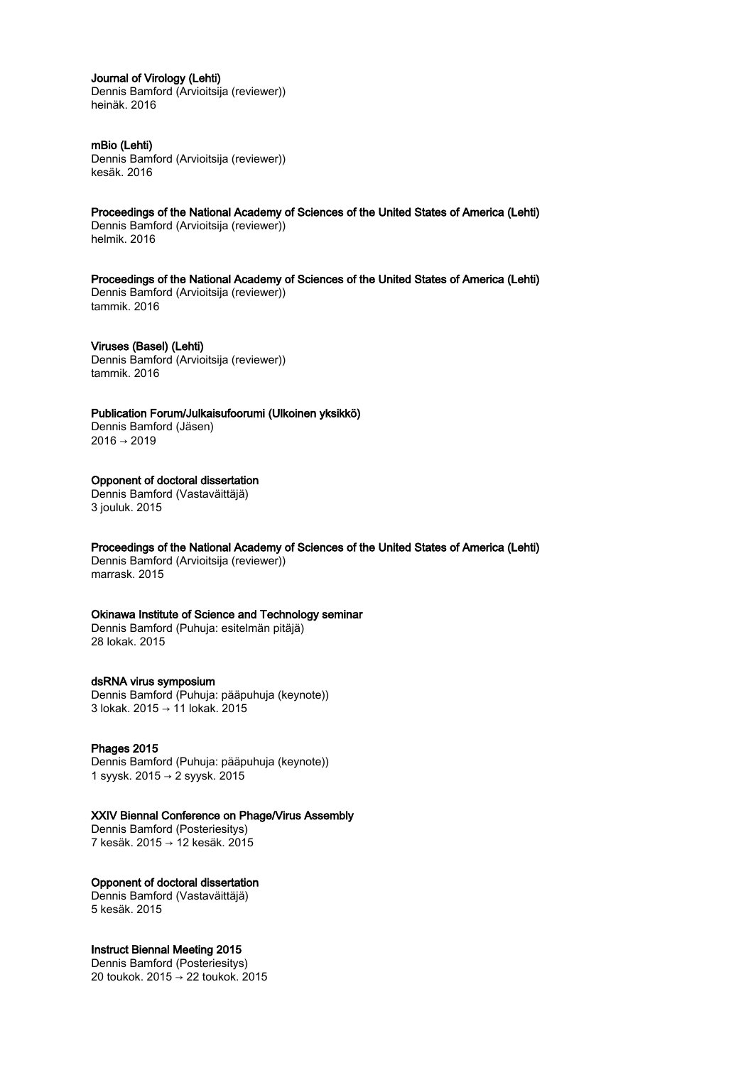**Journal of Virology (Lehti)**
Dennis Bamford (Arvioitsija (reviewer))
heinäk. 2016

**mBio (Lehti)**
Dennis Bamford (Arvioitsija (reviewer))
kesäk. 2016

**Proceedings of the National Academy of Sciences of the United States of America (Lehti)**
Dennis Bamford (Arvioitsija (reviewer))
helmik. 2016

**Proceedings of the National Academy of Sciences of the United States of America (Lehti)**
Dennis Bamford (Arvioitsija (reviewer))
tammik. 2016

**Viruses (Basel) (Lehti)**
Dennis Bamford (Arvioitsija (reviewer))
tammik. 2016

**Publication Forum/Julkaisufoorumi (Ulkoinen yksikkö)**
Dennis Bamford (Jäsen)
2016 → 2019

**Opponent of doctoral dissertation**
Dennis Bamford (Vastaväittäjä)
3 jouluk. 2015

**Proceedings of the National Academy of Sciences of the United States of America (Lehti)**
Dennis Bamford (Arvioitsija (reviewer))
marrask. 2015

**Okinawa Institute of Science and Technology seminar**
Dennis Bamford (Puhuja: esitelmän pitäjä)
28 lokak. 2015

**dsRNA virus symposium**
Dennis Bamford (Puhuja: pääpuhuja (keynote))
3 lokak. 2015 → 11 lokak. 2015

**Phages 2015**
Dennis Bamford (Puhuja: pääpuhuja (keynote))
1 syysk. 2015 → 2 syysk. 2015

**XXIV Biennal Conference on Phage/Virus Assembly**
Dennis Bamford (Posteriesitys)
7 kesäk. 2015 → 12 kesäk. 2015

**Opponent of doctoral dissertation**
Dennis Bamford (Vastaväittäjä)
5 kesäk. 2015

**Instruct Biennal Meeting 2015**
Dennis Bamford (Posteriesitys)
20 toukok. 2015 → 22 toukok. 2015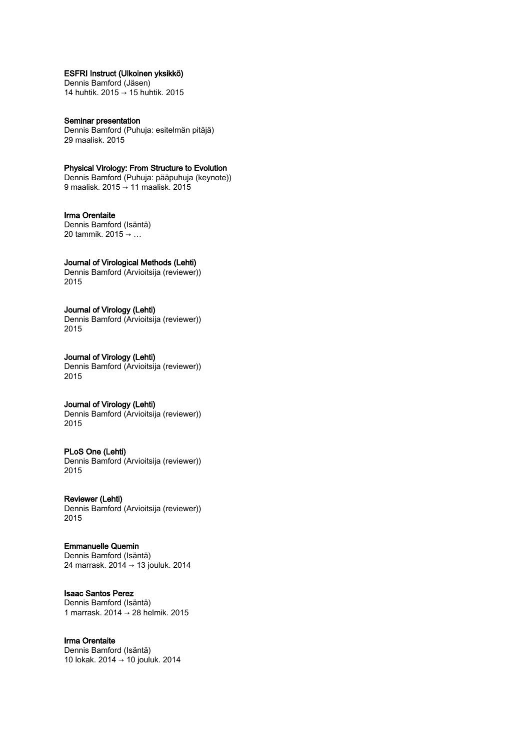**ESFRI Instruct (Ulkoinen yksikkö)**
Dennis Bamford (Jäsen)
14 huhtik. 2015 → 15 huhtik. 2015

**Seminar presentation**
Dennis Bamford (Puhuja: esitelmän pitäjä)
29 maalisk. 2015

**Physical Virology: From Structure to Evolution**
Dennis Bamford (Puhuja: pääpuhuja (keynote))
9 maalisk. 2015 → 11 maalisk. 2015

**Irma Orentaite**
Dennis Bamford (Isäntä)
20 tammik. 2015 → …

**Journal of Virological Methods (Lehti)**
Dennis Bamford (Arvioitsija (reviewer))
2015

**Journal of Virology (Lehti)**
Dennis Bamford (Arvioitsija (reviewer))
2015

**Journal of Virology (Lehti)**
Dennis Bamford (Arvioitsija (reviewer))
2015

**Journal of Virology (Lehti)**
Dennis Bamford (Arvioitsija (reviewer))
2015

**PLoS One (Lehti)**
Dennis Bamford (Arvioitsija (reviewer))
2015

**Reviewer (Lehti)**
Dennis Bamford (Arvioitsija (reviewer))
2015

**Emmanuelle Quemin**
Dennis Bamford (Isäntä)
24 marrask. 2014 → 13 jouluk. 2014

**Isaac Santos Perez**
Dennis Bamford (Isäntä)
1 marrask. 2014 → 28 helmik. 2015

**Irma Orentaite**
Dennis Bamford (Isäntä)
10 lokak. 2014 → 10 jouluk. 2014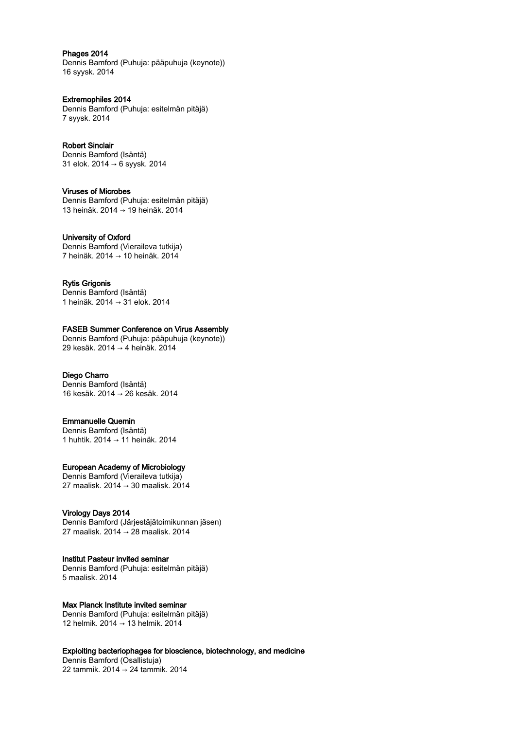**Phages 2014**
Dennis Bamford (Puhuja: pääpuhuja (keynote))
16 syysk. 2014

**Extremophiles 2014**
Dennis Bamford (Puhuja: esitelmän pitäjä)
7 syysk. 2014

**Robert Sinclair**
Dennis Bamford (Isäntä)
31 elok. 2014 → 6 syysk. 2014

**Viruses of Microbes**
Dennis Bamford (Puhuja: esitelmän pitäjä)
13 heinäk. 2014 → 19 heinäk. 2014

**University of Oxford**
Dennis Bamford (Vieraileva tutkija)
7 heinäk. 2014 → 10 heinäk. 2014

**Rytis Grigonis**
Dennis Bamford (Isäntä)
1 heinäk. 2014 → 31 elok. 2014

**FASEB Summer Conference on Virus Assembly**
Dennis Bamford (Puhuja: pääpuhuja (keynote))
29 kesäk. 2014 → 4 heinäk. 2014

**Diego Charro**
Dennis Bamford (Isäntä)
16 kesäk. 2014 → 26 kesäk. 2014

**Emmanuelle Quemin**
Dennis Bamford (Isäntä)
1 huhtik. 2014 → 11 heinäk. 2014

**European Academy of Microbiology**
Dennis Bamford (Vieraileva tutkija)
27 maalisk. 2014 → 30 maalisk. 2014

**Virology Days 2014**
Dennis Bamford (Järjestäjätoimikunnan jäsen)
27 maalisk. 2014 → 28 maalisk. 2014

**Institut Pasteur invited seminar**
Dennis Bamford (Puhuja: esitelmän pitäjä)
5 maalisk. 2014

**Max Planck Institute invited seminar**
Dennis Bamford (Puhuja: esitelmän pitäjä)
12 helmik. 2014 → 13 helmik. 2014

**Exploiting bacteriophages for bioscience, biotechnology, and medicine**
Dennis Bamford (Osallistuja)
22 tammik. 2014 → 24 tammik. 2014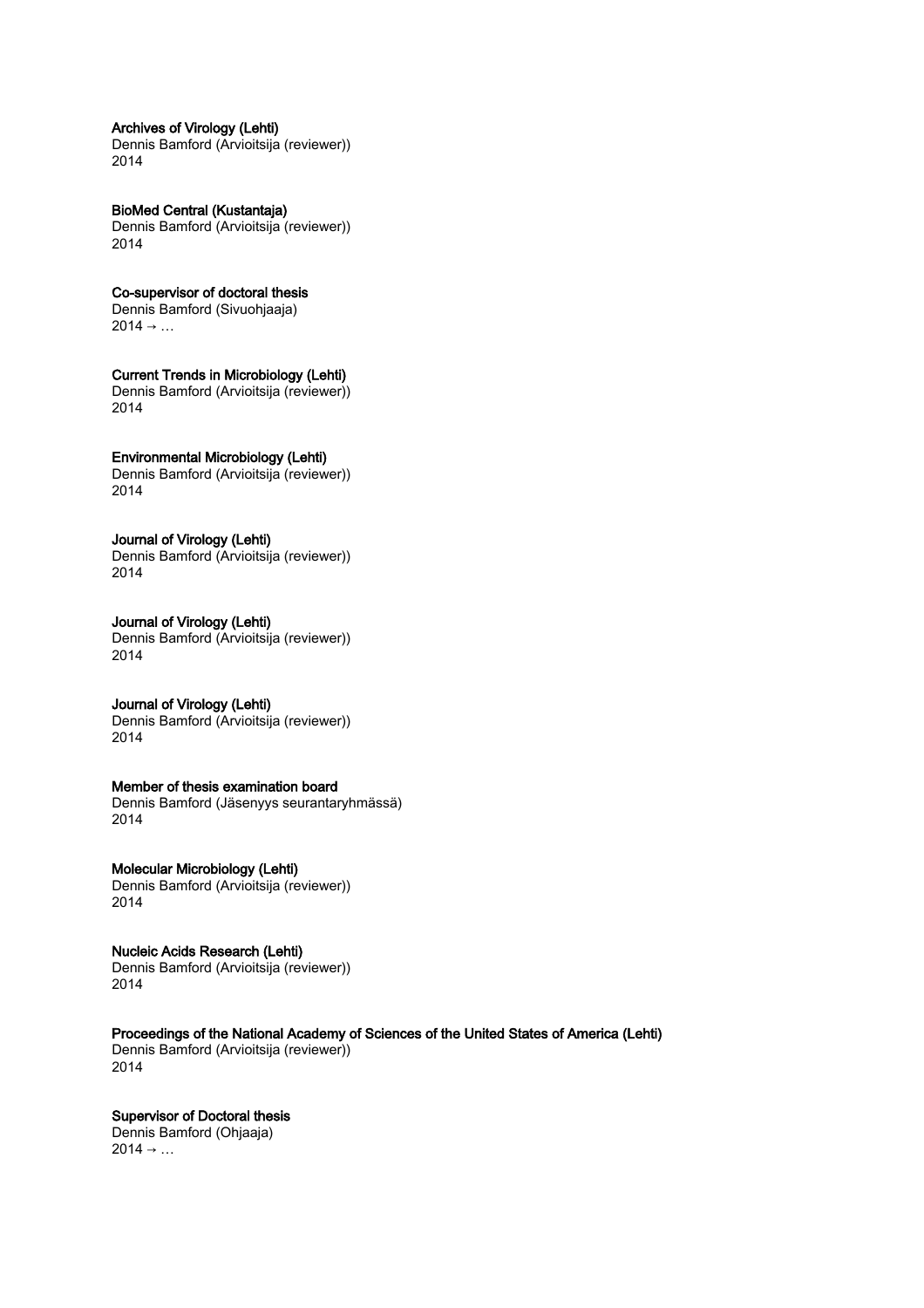**Archives of Virology (Lehti)**
Dennis Bamford (Arvioitsija (reviewer))
2014

**BioMed Central (Kustantaja)**
Dennis Bamford (Arvioitsija (reviewer))
2014

**Co-supervisor of doctoral thesis**
Dennis Bamford (Sivuohjaaja)
2014 → …

**Current Trends in Microbiology (Lehti)**
Dennis Bamford (Arvioitsija (reviewer))
2014

**Environmental Microbiology (Lehti)**
Dennis Bamford (Arvioitsija (reviewer))
2014

**Journal of Virology (Lehti)**
Dennis Bamford (Arvioitsija (reviewer))
2014

**Journal of Virology (Lehti)**
Dennis Bamford (Arvioitsija (reviewer))
2014

**Journal of Virology (Lehti)**
Dennis Bamford (Arvioitsija (reviewer))
2014

**Member of thesis examination board**
Dennis Bamford (Jäsenyys seurantaryhmässä)
2014

**Molecular Microbiology (Lehti)**
Dennis Bamford (Arvioitsija (reviewer))
2014

**Nucleic Acids Research (Lehti)**
Dennis Bamford (Arvioitsija (reviewer))
2014

**Proceedings of the National Academy of Sciences of the United States of America (Lehti)**
Dennis Bamford (Arvioitsija (reviewer))
2014

**Supervisor of Doctoral thesis**
Dennis Bamford (Ohjaaja)
2014 → …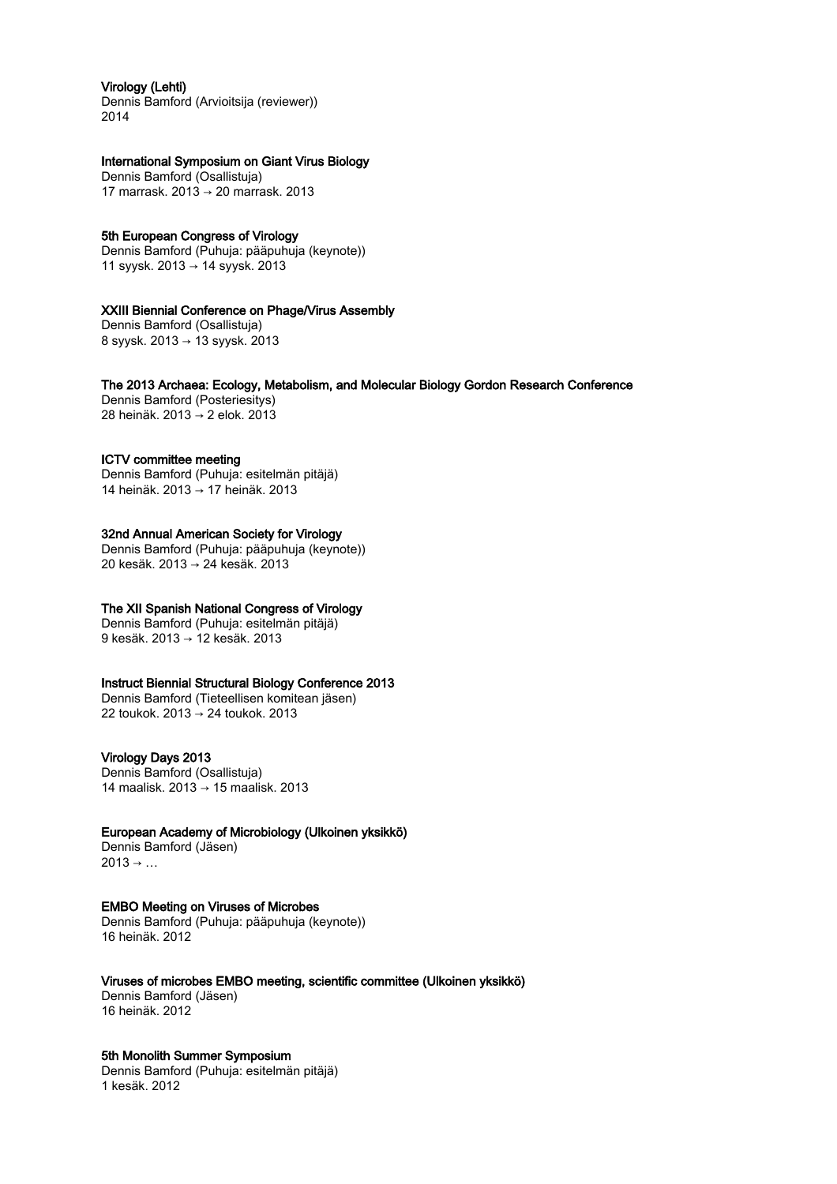**Virology (Lehti)**
Dennis Bamford (Arvioitsija (reviewer))
2014

**International Symposium on Giant Virus Biology**
Dennis Bamford (Osallistuja)
17 marrask. 2013 → 20 marrask. 2013

**5th European Congress of Virology**
Dennis Bamford (Puhuja: pääpuhuja (keynote))
11 syysk. 2013 → 14 syysk. 2013

**XXIII Biennial Conference on Phage/Virus Assembly**
Dennis Bamford (Osallistuja)
8 syysk. 2013 → 13 syysk. 2013

**The 2013 Archaea: Ecology, Metabolism, and Molecular Biology Gordon Research Conference**
Dennis Bamford (Posteriesitys)
28 heinäk. 2013 → 2 elok. 2013

**ICTV committee meeting**
Dennis Bamford (Puhuja: esitelmän pitäjä)
14 heinäk. 2013 → 17 heinäk. 2013

**32nd Annual American Society for Virology**
Dennis Bamford (Puhuja: pääpuhuja (keynote))
20 kesäk. 2013 → 24 kesäk. 2013

**The XII Spanish National Congress of Virology**
Dennis Bamford (Puhuja: esitelmän pitäjä)
9 kesäk. 2013 → 12 kesäk. 2013

**Instruct Biennial Structural Biology Conference 2013**
Dennis Bamford (Tieteellisen komitean jäsen)
22 toukok. 2013 → 24 toukok. 2013

**Virology Days 2013**
Dennis Bamford (Osallistuja)
14 maalisk. 2013 → 15 maalisk. 2013

**European Academy of Microbiology (Ulkoinen yksikkö)**
Dennis Bamford (Jäsen)
2013 → …

**EMBO Meeting on Viruses of Microbes**
Dennis Bamford (Puhuja: pääpuhuja (keynote))
16 heinäk. 2012

**Viruses of microbes EMBO meeting, scientific committee (Ulkoinen yksikkö)**
Dennis Bamford (Jäsen)
16 heinäk. 2012

**5th Monolith Summer Symposium**
Dennis Bamford (Puhuja: esitelmän pitäjä)
1 kesäk. 2012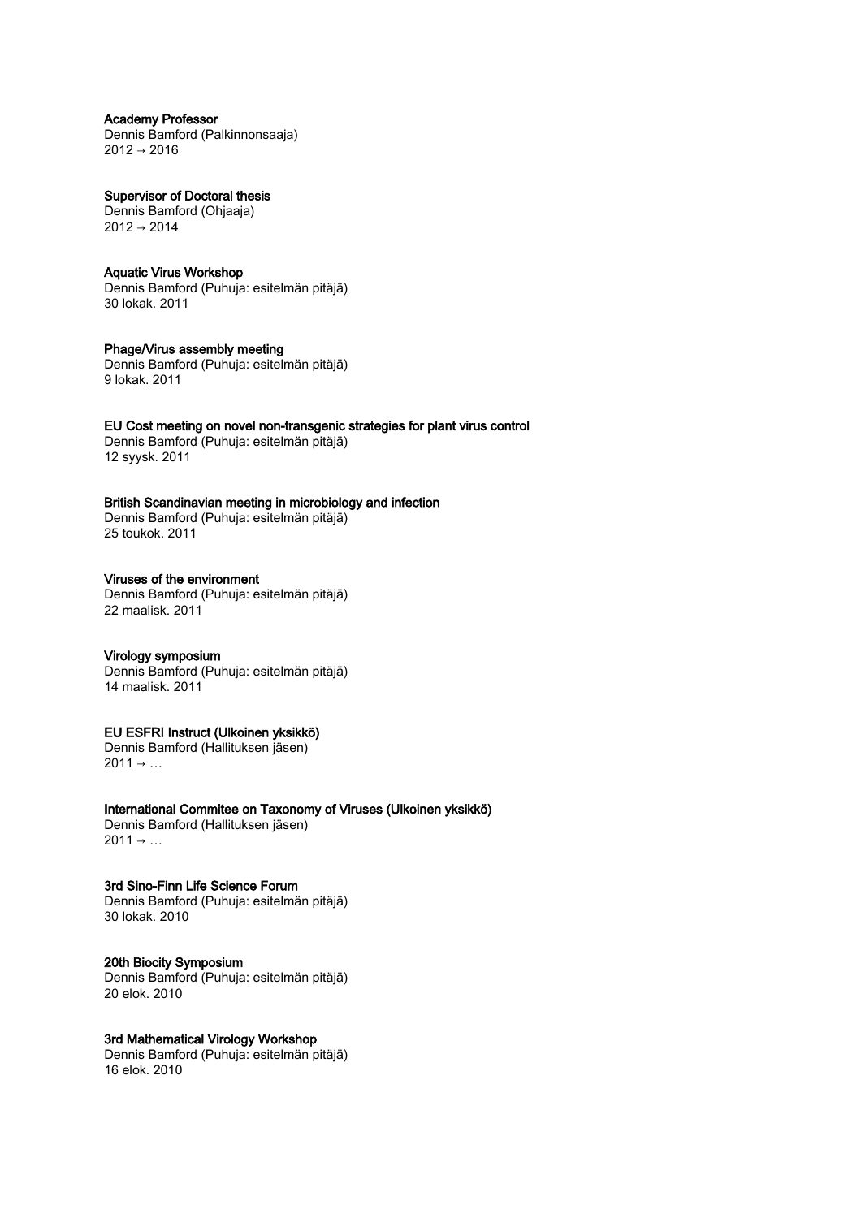**Academy Professor**
Dennis Bamford (Palkinnonsaaja)
2012 → 2016

**Supervisor of Doctoral thesis**
Dennis Bamford (Ohjaaja)
2012 → 2014

**Aquatic Virus Workshop**
Dennis Bamford (Puhuja: esitelmän pitäjä)
30 lokak. 2011

**Phage/Virus assembly meeting**
Dennis Bamford (Puhuja: esitelmän pitäjä)
9 lokak. 2011

**EU Cost meeting on novel non-transgenic strategies for plant virus control**
Dennis Bamford (Puhuja: esitelmän pitäjä)
12 syysk. 2011

**British Scandinavian meeting in microbiology and infection**
Dennis Bamford (Puhuja: esitelmän pitäjä)
25 toukok. 2011

**Viruses of the environment**
Dennis Bamford (Puhuja: esitelmän pitäjä)
22 maalisk. 2011

**Virology symposium**
Dennis Bamford (Puhuja: esitelmän pitäjä)
14 maalisk. 2011

**EU ESFRI Instruct (Ulkoinen yksikkö)**
Dennis Bamford (Hallituksen jäsen)
2011 → …

**International Commitee on Taxonomy of Viruses (Ulkoinen yksikkö)**
Dennis Bamford (Hallituksen jäsen)
2011 → …

**3rd Sino-Finn Life Science Forum**
Dennis Bamford (Puhuja: esitelmän pitäjä)
30 lokak. 2010

**20th Biocity Symposium**
Dennis Bamford (Puhuja: esitelmän pitäjä)
20 elok. 2010

**3rd Mathematical Virology Workshop**
Dennis Bamford (Puhuja: esitelmän pitäjä)
16 elok. 2010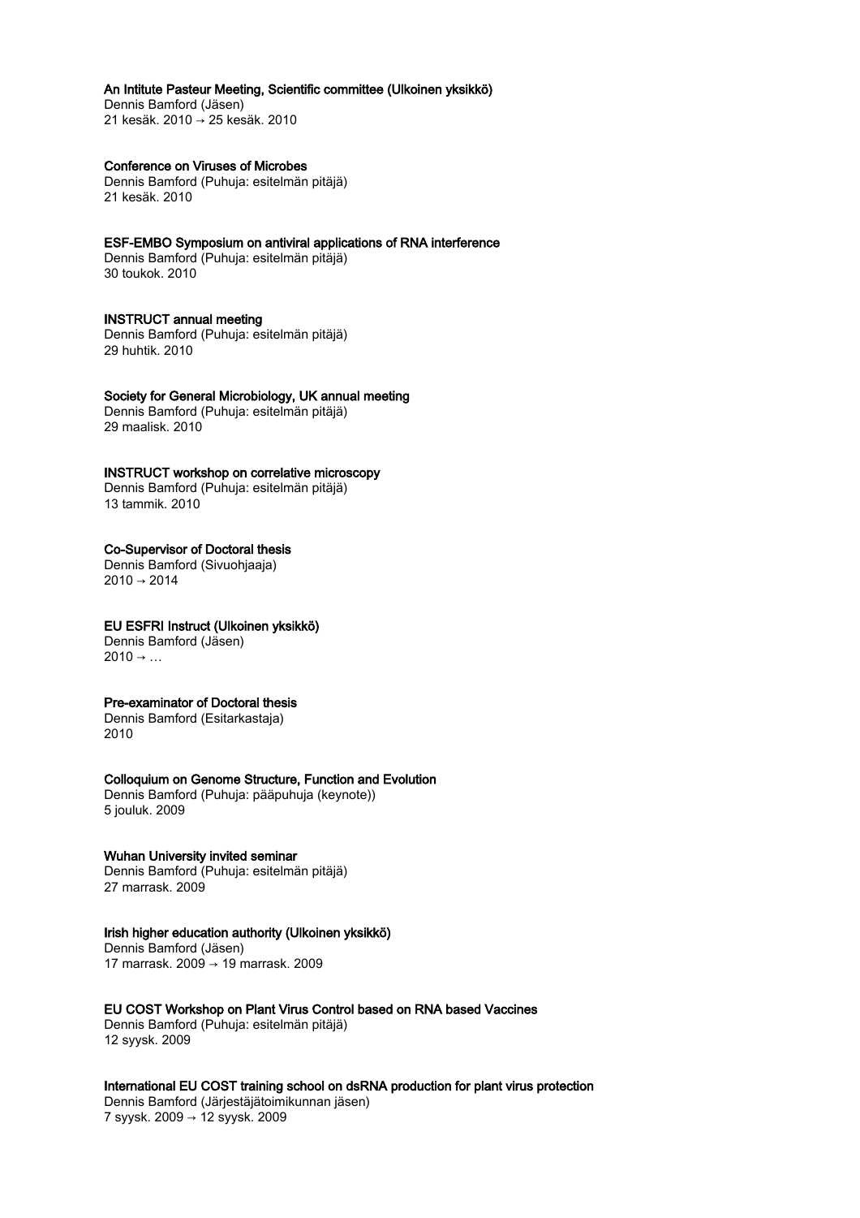**An Intitute Pasteur Meeting, Scientific committee (Ulkoinen yksikkö)**
Dennis Bamford (Jäsen)
21 kesäk. 2010 → 25 kesäk. 2010

**Conference on Viruses of Microbes**
Dennis Bamford (Puhuja: esitelmän pitäjä)
21 kesäk. 2010

**ESF-EMBO Symposium on antiviral applications of RNA interference**
Dennis Bamford (Puhuja: esitelmän pitäjä)
30 toukok. 2010

**INSTRUCT annual meeting**
Dennis Bamford (Puhuja: esitelmän pitäjä)
29 huhtik. 2010

**Society for General Microbiology, UK annual meeting**
Dennis Bamford (Puhuja: esitelmän pitäjä)
29 maalisk. 2010

**INSTRUCT workshop on correlative microscopy**
Dennis Bamford (Puhuja: esitelmän pitäjä)
13 tammik. 2010

**Co-Supervisor of Doctoral thesis**
Dennis Bamford (Sivuohjaaja)
2010 → 2014

**EU ESFRI Instruct (Ulkoinen yksikkö)**
Dennis Bamford (Jäsen)
2010 → …

**Pre-examinator of Doctoral thesis**
Dennis Bamford (Esitarkastaja)
2010

**Colloquium on Genome Structure, Function and Evolution**
Dennis Bamford (Puhuja: pääpuhuja (keynote))
5 jouluk. 2009

**Wuhan University invited seminar**
Dennis Bamford (Puhuja: esitelmän pitäjä)
27 marrask. 2009

**Irish higher education authority (Ulkoinen yksikkö)**
Dennis Bamford (Jäsen)
17 marrask. 2009 → 19 marrask. 2009

**EU COST Workshop on Plant Virus Control based on RNA based Vaccines**
Dennis Bamford (Puhuja: esitelmän pitäjä)
12 syysk. 2009

**International EU COST training school on dsRNA production for plant virus protection**
Dennis Bamford (Järjestäjätoimikunnan jäsen)
7 syysk. 2009 → 12 syysk. 2009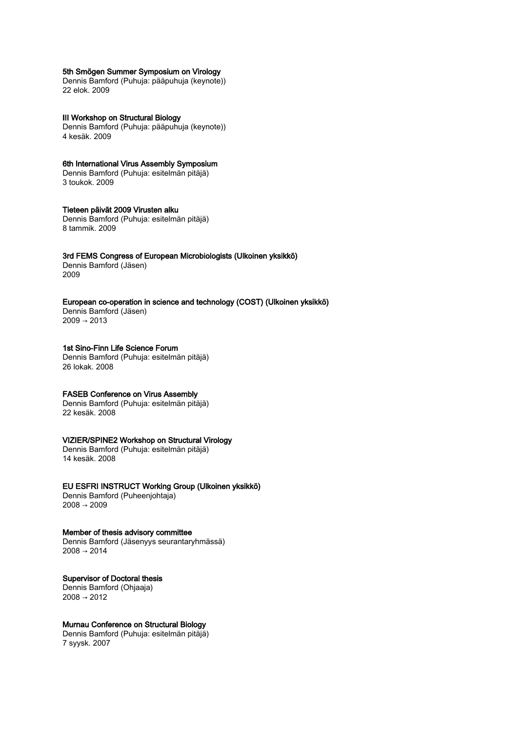**5th Smögen Summer Symposium on Virology**
Dennis Bamford (Puhuja: pääpuhuja (keynote))
22 elok. 2009

**III Workshop on Structural Biology**
Dennis Bamford (Puhuja: pääpuhuja (keynote))
4 kesäk. 2009

**6th International Virus Assembly Symposium**
Dennis Bamford (Puhuja: esitelmän pitäjä)
3 toukok. 2009

**Tieteen päivät 2009 Virusten alku**
Dennis Bamford (Puhuja: esitelmän pitäjä)
8 tammik. 2009

**3rd FEMS Congress of European Microbiologists (Ulkoinen yksikkö)**
Dennis Bamford (Jäsen)
2009

**European co-operation in science and technology (COST) (Ulkoinen yksikkö)**
Dennis Bamford (Jäsen)
2009 → 2013

**1st Sino-Finn Life Science Forum**
Dennis Bamford (Puhuja: esitelmän pitäjä)
26 lokak. 2008

**FASEB Conference on Virus Assembly**
Dennis Bamford (Puhuja: esitelmän pitäjä)
22 kesäk. 2008

**VIZIER/SPINE2 Workshop on Structural Virology**
Dennis Bamford (Puhuja: esitelmän pitäjä)
14 kesäk. 2008

**EU ESFRI INSTRUCT Working Group (Ulkoinen yksikkö)**
Dennis Bamford (Puheenjohtaja)
2008 → 2009

**Member of thesis advisory committee**
Dennis Bamford (Jäsenyys seurantaryhmässä)
2008 → 2014

**Supervisor of Doctoral thesis**
Dennis Bamford (Ohjaaja)
2008 → 2012

**Murnau Conference on Structural Biology**
Dennis Bamford (Puhuja: esitelmän pitäjä)
7 syysk. 2007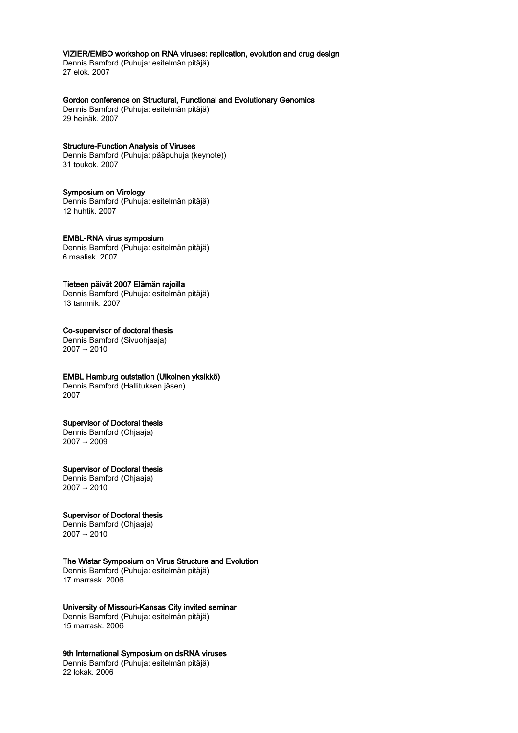### VIZIER/EMBO workshop on RNA viruses: replication, evolution and drug design

Dennis Bamford (Puhuja: esitelmän pitäjä)
27 elok. 2007

### Gordon conference on Structural, Functional and Evolutionary Genomics

Dennis Bamford (Puhuja: esitelmän pitäjä)
29 heinäk. 2007

### Structure-Function Analysis of Viruses

Dennis Bamford (Puhuja: pääpuhuja (keynote))
31 toukok. 2007

### Symposium on Virology

Dennis Bamford (Puhuja: esitelmän pitäjä)
12 huhtik. 2007

### EMBL-RNA virus symposium

Dennis Bamford (Puhuja: esitelmän pitäjä)
6 maalisk. 2007

### Tieteen päivät 2007 Elämän rajoilla

Dennis Bamford (Puhuja: esitelmän pitäjä)
13 tammik. 2007

### Co-supervisor of doctoral thesis

Dennis Bamford (Sivuohjaaja)
2007 → 2010

### EMBL Hamburg outstation (Ulkoinen yksikkö)

Dennis Bamford (Hallituksen jäsen)
2007

### Supervisor of Doctoral thesis

Dennis Bamford (Ohjaaja)
2007 → 2009

### Supervisor of Doctoral thesis

Dennis Bamford (Ohjaaja)
2007 → 2010

### Supervisor of Doctoral thesis

Dennis Bamford (Ohjaaja)
2007 → 2010

### The Wistar Symposium on Virus Structure and Evolution

Dennis Bamford (Puhuja: esitelmän pitäjä)
17 marrask. 2006

### University of Missouri-Kansas City invited seminar

Dennis Bamford (Puhuja: esitelmän pitäjä)
15 marrask. 2006

### 9th International Symposium on dsRNA viruses

Dennis Bamford (Puhuja: esitelmän pitäjä)
22 lokak. 2006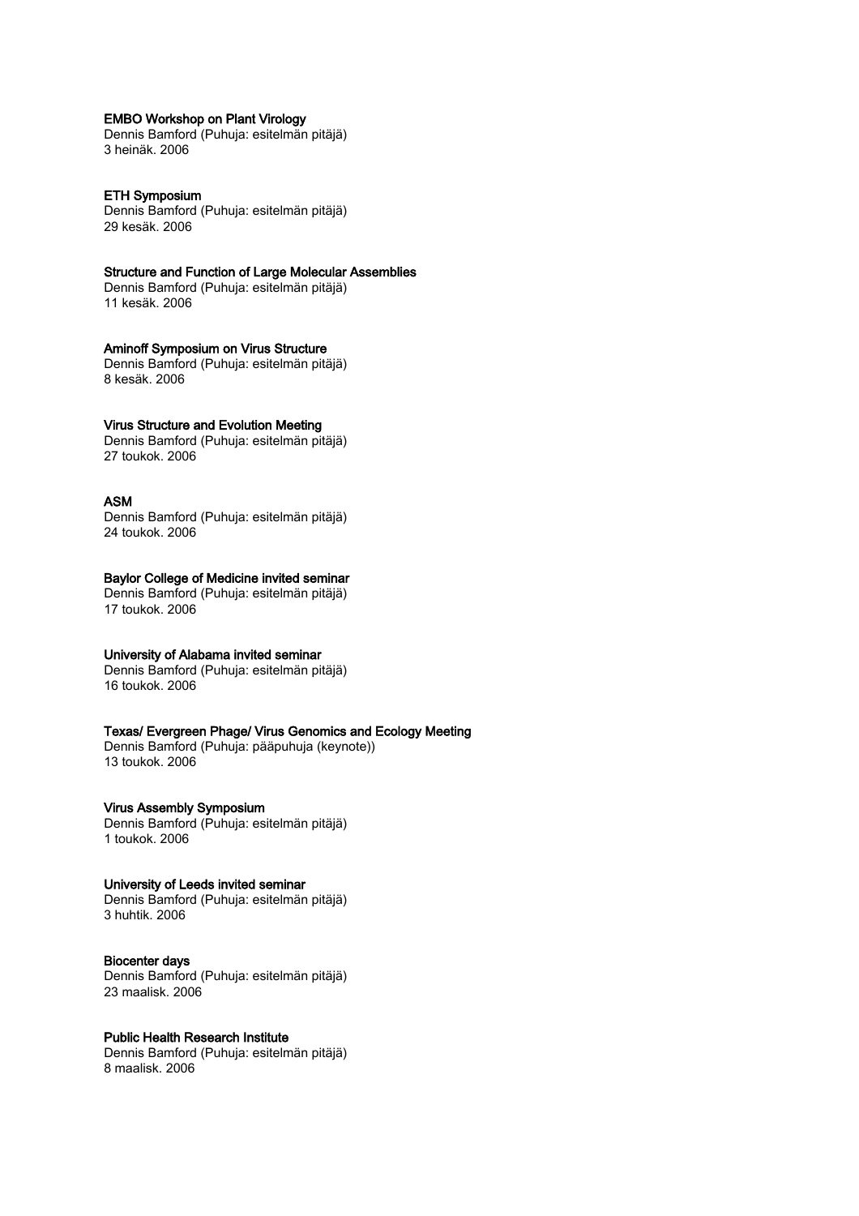**EMBO Workshop on Plant Virology**
Dennis Bamford (Puhuja: esitelmän pitäjä)
3 heinäk. 2006

**ETH Symposium**
Dennis Bamford (Puhuja: esitelmän pitäjä)
29 kesäk. 2006

**Structure and Function of Large Molecular Assemblies**
Dennis Bamford (Puhuja: esitelmän pitäjä)
11 kesäk. 2006

**Aminoff Symposium on Virus Structure**
Dennis Bamford (Puhuja: esitelmän pitäjä)
8 kesäk. 2006

**Virus Structure and Evolution Meeting**
Dennis Bamford (Puhuja: esitelmän pitäjä)
27 toukok. 2006

**ASM**
Dennis Bamford (Puhuja: esitelmän pitäjä)
24 toukok. 2006

**Baylor College of Medicine invited seminar**
Dennis Bamford (Puhuja: esitelmän pitäjä)
17 toukok. 2006

**University of Alabama invited seminar**
Dennis Bamford (Puhuja: esitelmän pitäjä)
16 toukok. 2006

**Texas/ Evergreen Phage/ Virus Genomics and Ecology Meeting**
Dennis Bamford (Puhuja: pääpuhuja (keynote))
13 toukok. 2006

**Virus Assembly Symposium**
Dennis Bamford (Puhuja: esitelmän pitäjä)
1 toukok. 2006

**University of Leeds invited seminar**
Dennis Bamford (Puhuja: esitelmän pitäjä)
3 huhtik. 2006

**Biocenter days**
Dennis Bamford (Puhuja: esitelmän pitäjä)
23 maalisk. 2006

**Public Health Research Institute**
Dennis Bamford (Puhuja: esitelmän pitäjä)
8 maalisk. 2006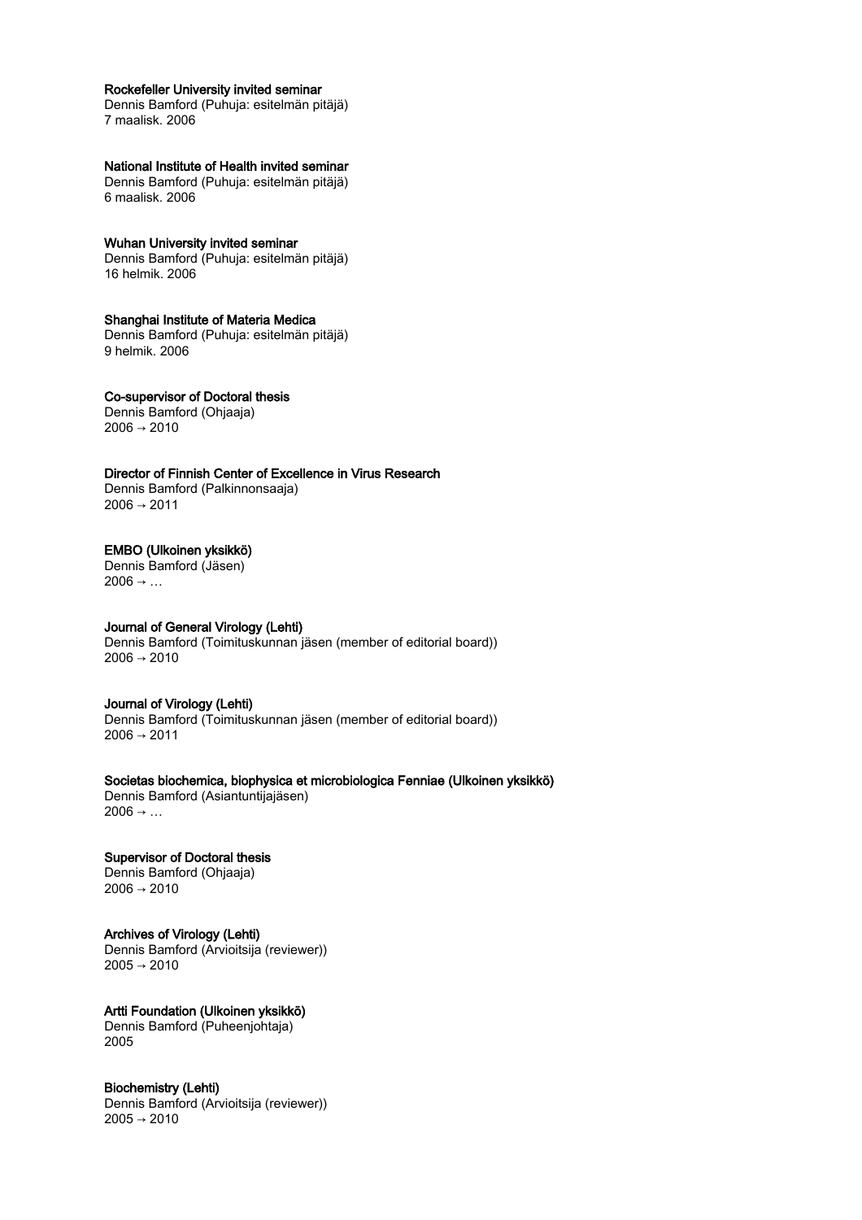**Rockefeller University invited seminar**
Dennis Bamford (Puhuja: esitelmän pitäjä)
7 maalisk. 2006

**National Institute of Health invited seminar**
Dennis Bamford (Puhuja: esitelmän pitäjä)
6 maalisk. 2006

**Wuhan University invited seminar**
Dennis Bamford (Puhuja: esitelmän pitäjä)
16 helmik. 2006

**Shanghai Institute of Materia Medica**
Dennis Bamford (Puhuja: esitelmän pitäjä)
9 helmik. 2006

**Co-supervisor of Doctoral thesis**
Dennis Bamford (Ohjaaja)
2006 → 2010

**Director of Finnish Center of Excellence in Virus Research**
Dennis Bamford (Palkinnonsaaja)
2006 → 2011

**EMBO (Ulkoinen yksikkö)**
Dennis Bamford (Jäsen)
2006 → …

**Journal of General Virology (Lehti)**
Dennis Bamford (Toimituskunnan jäsen (member of editorial board))
2006 → 2010

**Journal of Virology (Lehti)**
Dennis Bamford (Toimituskunnan jäsen (member of editorial board))
2006 → 2011

**Societas biochemica, biophysica et microbiologica Fenniae (Ulkoinen yksikkö)**
Dennis Bamford (Asiantuntijajäsen)
2006 → …

**Supervisor of Doctoral thesis**
Dennis Bamford (Ohjaaja)
2006 → 2010

**Archives of Virology (Lehti)**
Dennis Bamford (Arvioitsija (reviewer))
2005 → 2010

**Artti Foundation (Ulkoinen yksikkö)**
Dennis Bamford (Puheenjohtaja)
2005

**Biochemistry (Lehti)**
Dennis Bamford (Arvioitsija (reviewer))
2005 → 2010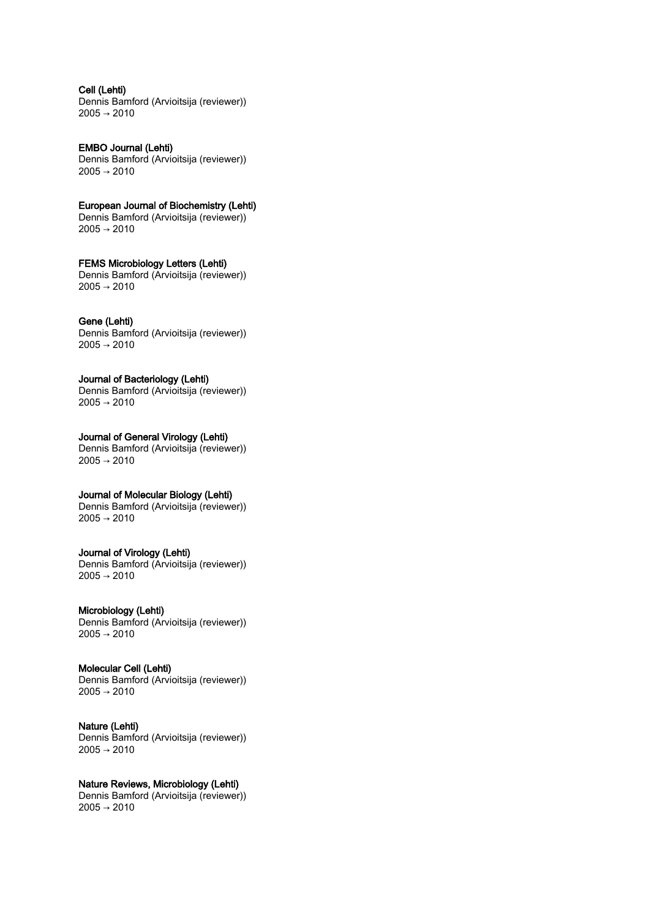**Cell (Lehti)**
Dennis Bamford (Arvioitsija (reviewer))
2005 → 2010

**EMBO Journal (Lehti)**
Dennis Bamford (Arvioitsija (reviewer))
2005 → 2010

**European Journal of Biochemistry (Lehti)**
Dennis Bamford (Arvioitsija (reviewer))
2005 → 2010

**FEMS Microbiology Letters (Lehti)**
Dennis Bamford (Arvioitsija (reviewer))
2005 → 2010

**Gene (Lehti)**
Dennis Bamford (Arvioitsija (reviewer))
2005 → 2010

**Journal of Bacteriology (Lehti)**
Dennis Bamford (Arvioitsija (reviewer))
2005 → 2010

**Journal of General Virology (Lehti)**
Dennis Bamford (Arvioitsija (reviewer))
2005 → 2010

**Journal of Molecular Biology (Lehti)**
Dennis Bamford (Arvioitsija (reviewer))
2005 → 2010

**Journal of Virology (Lehti)**
Dennis Bamford (Arvioitsija (reviewer))
2005 → 2010

**Microbiology (Lehti)**
Dennis Bamford (Arvioitsija (reviewer))
2005 → 2010

**Molecular Cell (Lehti)**
Dennis Bamford (Arvioitsija (reviewer))
2005 → 2010

**Nature (Lehti)**
Dennis Bamford (Arvioitsija (reviewer))
2005 → 2010

**Nature Reviews, Microbiology (Lehti)**
Dennis Bamford (Arvioitsija (reviewer))
2005 → 2010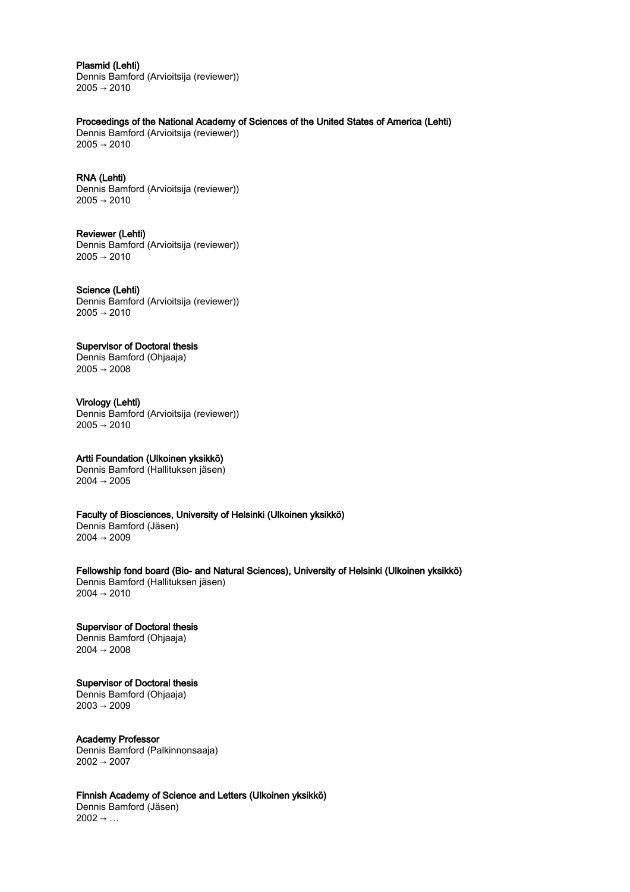**Plasmid (Lehti)**
Dennis Bamford (Arvioitsija (reviewer))
2005 → 2010

**Proceedings of the National Academy of Sciences of the United States of America (Lehti)**
Dennis Bamford (Arvioitsija (reviewer))
2005 → 2010

**RNA (Lehti)**
Dennis Bamford (Arvioitsija (reviewer))
2005 → 2010

**Reviewer (Lehti)**
Dennis Bamford (Arvioitsija (reviewer))
2005 → 2010

**Science (Lehti)**
Dennis Bamford (Arvioitsija (reviewer))
2005 → 2010

**Supervisor of Doctoral thesis**
Dennis Bamford (Ohjaaja)
2005 → 2008

**Virology (Lehti)**
Dennis Bamford (Arvioitsija (reviewer))
2005 → 2010

**Artti Foundation (Ulkoinen yksikkö)**
Dennis Bamford (Hallituksen jäsen)
2004 → 2005

**Faculty of Biosciences, University of Helsinki (Ulkoinen yksikkö)**
Dennis Bamford (Jäsen)
2004 → 2009

**Fellowship fond board (Bio- and Natural Sciences), University of Helsinki (Ulkoinen yksikkö)**
Dennis Bamford (Hallituksen jäsen)
2004 → 2010

**Supervisor of Doctoral thesis**
Dennis Bamford (Ohjaaja)
2004 → 2008

**Supervisor of Doctoral thesis**
Dennis Bamford (Ohjaaja)
2003 → 2009

**Academy Professor**
Dennis Bamford (Palkinnonsaaja)
2002 → 2007

**Finnish Academy of Science and Letters (Ulkoinen yksikkö)**
Dennis Bamford (Jäsen)
2002 → …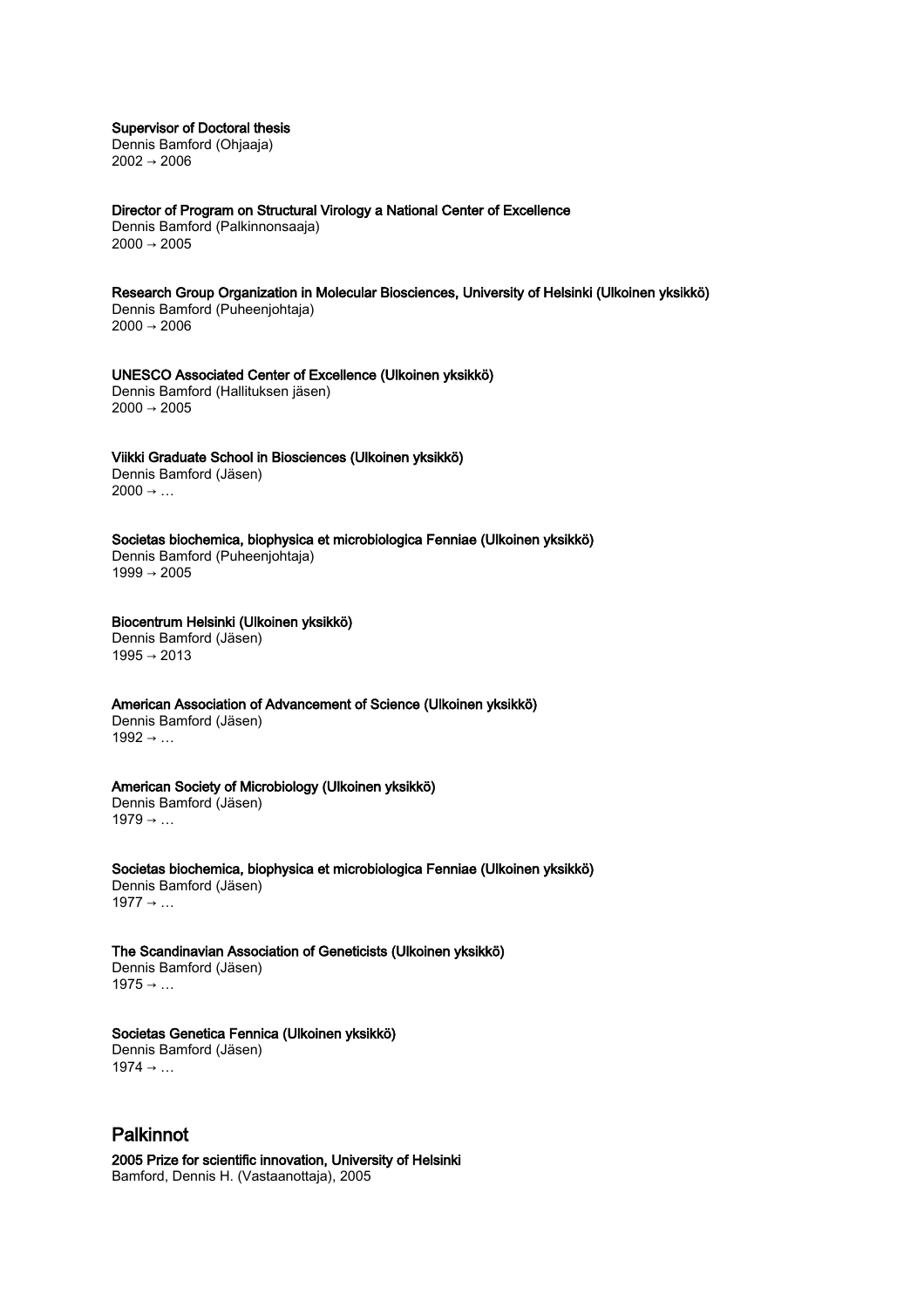**Supervisor of Doctoral thesis**
Dennis Bamford (Ohjaaja)
2002 → 2006

**Director of Program on Structural Virology a National Center of Excellence**
Dennis Bamford (Palkinnonsaaja)
2000 → 2005

**Research Group Organization in Molecular Biosciences, University of Helsinki (Ulkoinen yksikkö)**
Dennis Bamford (Puheenjohtaja)
2000 → 2006

**UNESCO Associated Center of Excellence (Ulkoinen yksikkö)**
Dennis Bamford (Hallituksen jäsen)
2000 → 2005

**Viikki Graduate School in Biosciences (Ulkoinen yksikkö)**
Dennis Bamford (Jäsen)
2000 → …

**Societas biochemica, biophysica et microbiologica Fenniae (Ulkoinen yksikkö)**
Dennis Bamford (Puheenjohtaja)
1999 → 2005

**Biocentrum Helsinki (Ulkoinen yksikkö)**
Dennis Bamford (Jäsen)
1995 → 2013

**American Association of Advancement of Science (Ulkoinen yksikkö)**
Dennis Bamford (Jäsen)
1992 → …

**American Society of Microbiology (Ulkoinen yksikkö)**
Dennis Bamford (Jäsen)
1979 → …

**Societas biochemica, biophysica et microbiologica Fenniae (Ulkoinen yksikkö)**
Dennis Bamford (Jäsen)
1977 → …

**The Scandinavian Association of Geneticists (Ulkoinen yksikkö)**
Dennis Bamford (Jäsen)
1975 → …

**Societas Genetica Fennica (Ulkoinen yksikkö)**
Dennis Bamford (Jäsen)
1974 → …

## Palkinnot

**2005 Prize for scientific innovation, University of Helsinki**
Bamford, Dennis H. (Vastaanottaja), 2005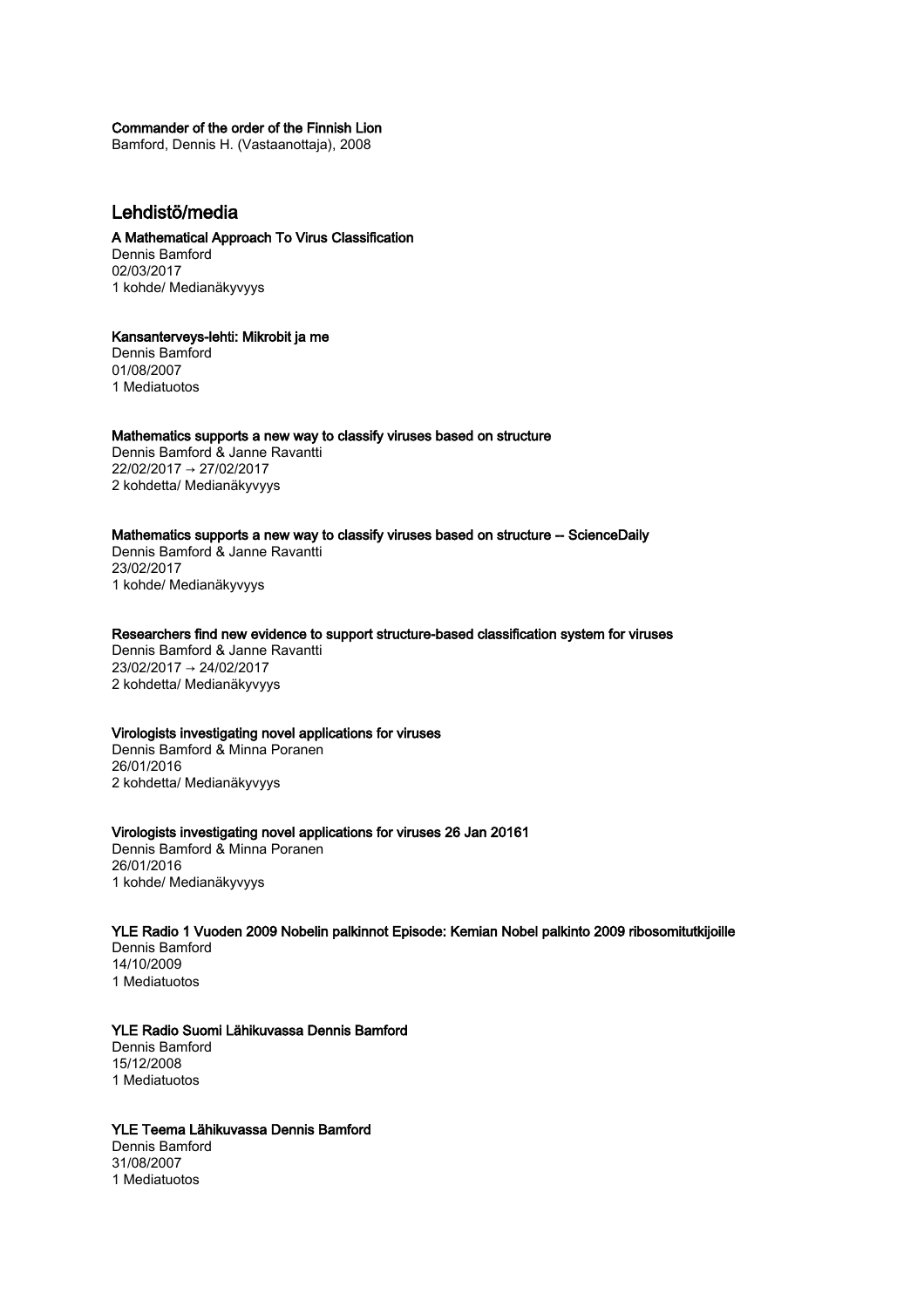**Commander of the order of the Finnish Lion**
Bamford, Dennis H. (Vastaanottaja), 2008

## Lehdistö/media

**A Mathematical Approach To Virus Classification**
Dennis Bamford
02/03/2017
1 kohde/ Medianäkyvyys

**Kansanterveys-lehti: Mikrobit ja me**
Dennis Bamford
01/08/2007
1 Mediatuotos

**Mathematics supports a new way to classify viruses based on structure**
Dennis Bamford & Janne Ravantti
22/02/2017 → 27/02/2017
2 kohdetta/ Medianäkyvyys

**Mathematics supports a new way to classify viruses based on structure -- ScienceDaily**
Dennis Bamford & Janne Ravantti
23/02/2017
1 kohde/ Medianäkyvyys

**Researchers find new evidence to support structure-based classification system for viruses**
Dennis Bamford & Janne Ravantti
23/02/2017 → 24/02/2017
2 kohdetta/ Medianäkyvyys

**Virologists investigating novel applications for viruses**
Dennis Bamford & Minna Poranen
26/01/2016
2 kohdetta/ Medianäkyvyys

**Virologists investigating novel applications for viruses 26 Jan 20161**
Dennis Bamford & Minna Poranen
26/01/2016
1 kohde/ Medianäkyvyys

**YLE Radio 1 Vuoden 2009 Nobelin palkinnot Episode: Kemian Nobel palkinto 2009 ribosomitutkijoille**
Dennis Bamford
14/10/2009
1 Mediatuotos

**YLE Radio Suomi Lähikuvassa Dennis Bamford**
Dennis Bamford
15/12/2008
1 Mediatuotos

**YLE Teema Lähikuvassa Dennis Bamford**
Dennis Bamford
31/08/2007
1 Mediatuotos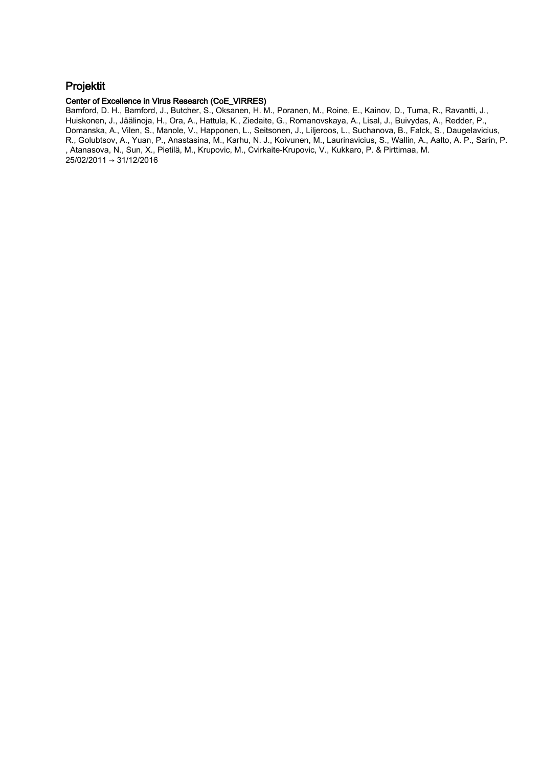## Projektit

### Center of Excellence in Virus Research (CoE_VIRRES)

Bamford, D. H., Bamford, J., Butcher, S., Oksanen, H. M., Poranen, M., Roine, E., Kainov, D., Tuma, R., Ravantti, J., Huiskonen, J., Jäälinoja, H., Ora, A., Hattula, K., Ziedaite, G., Romanovskaya, A., Lisal, J., Buivydas, A., Redder, P., Domanska, A., Vilen, S., Manole, V., Happonen, L., Seitsonen, J., Liljeroos, L., Suchanova, B., Falck, S., Daugelavicius, R., Golubtsov, A., Yuan, P., Anastasina, M., Karhu, N. J., Koivunen, M., Laurinavicius, S., Wallin, A., Aalto, A. P., Sarin, P. , Atanasova, N., Sun, X., Pietilä, M., Krupovic, M., Cvirkaite-Krupovic, V., Kukkaro, P. & Pirttimaa, M.
25/02/2011 → 31/12/2016